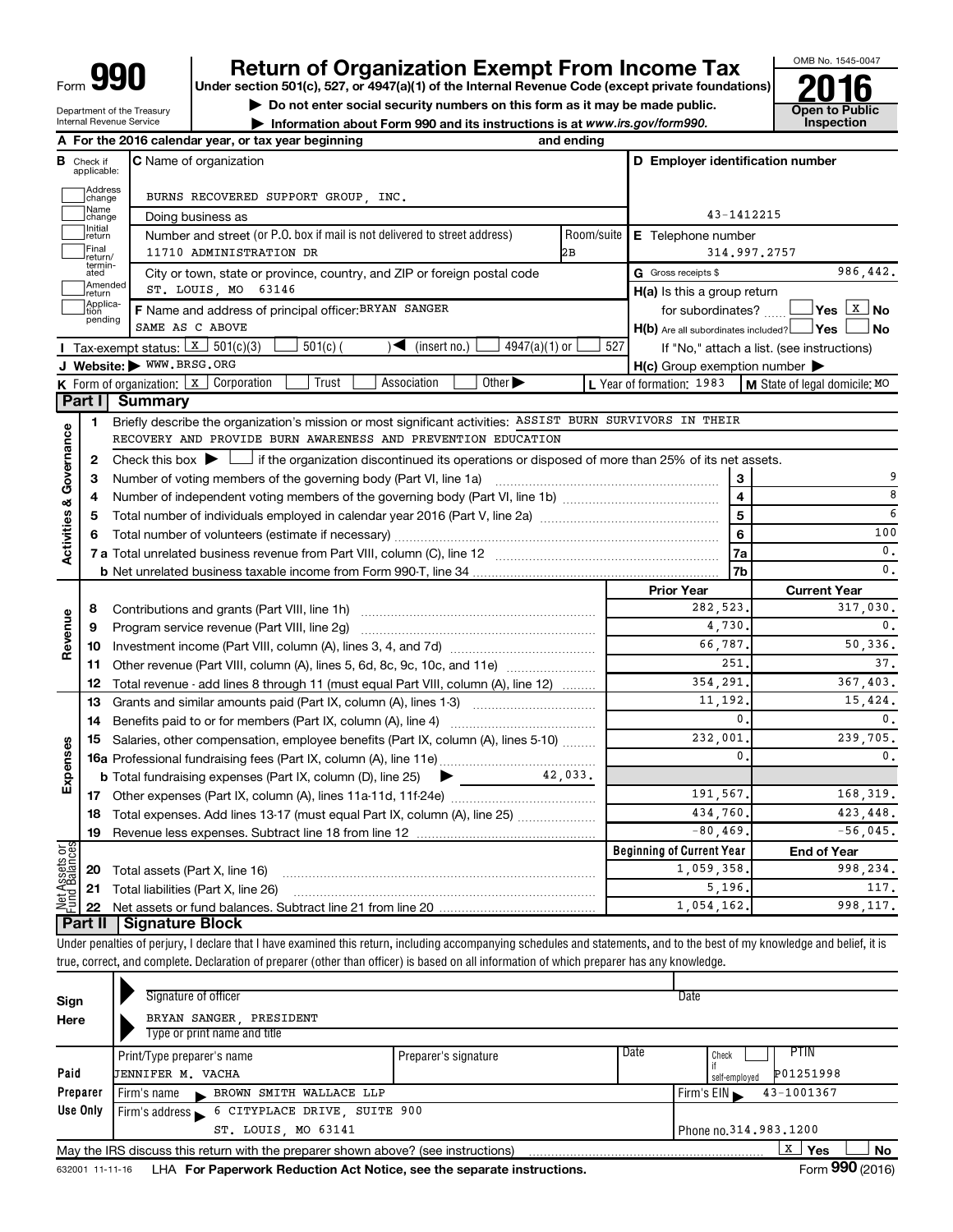Form **990**

# Return of Organization Exempt From Income Tax

**Under section 501(c), 527, or 4947(a)(1) of the Internal Revenue Code (except private foundations)**

▶ Do not enter social security numbers on this form as it may be made public.

▶ Information about Form 990 and its instructions is at www.irs.gov/form990.

Department of the Treasury
Internal Revenue Service

OMB No. 1545-0047

**2016**

**Open to Public Inspection**

**A** For the 2016 calendar year, or tax year beginning and ending

**B** Check if applicable: Address change, Name change, Initial return, Final return/terminated, Amended return, Application pending

**C** Name of organization: BURNS RECOVERED SUPPORT GROUP, INC.

Doing business as

Number and street (or P.O. box if mail is not delivered to street address): 11710 ADMINISTRATION DR — Room/suite: 2B

City or town, state or province, country, and ZIP or foreign postal code: ST. LOUIS, MO 63146

**D** Employer identification number: 43-1412215

**E** Telephone number: 314.997.2757

**G** Gross receipts $ 986,442.

**F** Name and address of principal officer: BRYAN SANGER
SAME AS C ABOVE

**H(a)** Is this a group return for subordinates? ☐ Yes ☒ No

**H(b)** Are all subordinates included? ☐ Yes ☐ No
If "No," attach a list. (see instructions)

**H(c)** Group exemption number ▶

**I** Tax-exempt status: ☒ 501(c)(3) ☐ 501(c) ( ) ◀ (insert no.) ☐ 4947(a)(1) or ☐ 527

**J** Website: ▶ WWW.BRSG.ORG

**K** Form of organization: ☒ Corporation ☐ Trust ☐ Association ☐ Other ▶

**L** Year of formation: 1983 **M** State of legal domicile: MO

## Part I Summary

**Activities & Governance**

1 Briefly describe the organization's mission or most significant activities: ASSIST BURN SURVIVORS IN THEIR RECOVERY AND PROVIDE BURN AWARENESS AND PREVENTION EDUCATION

2 Check this box ▶ ☐ if the organization discontinued its operations or disposed of more than 25% of its net assets.

| | | | |
|---|---|---|---|
| 3 | Number of voting members of the governing body (Part VI, line 1a) | 3 | 9 |
| 4 | Number of independent voting members of the governing body (Part VI, line 1b) | 4 | 8 |
| 5 | Total number of individuals employed in calendar year 2016 (Part V, line 2a) | 5 | 6 |
| 6 | Total number of volunteers (estimate if necessary) | 6 | 100 |
| 7a | Total unrelated business revenue from Part VIII, column (C), line 12 | 7a | 0. |
| b | Net unrelated business taxable income from Form 990-T, line 34 | 7b | 0. |

| | | | Prior Year | Current Year |
|---|---|---|---|---|
| **Revenue** | 8 | Contributions and grants (Part VIII, line 1h) | 282,523. | 317,030. |
| | 9 | Program service revenue (Part VIII, line 2g) | 4,730. | 0. |
| | 10 | Investment income (Part VIII, column (A), lines 3, 4, and 7d) | 66,787. | 50,336. |
| | 11 | Other revenue (Part VIII, column (A), lines 5, 6d, 8c, 9c, 10c, and 11e) | 251. | 37. |
| | 12 | Total revenue - add lines 8 through 11 (must equal Part VIII, column (A), line 12) | 354,291. | 367,403. |
| **Expenses** | 13 | Grants and similar amounts paid (Part IX, column (A), lines 1-3) | 11,192. | 15,424. |
| | 14 | Benefits paid to or for members (Part IX, column (A), line 4) | 0. | 0. |
| | 15 | Salaries, other compensation, employee benefits (Part IX, column (A), lines 5-10) | 232,001. | 239,705. |
| | 16a | Professional fundraising fees (Part IX, column (A), line 11e) | 0. | 0. |
| | b | Total fundraising expenses (Part IX, column (D), line 25) ▶ 42,033. | | |
| | 17 | Other expenses (Part IX, column (A), lines 11a-11d, 11f-24e) | 191,567. | 168,319. |
| | 18 | Total expenses. Add lines 13-17 (must equal Part IX, column (A), line 25) | 434,760. | 423,448. |
| | 19 | Revenue less expenses. Subtract line 18 from line 12 | -80,469. | -56,045. |
| | | | **Beginning of Current Year** | **End of Year** |
| **Net Assets or Fund Balances** | 20 | Total assets (Part X, line 16) | 1,059,358. | 998,234. |
| | 21 | Total liabilities (Part X, line 26) | 5,196. | 117. |
| | 22 | Net assets or fund balances. Subtract line 21 from line 20 | 1,054,162. | 998,117. |

## Part II Signature Block

Under penalties of perjury, I declare that I have examined this return, including accompanying schedules and statements, and to the best of my knowledge and belief, it is true, correct, and complete. Declaration of preparer (other than officer) is based on all information of which preparer has any knowledge.

**Sign Here**

Signature of officer — Date

BRYAN SANGER, PRESIDENT
Type or print name and title

**Paid Preparer Use Only**

| Print/Type preparer's name | Preparer's signature | Date | Check ☐ if self-employed | PTIN |
|---|---|---|---|---|
| JENNIFER M. VACHA | | | | P01251998 |

Firm's name ▶ BROWN SMITH WALLACE LLP — Firm's EIN ▶ 43-1001367

Firm's address ▶ 6 CITYPLACE DRIVE, SUITE 900, ST. LOUIS, MO 63141 — Phone no. 314.983.1200

May the IRS discuss this return with the preparer shown above? (see instructions) ☒ Yes ☐ No

632001 11-11-16 LHA For Paperwork Reduction Act Notice, see the separate instructions. Form **990** (2016)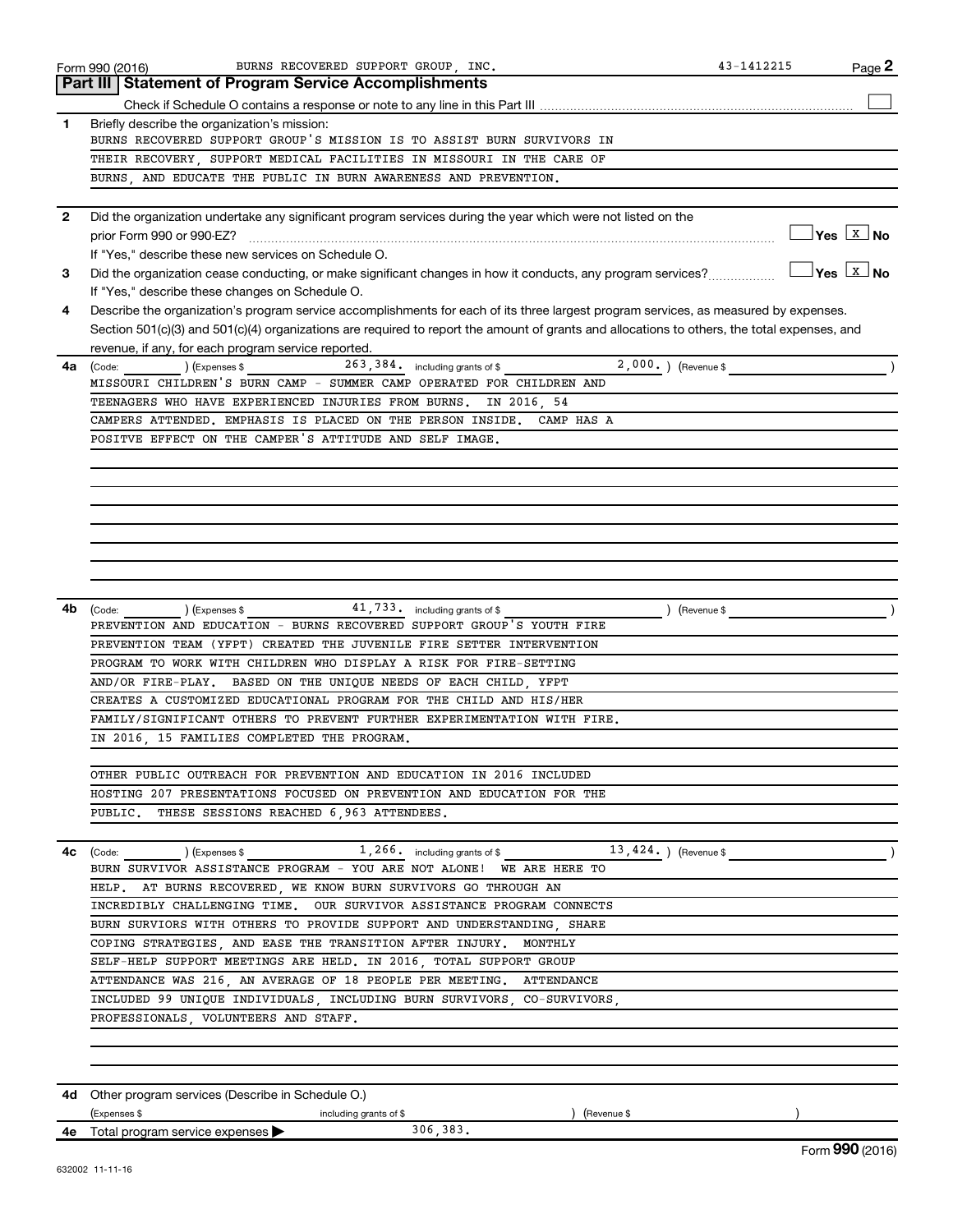Form 990 (2016) BURNS RECOVERED SUPPORT GROUP, INC. 43-1412215 Page **2**

## Part III Statement of Program Service Accomplishments

Check if Schedule O contains a response or note to any line in this Part III ☐

**1** Briefly describe the organization's mission:

BURNS RECOVERED SUPPORT GROUP'S MISSION IS TO ASSIST BURN SURVIVORS IN THEIR RECOVERY, SUPPORT MEDICAL FACILITIES IN MISSOURI IN THE CARE OF BURNS, AND EDUCATE THE PUBLIC IN BURN AWARENESS AND PREVENTION.

**2** Did the organization undertake any significant program services during the year which were not listed on the prior Form 990 or 990-EZ? ☐ Yes ☒ No

If "Yes," describe these new services on Schedule O.

**3** Did the organization cease conducting, or make significant changes in how it conducts, any program services? ☐ Yes ☒ No

If "Yes," describe these changes on Schedule O.

**4** Describe the organization's program service accomplishments for each of its three largest program services, as measured by expenses. Section 501(c)(3) and 501(c)(4) organizations are required to report the amount of grants and allocations to others, the total expenses, and revenue, if any, for each program service reported.

**4a** (Code: ) (Expenses $ 263,384. including grants of $ 2,000. ) (Revenue $ )

MISSOURI CHILDREN'S BURN CAMP - SUMMER CAMP OPERATED FOR CHILDREN AND TEENAGERS WHO HAVE EXPERIENCED INJURIES FROM BURNS. IN 2016, 54 CAMPERS ATTENDED. EMPHASIS IS PLACED ON THE PERSON INSIDE. CAMP HAS A POSITVE EFFECT ON THE CAMPER'S ATTITUDE AND SELF IMAGE.

**4b** (Code: ) (Expenses $ 41,733. including grants of $ ) (Revenue $ )

PREVENTION AND EDUCATION - BURNS RECOVERED SUPPORT GROUP'S YOUTH FIRE PREVENTION TEAM (YFPT) CREATED THE JUVENILE FIRE SETTER INTERVENTION PROGRAM TO WORK WITH CHILDREN WHO DISPLAY A RISK FOR FIRE-SETTING AND/OR FIRE-PLAY. BASED ON THE UNIQUE NEEDS OF EACH CHILD, YFPT CREATES A CUSTOMIZED EDUCATIONAL PROGRAM FOR THE CHILD AND HIS/HER FAMILY/SIGNIFICANT OTHERS TO PREVENT FURTHER EXPERIMENTATION WITH FIRE. IN 2016, 15 FAMILIES COMPLETED THE PROGRAM.

OTHER PUBLIC OUTREACH FOR PREVENTION AND EDUCATION IN 2016 INCLUDED HOSTING 207 PRESENTATIONS FOCUSED ON PREVENTION AND EDUCATION FOR THE PUBLIC. THESE SESSIONS REACHED 6,963 ATTENDEES.

**4c** (Code: ) (Expenses $ 1,266. including grants of $ 13,424. ) (Revenue $ )

BURN SURVIVOR ASSISTANCE PROGRAM - YOU ARE NOT ALONE! WE ARE HERE TO HELP. AT BURNS RECOVERED, WE KNOW BURN SURVIVORS GO THROUGH AN INCREDIBLY CHALLENGING TIME. OUR SURVIVOR ASSISTANCE PROGRAM CONNECTS BURN SURVIORS WITH OTHERS TO PROVIDE SUPPORT AND UNDERSTANDING, SHARE COPING STRATEGIES, AND EASE THE TRANSITION AFTER INJURY. MONTHLY SELF-HELP SUPPORT MEETINGS ARE HELD. IN 2016, TOTAL SUPPORT GROUP ATTENDANCE WAS 216, AN AVERAGE OF 18 PEOPLE PER MEETING. ATTENDANCE INCLUDED 99 UNIQUE INDIVIDUALS, INCLUDING BURN SURVIVORS, CO-SURVIVORS, PROFESSIONALS, VOLUNTEERS AND STAFF.

**4d** Other program services (Describe in Schedule O.)

(Expenses $ including grants of $ ) (Revenue $ )

**4e** Total program service expenses ▶ 306,383.

Form **990** (2016)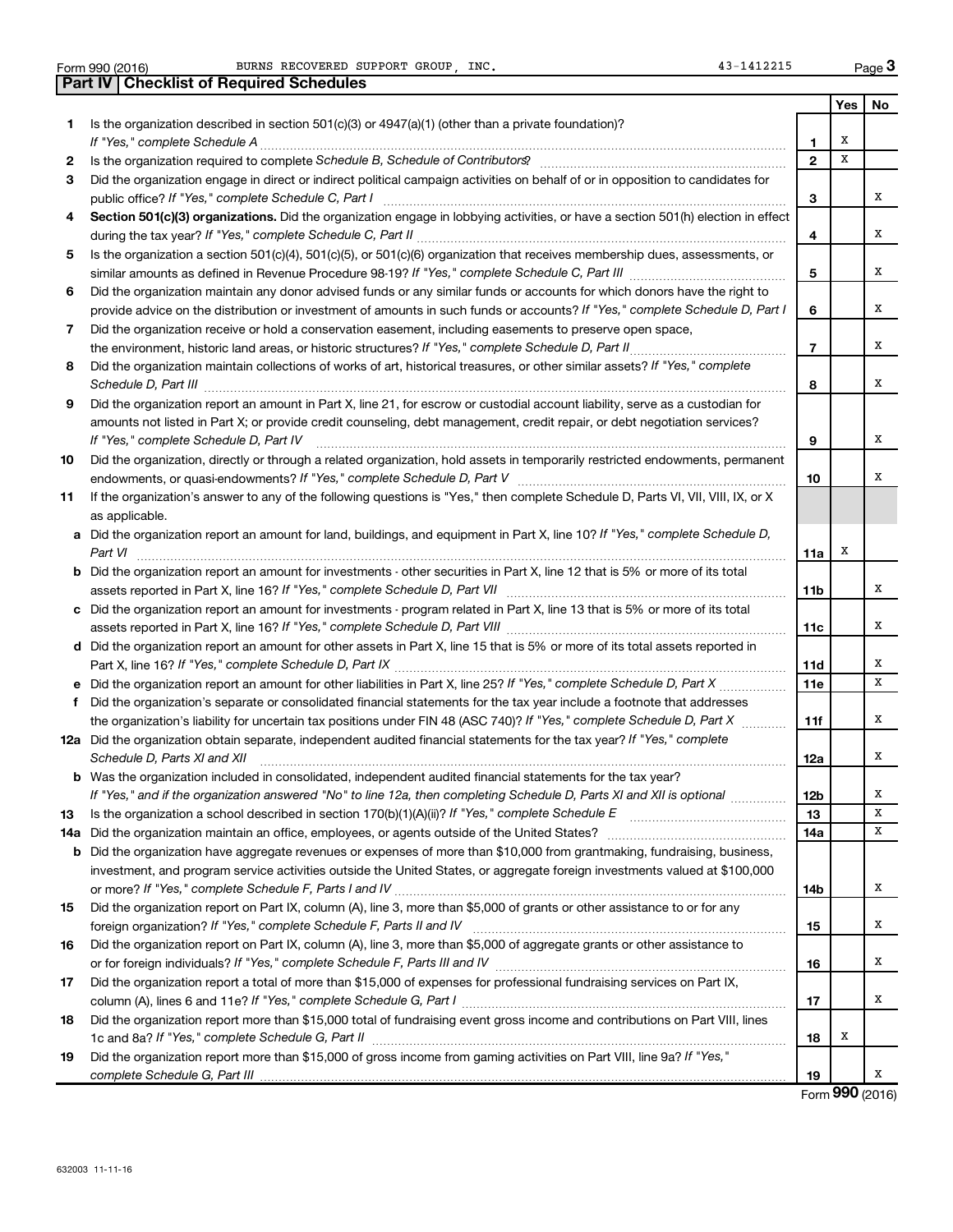Form 990 (2016) BURNS RECOVERED SUPPORT GROUP, INC. 43-1412215 Page 3

## Part IV | Checklist of Required Schedules

| | | | Yes | No |
|---|---|---|---|---|
| 1 | Is the organization described in section 501(c)(3) or 4947(a)(1) (other than a private foundation)? *If "Yes," complete Schedule A* | 1 | X | |
| 2 | Is the organization required to complete *Schedule B, Schedule of Contributors*? | 2 | X | |
| 3 | Did the organization engage in direct or indirect political campaign activities on behalf of or in opposition to candidates for public office? *If "Yes," complete Schedule C, Part I* | 3 | | X |
| 4 | **Section 501(c)(3) organizations.** Did the organization engage in lobbying activities, or have a section 501(h) election in effect during the tax year? *If "Yes," complete Schedule C, Part II* | 4 | | X |
| 5 | Is the organization a section 501(c)(4), 501(c)(5), or 501(c)(6) organization that receives membership dues, assessments, or similar amounts as defined in Revenue Procedure 98-19? *If "Yes," complete Schedule C, Part III* | 5 | | X |
| 6 | Did the organization maintain any donor advised funds or any similar funds or accounts for which donors have the right to provide advice on the distribution or investment of amounts in such funds or accounts? *If "Yes," complete Schedule D, Part I* | 6 | | X |
| 7 | Did the organization receive or hold a conservation easement, including easements to preserve open space, the environment, historic land areas, or historic structures? *If "Yes," complete Schedule D, Part II* | 7 | | X |
| 8 | Did the organization maintain collections of works of art, historical treasures, or other similar assets? *If "Yes," complete Schedule D, Part III* | 8 | | X |
| 9 | Did the organization report an amount in Part X, line 21, for escrow or custodial account liability, serve as a custodian for amounts not listed in Part X; or provide credit counseling, debt management, credit repair, or debt negotiation services? *If "Yes," complete Schedule D, Part IV* | 9 | | X |
| 10 | Did the organization, directly or through a related organization, hold assets in temporarily restricted endowments, permanent endowments, or quasi-endowments? *If "Yes," complete Schedule D, Part V* | 10 | | X |
| 11 | If the organization's answer to any of the following questions is "Yes," then complete Schedule D, Parts VI, VII, VIII, IX, or X as applicable. | | | |
| a | Did the organization report an amount for land, buildings, and equipment in Part X, line 10? *If "Yes," complete Schedule D, Part VI* | 11a | X | |
| b | Did the organization report an amount for investments - other securities in Part X, line 12 that is 5% or more of its total assets reported in Part X, line 16? *If "Yes," complete Schedule D, Part VII* | 11b | | X |
| c | Did the organization report an amount for investments - program related in Part X, line 13 that is 5% or more of its total assets reported in Part X, line 16? *If "Yes," complete Schedule D, Part VIII* | 11c | | X |
| d | Did the organization report an amount for other assets in Part X, line 15 that is 5% or more of its total assets reported in Part X, line 16? *If "Yes," complete Schedule D, Part IX* | 11d | | X |
| e | Did the organization report an amount for other liabilities in Part X, line 25? *If "Yes," complete Schedule D, Part X* | 11e | | X |
| f | Did the organization's separate or consolidated financial statements for the tax year include a footnote that addresses the organization's liability for uncertain tax positions under FIN 48 (ASC 740)? *If "Yes," complete Schedule D, Part X* | 11f | | X |
| 12a | Did the organization obtain separate, independent audited financial statements for the tax year? *If "Yes," complete Schedule D, Parts XI and XII* | 12a | | X |
| b | Was the organization included in consolidated, independent audited financial statements for the tax year? *If "Yes," and if the organization answered "No" to line 12a, then completing Schedule D, Parts XI and XII is optional* | 12b | | X |
| 13 | Is the organization a school described in section 170(b)(1)(A)(ii)? *If "Yes," complete Schedule E* | 13 | | X |
| 14a | Did the organization maintain an office, employees, or agents outside of the United States? | 14a | | X |
| b | Did the organization have aggregate revenues or expenses of more than $10,000 from grantmaking, fundraising, business, investment, and program service activities outside the United States, or aggregate foreign investments valued at $100,000 or more? *If "Yes," complete Schedule F, Parts I and IV* | 14b | | X |
| 15 | Did the organization report on Part IX, column (A), line 3, more than $5,000 of grants or other assistance to or for any foreign organization? *If "Yes," complete Schedule F, Parts II and IV* | 15 | | X |
| 16 | Did the organization report on Part IX, column (A), line 3, more than $5,000 of aggregate grants or other assistance to or for foreign individuals? *If "Yes," complete Schedule F, Parts III and IV* | 16 | | X |
| 17 | Did the organization report a total of more than $15,000 of expenses for professional fundraising services on Part IX, column (A), lines 6 and 11e? *If "Yes," complete Schedule G, Part I* | 17 | | X |
| 18 | Did the organization report more than $15,000 total of fundraising event gross income and contributions on Part VIII, lines 1c and 8a? *If "Yes," complete Schedule G, Part II* | 18 | X | |
| 19 | Did the organization report more than $15,000 of gross income from gaming activities on Part VIII, line 9a? *If "Yes," complete Schedule G, Part III* | 19 | | X |

Form **990** (2016)

632003 11-11-16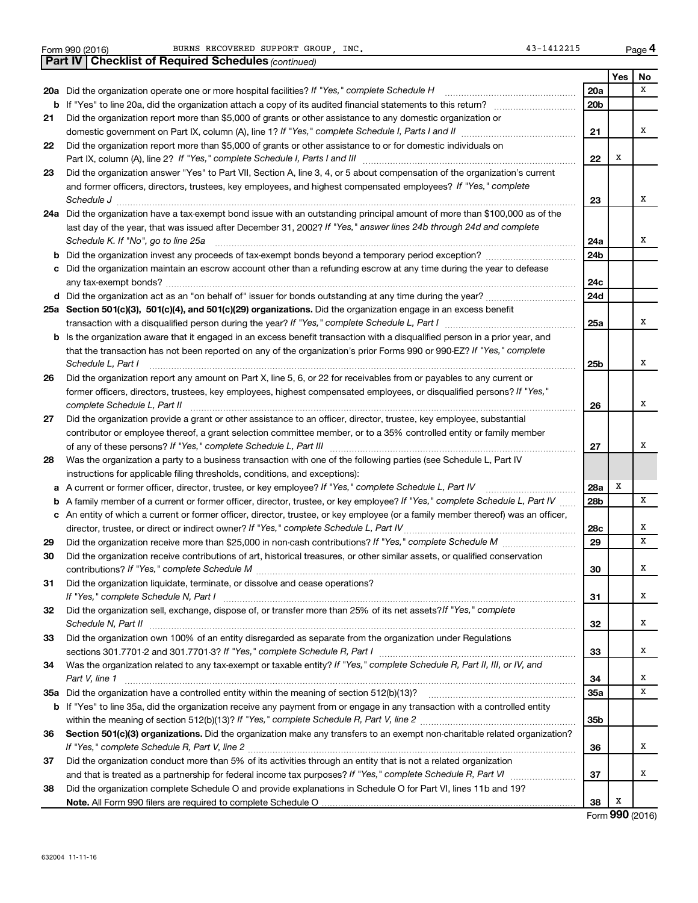Form 990 (2016) BURNS RECOVERED SUPPORT GROUP, INC. 43-1412215

## Part IV | Checklist of Required Schedules *(continued)*

| | | | Yes | No |
|---|---|---|---|---|
| **20a** | Did the organization operate one or more hospital facilities? *If "Yes," complete Schedule H* | **20a** | | X |
| **b** | If "Yes" to line 20a, did the organization attach a copy of its audited financial statements to this return? | **20b** | | |
| **21** | Did the organization report more than $5,000 of grants or other assistance to any domestic organization or domestic government on Part IX, column (A), line 1? *If "Yes," complete Schedule I, Parts I and II* | **21** | | X |
| **22** | Did the organization report more than $5,000 of grants or other assistance to or for domestic individuals on Part IX, column (A), line 2? *If "Yes," complete Schedule I, Parts I and III* | **22** | X | |
| **23** | Did the organization answer "Yes" to Part VII, Section A, line 3, 4, or 5 about compensation of the organization's current and former officers, directors, trustees, key employees, and highest compensated employees? *If "Yes," complete Schedule J* | **23** | | X |
| **24a** | Did the organization have a tax-exempt bond issue with an outstanding principal amount of more than $100,000 as of the last day of the year, that was issued after December 31, 2002? *If "Yes," answer lines 24b through 24d and complete Schedule K. If "No", go to line 25a* | **24a** | | X |
| **b** | Did the organization invest any proceeds of tax-exempt bonds beyond a temporary period exception? | **24b** | | |
| **c** | Did the organization maintain an escrow account other than a refunding escrow at any time during the year to defease any tax-exempt bonds? | **24c** | | |
| **d** | Did the organization act as an "on behalf of" issuer for bonds outstanding at any time during the year? | **24d** | | |
| **25a** | **Section 501(c)(3), 501(c)(4), and 501(c)(29) organizations.** Did the organization engage in an excess benefit transaction with a disqualified person during the year? *If "Yes," complete Schedule L, Part I* | **25a** | | X |
| **b** | Is the organization aware that it engaged in an excess benefit transaction with a disqualified person in a prior year, and that the transaction has not been reported on any of the organization's prior Forms 990 or 990-EZ? *If "Yes," complete Schedule L, Part I* | **25b** | | X |
| **26** | Did the organization report any amount on Part X, line 5, 6, or 22 for receivables from or payables to any current or former officers, directors, trustees, key employees, highest compensated employees, or disqualified persons? *If "Yes," complete Schedule L, Part II* | **26** | | X |
| **27** | Did the organization provide a grant or other assistance to an officer, director, trustee, key employee, substantial contributor or employee thereof, a grant selection committee member, or to a 35% controlled entity or family member of any of these persons? *If "Yes," complete Schedule L, Part III* | **27** | | X |
| **28** | Was the organization a party to a business transaction with one of the following parties (see Schedule L, Part IV instructions for applicable filing thresholds, conditions, and exceptions): | | | |
| **a** | A current or former officer, director, trustee, or key employee? *If "Yes," complete Schedule L, Part IV* | **28a** | X | |
| **b** | A family member of a current or former officer, director, trustee, or key employee? *If "Yes," complete Schedule L, Part IV* | **28b** | | X |
| **c** | An entity of which a current or former officer, director, trustee, or key employee (or a family member thereof) was an officer, director, trustee, or direct or indirect owner? *If "Yes," complete Schedule L, Part IV* | **28c** | | X |
| **29** | Did the organization receive more than $25,000 in non-cash contributions? *If "Yes," complete Schedule M* | **29** | | X |
| **30** | Did the organization receive contributions of art, historical treasures, or other similar assets, or qualified conservation contributions? *If "Yes," complete Schedule M* | **30** | | X |
| **31** | Did the organization liquidate, terminate, or dissolve and cease operations? *If "Yes," complete Schedule N, Part I* | **31** | | X |
| **32** | Did the organization sell, exchange, dispose of, or transfer more than 25% of its net assets? *If "Yes," complete Schedule N, Part II* | **32** | | X |
| **33** | Did the organization own 100% of an entity disregarded as separate from the organization under Regulations sections 301.7701-2 and 301.7701-3? *If "Yes," complete Schedule R, Part I* | **33** | | X |
| **34** | Was the organization related to any tax-exempt or taxable entity? *If "Yes," complete Schedule R, Part II, III, or IV, and Part V, line 1* | **34** | | X |
| **35a** | Did the organization have a controlled entity within the meaning of section 512(b)(13)? | **35a** | | X |
| **b** | If "Yes" to line 35a, did the organization receive any payment from or engage in any transaction with a controlled entity within the meaning of section 512(b)(13)? *If "Yes," complete Schedule R, Part V, line 2* | **35b** | | |
| **36** | **Section 501(c)(3) organizations.** Did the organization make any transfers to an exempt non-charitable related organization? *If "Yes," complete Schedule R, Part V, line 2* | **36** | | X |
| **37** | Did the organization conduct more than 5% of its activities through an entity that is not a related organization and that is treated as a partnership for federal income tax purposes? *If "Yes," complete Schedule R, Part VI* | **37** | | X |
| **38** | Did the organization complete Schedule O and provide explanations in Schedule O for Part VI, lines 11b and 19? **Note.** All Form 990 filers are required to complete Schedule O | **38** | X | |

Form **990** (2016)

632004 11-11-16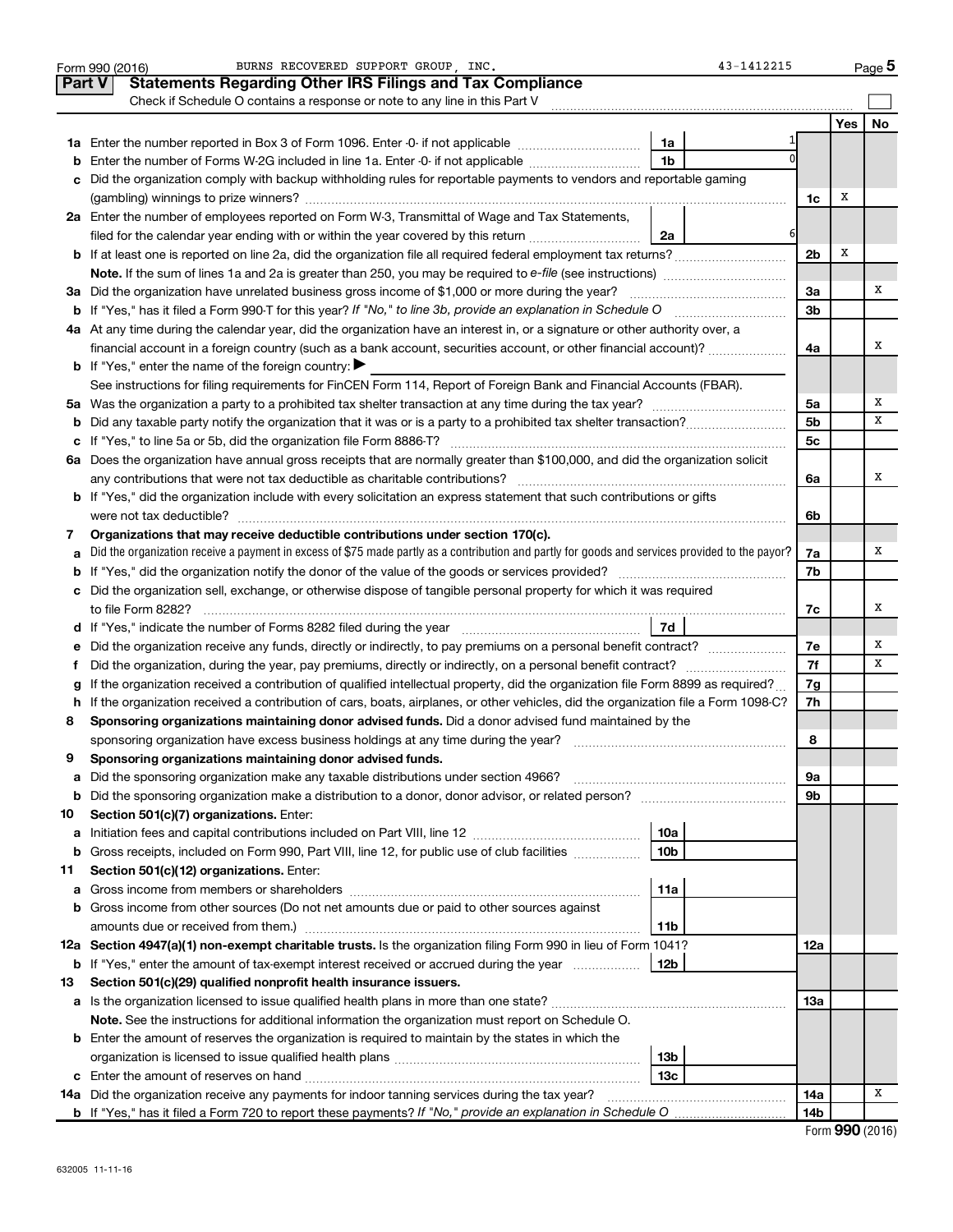Form 990 (2016) BURNS RECOVERED SUPPORT GROUP, INC. 43-1412215 Page 5

## Part V Statements Regarding Other IRS Filings and Tax Compliance

Check if Schedule O contains a response or note to any line in this Part V

| | | | | | Yes | No |
|---|---|---|---|---|---|---|
| **1a** | Enter the number reported in Box 3 of Form 1096. Enter -0- if not applicable | 1a | 1 | | | |
| **b** | Enter the number of Forms W-2G included in line 1a. Enter -0- if not applicable | 1b | 0 | | | |
| **c** | Did the organization comply with backup withholding rules for reportable payments to vendors and reportable gaming (gambling) winnings to prize winners? | | | 1c | X | |
| **2a** | Enter the number of employees reported on Form W-3, Transmittal of Wage and Tax Statements, filed for the calendar year ending with or within the year covered by this return | 2a | 6 | | | |
| **b** | If at least one is reported on line 2a, did the organization file all required federal employment tax returns? | | | 2b | X | |
| | **Note.** If the sum of lines 1a and 2a is greater than 250, you may be required to *e-file* (see instructions) | | | | | |
| **3a** | Did the organization have unrelated business gross income of $1,000 or more during the year? | | | 3a | | X |
| **b** | If "Yes," has it filed a Form 990-T for this year? *If "No," to line 3b, provide an explanation in Schedule O* | | | 3b | | |
| **4a** | At any time during the calendar year, did the organization have an interest in, or a signature or other authority over, a financial account in a foreign country (such as a bank account, securities account, or other financial account)? | | | 4a | | X |
| **b** | If "Yes," enter the name of the foreign country: ▶ | | | | | |
| | See instructions for filing requirements for FinCEN Form 114, Report of Foreign Bank and Financial Accounts (FBAR). | | | | | |
| **5a** | Was the organization a party to a prohibited tax shelter transaction at any time during the tax year? | | | 5a | | X |
| **b** | Did any taxable party notify the organization that it was or is a party to a prohibited tax shelter transaction? | | | 5b | | X |
| **c** | If "Yes," to line 5a or 5b, did the organization file Form 8886-T? | | | 5c | | |
| **6a** | Does the organization have annual gross receipts that are normally greater than $100,000, and did the organization solicit any contributions that were not tax deductible as charitable contributions? | | | 6a | | X |
| **b** | If "Yes," did the organization include with every solicitation an express statement that such contributions or gifts were not tax deductible? | | | 6b | | |
| **7** | **Organizations that may receive deductible contributions under section 170(c).** | | | | | |
| **a** | Did the organization receive a payment in excess of $75 made partly as a contribution and partly for goods and services provided to the payor? | | | 7a | | X |
| **b** | If "Yes," did the organization notify the donor of the value of the goods or services provided? | | | 7b | | |
| **c** | Did the organization sell, exchange, or otherwise dispose of tangible personal property for which it was required to file Form 8282? | | | 7c | | X |
| **d** | If "Yes," indicate the number of Forms 8282 filed during the year | 7d | | | | |
| **e** | Did the organization receive any funds, directly or indirectly, to pay premiums on a personal benefit contract? | | | 7e | | X |
| **f** | Did the organization, during the year, pay premiums, directly or indirectly, on a personal benefit contract? | | | 7f | | X |
| **g** | If the organization received a contribution of qualified intellectual property, did the organization file Form 8899 as required? | | | 7g | | |
| **h** | If the organization received a contribution of cars, boats, airplanes, or other vehicles, did the organization file a Form 1098-C? | | | 7h | | |
| **8** | **Sponsoring organizations maintaining donor advised funds.** Did a donor advised fund maintained by the sponsoring organization have excess business holdings at any time during the year? | | | 8 | | |
| **9** | **Sponsoring organizations maintaining donor advised funds.** | | | | | |
| **a** | Did the sponsoring organization make any taxable distributions under section 4966? | | | 9a | | |
| **b** | Did the sponsoring organization make a distribution to a donor, donor advisor, or related person? | | | 9b | | |
| **10** | **Section 501(c)(7) organizations.** Enter: | | | | | |
| **a** | Initiation fees and capital contributions included on Part VIII, line 12 | 10a | | | | |
| **b** | Gross receipts, included on Form 990, Part VIII, line 12, for public use of club facilities | 10b | | | | |
| **11** | **Section 501(c)(12) organizations.** Enter: | | | | | |
| **a** | Gross income from members or shareholders | 11a | | | | |
| **b** | Gross income from other sources (Do not net amounts due or paid to other sources against amounts due or received from them.) | 11b | | | | |
| **12a** | **Section 4947(a)(1) non-exempt charitable trusts.** Is the organization filing Form 990 in lieu of Form 1041? | | | 12a | | |
| **b** | If "Yes," enter the amount of tax-exempt interest received or accrued during the year | 12b | | | | |
| **13** | **Section 501(c)(29) qualified nonprofit health insurance issuers.** | | | | | |
| **a** | Is the organization licensed to issue qualified health plans in more than one state? | | | 13a | | |
| | **Note.** See the instructions for additional information the organization must report on Schedule O. | | | | | |
| **b** | Enter the amount of reserves the organization is required to maintain by the states in which the organization is licensed to issue qualified health plans | 13b | | | | |
| **c** | Enter the amount of reserves on hand | 13c | | | | |
| **14a** | Did the organization receive any payments for indoor tanning services during the tax year? | | | 14a | | X |
| **b** | If "Yes," has it filed a Form 720 to report these payments? *If "No," provide an explanation in Schedule O* | | | 14b | | |

Form **990** (2016)

632005 11-11-16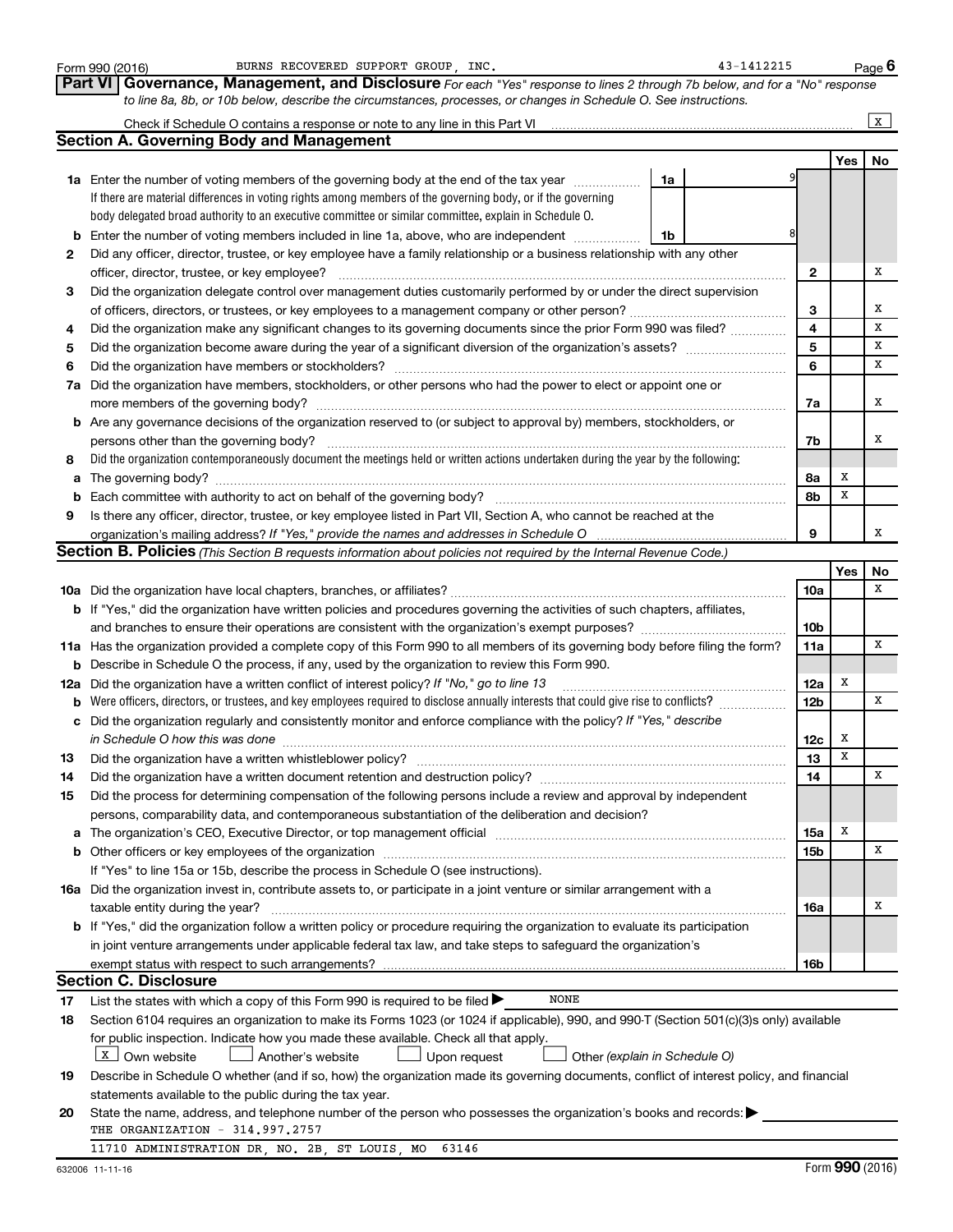Form 990 (2016) BURNS RECOVERED SUPPORT GROUP, INC. 43-1412215

## Part VI Governance, Management, and Disclosure

*For each "Yes" response to lines 2 through 7b below, and for a "No" response to line 8a, 8b, or 10b below, describe the circumstances, processes, or changes in Schedule O. See instructions.*

Check if Schedule O contains a response or note to any line in this Part VI ..... [X]

### Section A. Governing Body and Management

| | | | Yes | No |
|---|---|---|---|---|
| **1a** | Enter the number of voting members of the governing body at the end of the tax year ..... **1a** 9<br>If there are material differences in voting rights among members of the governing body, or if the governing body delegated broad authority to an executive committee or similar committee, explain in Schedule O. | | | |
| **b** | Enter the number of voting members included in line 1a, above, who are independent ..... **1b** 8 | | | |
| **2** | Did any officer, director, trustee, or key employee have a family relationship or a business relationship with any other officer, director, trustee, or key employee? | **2** | | X |
| **3** | Did the organization delegate control over management duties customarily performed by or under the direct supervision of officers, directors, or trustees, or key employees to a management company or other person? | **3** | | X |
| **4** | Did the organization make any significant changes to its governing documents since the prior Form 990 was filed? | **4** | | X |
| **5** | Did the organization become aware during the year of a significant diversion of the organization's assets? | **5** | | X |
| **6** | Did the organization have members or stockholders? | **6** | | X |
| **7a** | Did the organization have members, stockholders, or other persons who had the power to elect or appoint one or more members of the governing body? | **7a** | | X |
| **b** | Are any governance decisions of the organization reserved to (or subject to approval by) members, stockholders, or persons other than the governing body? | **7b** | | X |
| **8** | Did the organization contemporaneously document the meetings held or written actions undertaken during the year by the following: | | | |
| **a** | The governing body? | **8a** | X | |
| **b** | Each committee with authority to act on behalf of the governing body? | **8b** | X | |
| **9** | Is there any officer, director, trustee, or key employee listed in Part VII, Section A, who cannot be reached at the organization's mailing address? *If "Yes," provide the names and addresses in Schedule O* | **9** | | X |

### Section B. Policies *(This Section B requests information about policies not required by the Internal Revenue Code.)*

| | | | Yes | No |
|---|---|---|---|---|
| **10a** | Did the organization have local chapters, branches, or affiliates? | **10a** | | X |
| **b** | If "Yes," did the organization have written policies and procedures governing the activities of such chapters, affiliates, and branches to ensure their operations are consistent with the organization's exempt purposes? | **10b** | | |
| **11a** | Has the organization provided a complete copy of this Form 990 to all members of its governing body before filing the form? | **11a** | | X |
| **b** | Describe in Schedule O the process, if any, used by the organization to review this Form 990. | | | |
| **12a** | Did the organization have a written conflict of interest policy? *If "No," go to line 13* | **12a** | X | |
| **b** | Were officers, directors, or trustees, and key employees required to disclose annually interests that could give rise to conflicts? | **12b** | | X |
| **c** | Did the organization regularly and consistently monitor and enforce compliance with the policy? *If "Yes," describe in Schedule O how this was done* | **12c** | X | |
| **13** | Did the organization have a written whistleblower policy? | **13** | X | |
| **14** | Did the organization have a written document retention and destruction policy? | **14** | | X |
| **15** | Did the process for determining compensation of the following persons include a review and approval by independent persons, comparability data, and contemporaneous substantiation of the deliberation and decision? | | | |
| **a** | The organization's CEO, Executive Director, or top management official | **15a** | X | |
| **b** | Other officers or key employees of the organization | **15b** | | X |
| | If "Yes" to line 15a or 15b, describe the process in Schedule O (see instructions). | | | |
| **16a** | Did the organization invest in, contribute assets to, or participate in a joint venture or similar arrangement with a taxable entity during the year? | **16a** | | X |
| **b** | If "Yes," did the organization follow a written policy or procedure requiring the organization to evaluate its participation in joint venture arrangements under applicable federal tax law, and take steps to safeguard the organization's exempt status with respect to such arrangements? | **16b** | | |

### Section C. Disclosure

**17** List the states with which a copy of this Form 990 is required to be filed ▶ NONE

**18** Section 6104 requires an organization to make its Forms 1023 (or 1024 if applicable), 990, and 990-T (Section 501(c)(3)s only) available for public inspection. Indicate how you made these available. Check all that apply.

[X] Own website [ ] Another's website [ ] Upon request [ ] Other *(explain in Schedule O)*

**19** Describe in Schedule O whether (and if so, how) the organization made its governing documents, conflict of interest policy, and financial statements available to the public during the tax year.

**20** State the name, address, and telephone number of the person who possesses the organization's books and records: ▶

THE ORGANIZATION - 314.997.2757

11710 ADMINISTRATION DR, NO. 2B, ST LOUIS, MO 63146

632006 11-11-16 Form **990** (2016)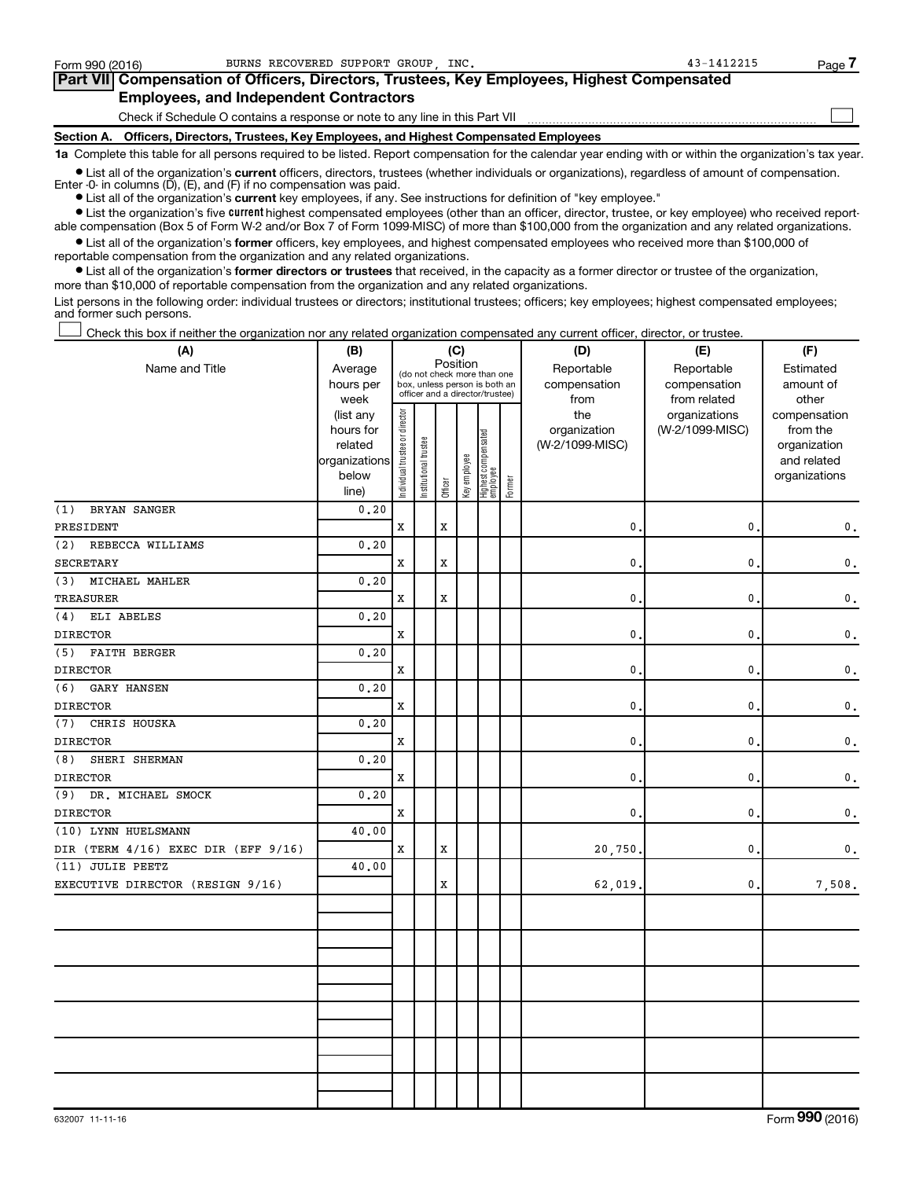Form 990 (2016) BURNS RECOVERED SUPPORT GROUP, INC. 43-1412215

## Part VII Compensation of Officers, Directors, Trustees, Key Employees, Highest Compensated Employees, and Independent Contractors

Check if Schedule O contains a response or note to any line in this Part VII ☐

### Section A. Officers, Directors, Trustees, Key Employees, and Highest Compensated Employees

**1a** Complete this table for all persons required to be listed. Report compensation for the calendar year ending with or within the organization's tax year.

- List all of the organization's **current** officers, directors, trustees (whether individuals or organizations), regardless of amount of compensation. Enter -0- in columns (D), (E), and (F) if no compensation was paid.
- List all of the organization's **current** key employees, if any. See instructions for definition of "key employee."
- List the organization's five **current** highest compensated employees (other than an officer, director, trustee, or key employee) who received reportable compensation (Box 5 of Form W-2 and/or Box 7 of Form 1099-MISC) of more than $100,000 from the organization and any related organizations.
- List all of the organization's **former** officers, key employees, and highest compensated employees who received more than $100,000 of reportable compensation from the organization and any related organizations.
- List all of the organization's **former directors or trustees** that received, in the capacity as a former director or trustee of the organization, more than $10,000 of reportable compensation from the organization and any related organizations.

List persons in the following order: individual trustees or directors; institutional trustees; officers; key employees; highest compensated employees; and former such persons.

☐ Check this box if neither the organization nor any related organization compensated any current officer, director, or trustee.

| (A) Name and Title | (B) Average hours per week (list any hours for related organizations below line) | (C) Position: Individual trustee or director | Institutional trustee | Officer | Key employee | Highest compensated employee | Former | (D) Reportable compensation from the organization (W-2/1099-MISC) | (E) Reportable compensation from related organizations (W-2/1099-MISC) | (F) Estimated amount of other compensation from the organization and related organizations |
|---|---|---|---|---|---|---|---|---|---|---|
| (1) BRYAN SANGER<br>PRESIDENT | 0.20 | X | | X | | | | 0. | 0. | 0. |
| (2) REBECCA WILLIAMS<br>SECRETARY | 0.20 | X | | X | | | | 0. | 0. | 0. |
| (3) MICHAEL MAHLER<br>TREASURER | 0.20 | X | | X | | | | 0. | 0. | 0. |
| (4) ELI ABELES<br>DIRECTOR | 0.20 | X | | | | | | 0. | 0. | 0. |
| (5) FAITH BERGER<br>DIRECTOR | 0.20 | X | | | | | | 0. | 0. | 0. |
| (6) GARY HANSEN<br>DIRECTOR | 0.20 | X | | | | | | 0. | 0. | 0. |
| (7) CHRIS HOUSKA<br>DIRECTOR | 0.20 | X | | | | | | 0. | 0. | 0. |
| (8) SHERI SHERMAN<br>DIRECTOR | 0.20 | X | | | | | | 0. | 0. | 0. |
| (9) DR. MICHAEL SMOCK<br>DIRECTOR | 0.20 | X | | | | | | 0. | 0. | 0. |
| (10) LYNN HUELSMANN<br>DIR (TERM 4/16) EXEC DIR (EFF 9/16) | 40.00 | X | | X | | | | 20,750. | 0. | 0. |
| (11) JULIE PEETZ<br>EXECUTIVE DIRECTOR (RESIGN 9/16) | 40.00 | | | X | | | | 62,019. | 0. | 7,508. |

632007 11-11-16 Form **990** (2016)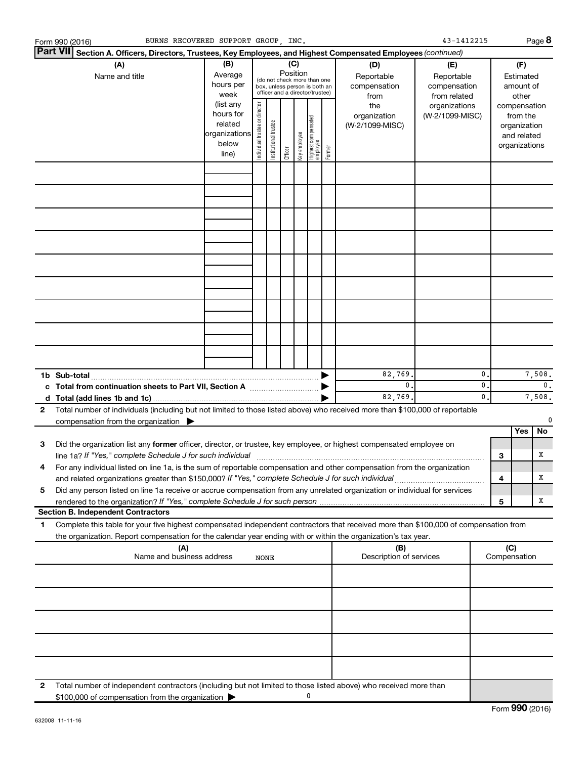Form 990 (2016) BURNS RECOVERED SUPPORT GROUP, INC. 43-1412215 Page **8**

**Part VII** **Section A. Officers, Directors, Trustees, Key Employees, and Highest Compensated Employees** *(continued)*

| (A) Name and title | (B) Average hours per week (list any hours for related organizations below line) | (C) Position (do not check more than one box, unless person is both an officer and a director/trustee): Individual trustee or director | Institutional trustee | Officer | Key employee | Highest compensated employee | Former | (D) Reportable compensation from the organization (W-2/1099-MISC) | (E) Reportable compensation from related organizations (W-2/1099-MISC) | (F) Estimated amount of other compensation from the organization and related organizations |
|---|---|---|---|---|---|---|---|---|---|---|
| | | | | | | | | | | |
| | | | | | | | | | | |
| | | | | | | | | | | |
| | | | | | | | | | | |
| | | | | | | | | | | |
| | | | | | | | | | | |
| | | | | | | | | | | |
| | | | | | | | | | | |
| | | | | | | | | | | |

| | (D) | (E) | (F) |
|---|---|---|---|
| **1b Sub-total** | 82,769. | 0. | 7,508. |
| **c Total from continuation sheets to Part VII, Section A** | 0. | 0. | 0. |
| **d Total (add lines 1b and 1c)** | 82,769. | 0. | 7,508. |

**2** Total number of individuals (including but not limited to those listed above) who received more than $100,000 of reportable compensation from the organization ▶ 0

| | | | Yes | No |
|---|---|---|---|---|
| **3** | Did the organization list any **former** officer, director, or trustee, key employee, or highest compensated employee on line 1a? *If "Yes," complete Schedule J for such individual* | 3 | | X |
| **4** | For any individual listed on line 1a, is the sum of reportable compensation and other compensation from the organization and related organizations greater than $150,000? *If "Yes," complete Schedule J for such individual* | 4 | | X |
| **5** | Did any person listed on line 1a receive or accrue compensation from any unrelated organization or individual for services rendered to the organization? *If "Yes," complete Schedule J for such person* | 5 | | X |

**Section B. Independent Contractors**

**1** Complete this table for your five highest compensated independent contractors that received more than $100,000 of compensation from the organization. Report compensation for the calendar year ending with or within the organization's tax year.

| (A) Name and business address | (B) Description of services | (C) Compensation |
|---|---|---|
| NONE | | |
| | | |
| | | |
| | | |
| | | |

**2** Total number of independent contractors (including but not limited to those listed above) who received more than $100,000 of compensation from the organization ▶ 0

Form **990** (2016)

632008 11-11-16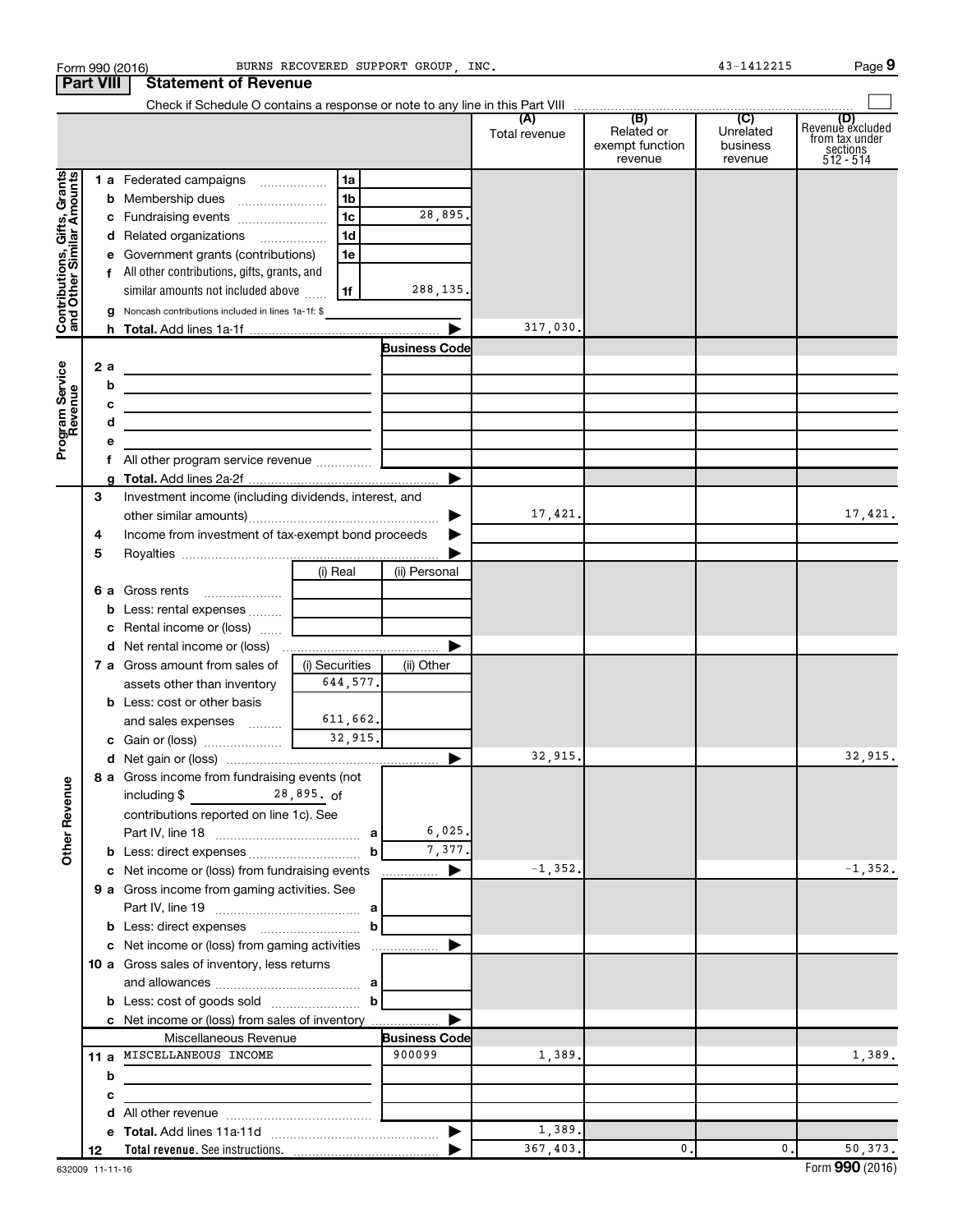Form 990 (2016) BURNS RECOVERED SUPPORT GROUP, INC. 43-1412215

## Part VIII Statement of Revenue

Check if Schedule O contains a response or note to any line in this Part VIII

| | | | | (A) Total revenue | (B) Related or exempt function revenue | (C) Unrelated business revenue | (D) Revenue excluded from tax under sections 512 - 514 |
|---|---|---|---|---|---|---|---|
| **Contributions, Gifts, Grants and Other Similar Amounts** | 1 a Federated campaigns | 1a | | | | | |
| | b Membership dues | 1b | | | | | |
| | c Fundraising events | 1c | 28,895. | | | | |
| | d Related organizations | 1d | | | | | |
| | e Government grants (contributions) | 1e | | | | | |
| | f All other contributions, gifts, grants, and similar amounts not included above | 1f | 288,135. | | | | |
| | g Noncash contributions included in lines 1a-1f: $ | | | | | | |
| | h **Total.** Add lines 1a-1f | | | 317,030. | | | |
| **Program Service Revenue** | | | **Business Code** | | | | |
| | 2 a | | | | | | |
| | b | | | | | | |
| | c | | | | | | |
| | d | | | | | | |
| | e | | | | | | |
| | f All other program service revenue | | | | | | |
| | g **Total.** Add lines 2a-2f | | | | | | |
| **Other Revenue** | 3 Investment income (including dividends, interest, and other similar amounts) | | | 17,421. | | | 17,421. |
| | 4 Income from investment of tax-exempt bond proceeds | | | | | | |
| | 5 Royalties | | | | | | |
| | | (i) Real | (ii) Personal | | | | |
| | 6 a Gross rents | | | | | | |
| | b Less: rental expenses | | | | | | |
| | c Rental income or (loss) | | | | | | |
| | d Net rental income or (loss) | | | | | | |
| | 7 a Gross amount from sales of assets other than inventory | (i) Securities 644,577. | (ii) Other | | | | |
| | b Less: cost or other basis and sales expenses | 611,662. | | | | | |
| | c Gain or (loss) | 32,915. | | | | | |
| | d Net gain or (loss) | | | 32,915. | | | 32,915. |
| | 8 a Gross income from fundraising events (not including $ 28,895. of contributions reported on line 1c). See Part IV, line 18 | a | 6,025. | | | | |
| | b Less: direct expenses | b | 7,377. | | | | |
| | c Net income or (loss) from fundraising events | | | -1,352. | | | -1,352. |
| | 9 a Gross income from gaming activities. See Part IV, line 19 | a | | | | | |
| | b Less: direct expenses | b | | | | | |
| | c Net income or (loss) from gaming activities | | | | | | |
| | 10 a Gross sales of inventory, less returns and allowances | a | | | | | |
| | b Less: cost of goods sold | b | | | | | |
| | c Net income or (loss) from sales of inventory | | | | | | |
| | Miscellaneous Revenue | | **Business Code** | | | | |
| | 11 a MISCELLANEOUS INCOME | | 900099 | 1,389. | | | 1,389. |
| | b | | | | | | |
| | c | | | | | | |
| | d All other revenue | | | | | | |
| | e **Total.** Add lines 11a-11d | | | 1,389. | | | |
| | 12 **Total revenue.** See instructions. | | | 367,403. | 0. | 0. | 50,373. |

632009 11-11-16

Form **990** (2016)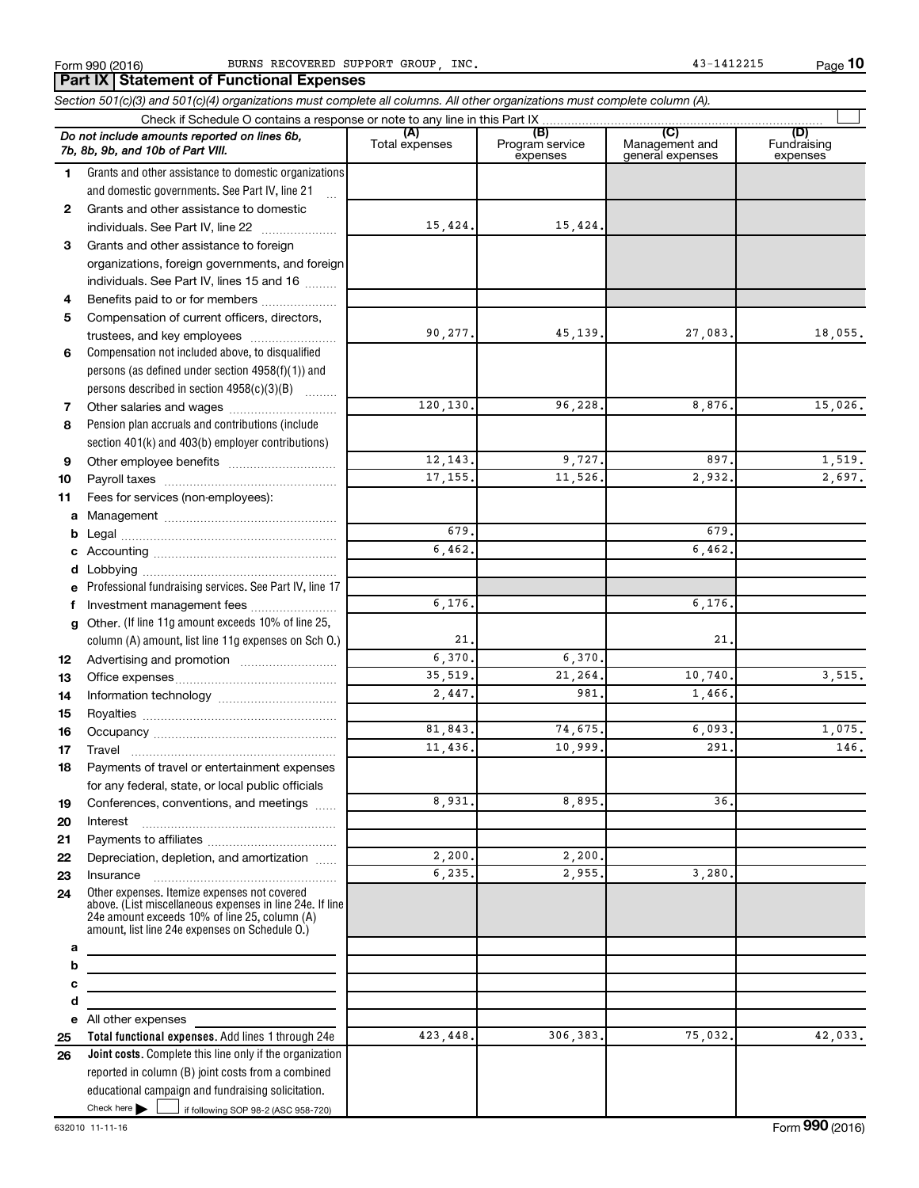Form 990 (2016) BURNS RECOVERED SUPPORT GROUP, INC. 43-1412215

## Part IX Statement of Functional Expenses

*Section 501(c)(3) and 501(c)(4) organizations must complete all columns. All other organizations must complete column (A).*

Check if Schedule O contains a response or note to any line in this Part IX

| *Do not include amounts reported on lines 6b, 7b, 8b, 9b, and 10b of Part VIII.* | (A) Total expenses | (B) Program service expenses | (C) Management and general expenses | (D) Fundraising expenses |
|---|---|---|---|---|
| **1** Grants and other assistance to domestic organizations and domestic governments. See Part IV, line 21 | | | | |
| **2** Grants and other assistance to domestic individuals. See Part IV, line 22 | 15,424. | 15,424. | | |
| **3** Grants and other assistance to foreign organizations, foreign governments, and foreign individuals. See Part IV, lines 15 and 16 | | | | |
| **4** Benefits paid to or for members | | | | |
| **5** Compensation of current officers, directors, trustees, and key employees | 90,277. | 45,139. | 27,083. | 18,055. |
| **6** Compensation not included above, to disqualified persons (as defined under section 4958(f)(1)) and persons described in section 4958(c)(3)(B) | | | | |
| **7** Other salaries and wages | 120,130. | 96,228. | 8,876. | 15,026. |
| **8** Pension plan accruals and contributions (include section 401(k) and 403(b) employer contributions) | | | | |
| **9** Other employee benefits | 12,143. | 9,727. | 897. | 1,519. |
| **10** Payroll taxes | 17,155. | 11,526. | 2,932. | 2,697. |
| **11** Fees for services (non-employees): | | | | |
| **a** Management | | | | |
| **b** Legal | 679. | | 679. | |
| **c** Accounting | 6,462. | | 6,462. | |
| **d** Lobbying | | | | |
| **e** Professional fundraising services. See Part IV, line 17 | | | | |
| **f** Investment management fees | 6,176. | | 6,176. | |
| **g** Other. (If line 11g amount exceeds 10% of line 25, column (A) amount, list line 11g expenses on Sch O.) | 21. | | 21. | |
| **12** Advertising and promotion | 6,370. | 6,370. | | |
| **13** Office expenses | 35,519. | 21,264. | 10,740. | 3,515. |
| **14** Information technology | 2,447. | 981. | 1,466. | |
| **15** Royalties | | | | |
| **16** Occupancy | 81,843. | 74,675. | 6,093. | 1,075. |
| **17** Travel | 11,436. | 10,999. | 291. | 146. |
| **18** Payments of travel or entertainment expenses for any federal, state, or local public officials | | | | |
| **19** Conferences, conventions, and meetings | 8,931. | 8,895. | 36. | |
| **20** Interest | | | | |
| **21** Payments to affiliates | | | | |
| **22** Depreciation, depletion, and amortization | 2,200. | 2,200. | | |
| **23** Insurance | 6,235. | 2,955. | 3,280. | |
| **24** Other expenses. Itemize expenses not covered above. (List miscellaneous expenses in line 24e. If line 24e amount exceeds 10% of line 25, column (A) amount, list line 24e expenses on Schedule O.) | | | | |
| **a** | | | | |
| **b** | | | | |
| **c** | | | | |
| **d** | | | | |
| **e** All other expenses | | | | |
| **25 Total functional expenses.** Add lines 1 through 24e | 423,448. | 306,383. | 75,032. | 42,033. |
| **26 Joint costs.** Complete this line only if the organization reported in column (B) joint costs from a combined educational campaign and fundraising solicitation. Check here ☐ if following SOP 98-2 (ASC 958-720) | | | | |

632010 11-11-16 Form **990** (2016)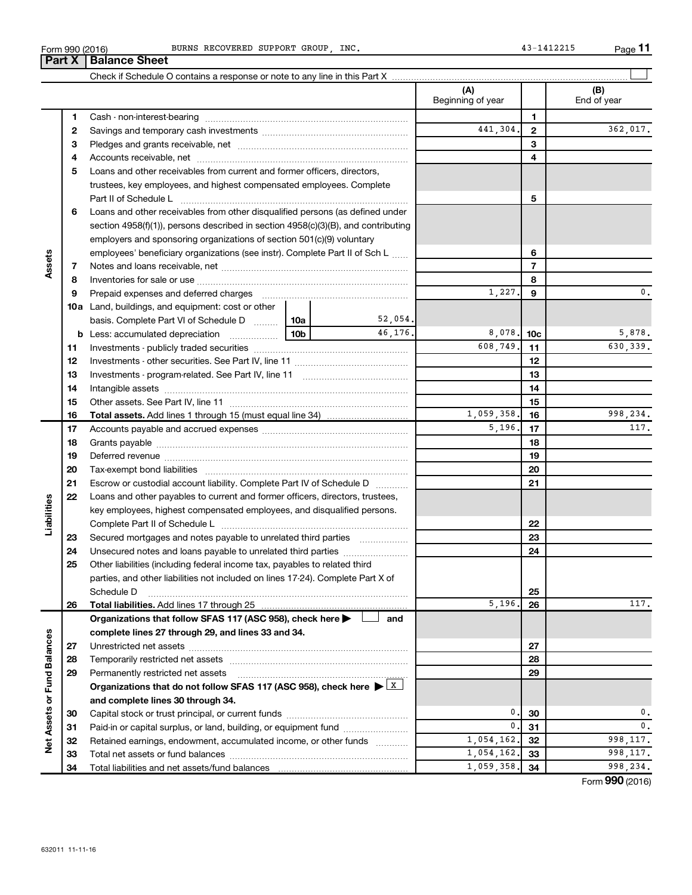Form 990 (2016) BURNS RECOVERED SUPPORT GROUP, INC. 43-1412215

## Part X | Balance Sheet

Check if Schedule O contains a response or note to any line in this Part X ☐

| Section | Line | Description | | | (A) Beginning of year | Line | (B) End of year |
|---|---|---|---|---|---|---|---|
| Assets | 1 | Cash - non-interest-bearing | | | | 1 | |
| | 2 | Savings and temporary cash investments | | | 441,304. | 2 | 362,017. |
| | 3 | Pledges and grants receivable, net | | | | 3 | |
| | 4 | Accounts receivable, net | | | | 4 | |
| | 5 | Loans and other receivables from current and former officers, directors, trustees, key employees, and highest compensated employees. Complete Part II of Schedule L | | | | 5 | |
| | 6 | Loans and other receivables from other disqualified persons (as defined under section 4958(f)(1)), persons described in section 4958(c)(3)(B), and contributing employers and sponsoring organizations of section 501(c)(9) voluntary employees' beneficiary organizations (see instr). Complete Part II of Sch L | | | | 6 | |
| | 7 | Notes and loans receivable, net | | | | 7 | |
| | 8 | Inventories for sale or use | | | | 8 | |
| | 9 | Prepaid expenses and deferred charges | | | 1,227. | 9 | 0. |
| | 10a | Land, buildings, and equipment: cost or other basis. Complete Part VI of Schedule D | 10a | 52,054. | | | |
| | b | Less: accumulated depreciation | 10b | 46,176. | 8,078. | 10c | 5,878. |
| | 11 | Investments - publicly traded securities | | | 608,749. | 11 | 630,339. |
| | 12 | Investments - other securities. See Part IV, line 11 | | | | 12 | |
| | 13 | Investments - program-related. See Part IV, line 11 | | | | 13 | |
| | 14 | Intangible assets | | | | 14 | |
| | 15 | Other assets. See Part IV, line 11 | | | | 15 | |
| | 16 | **Total assets.** Add lines 1 through 15 (must equal line 34) | | | 1,059,358. | 16 | 998,234. |
| Liabilities | 17 | Accounts payable and accrued expenses | | | 5,196. | 17 | 117. |
| | 18 | Grants payable | | | | 18 | |
| | 19 | Deferred revenue | | | | 19 | |
| | 20 | Tax-exempt bond liabilities | | | | 20 | |
| | 21 | Escrow or custodial account liability. Complete Part IV of Schedule D | | | | 21 | |
| | 22 | Loans and other payables to current and former officers, directors, trustees, key employees, highest compensated employees, and disqualified persons. Complete Part II of Schedule L | | | | 22 | |
| | 23 | Secured mortgages and notes payable to unrelated third parties | | | | 23 | |
| | 24 | Unsecured notes and loans payable to unrelated third parties | | | | 24 | |
| | 25 | Other liabilities (including federal income tax, payables to related third parties, and other liabilities not included on lines 17-24). Complete Part X of Schedule D | | | | 25 | |
| | 26 | **Total liabilities.** Add lines 17 through 25 | | | 5,196. | 26 | 117. |
| Net Assets or Fund Balances | | **Organizations that follow SFAS 117 (ASC 958), check here ☐ and complete lines 27 through 29, and lines 33 and 34.** | | | | | |
| | 27 | Unrestricted net assets | | | | 27 | |
| | 28 | Temporarily restricted net assets | | | | 28 | |
| | 29 | Permanently restricted net assets | | | | 29 | |
| | | **Organizations that do not follow SFAS 117 (ASC 958), check here ☒ and complete lines 30 through 34.** | | | | | |
| | 30 | Capital stock or trust principal, or current funds | | | 0. | 30 | 0. |
| | 31 | Paid-in or capital surplus, or land, building, or equipment fund | | | 0. | 31 | 0. |
| | 32 | Retained earnings, endowment, accumulated income, or other funds | | | 1,054,162. | 32 | 998,117. |
| | 33 | Total net assets or fund balances | | | 1,054,162. | 33 | 998,117. |
| | 34 | Total liabilities and net assets/fund balances | | | 1,059,358. | 34 | 998,234. |

Form **990** (2016)

632011 11-11-16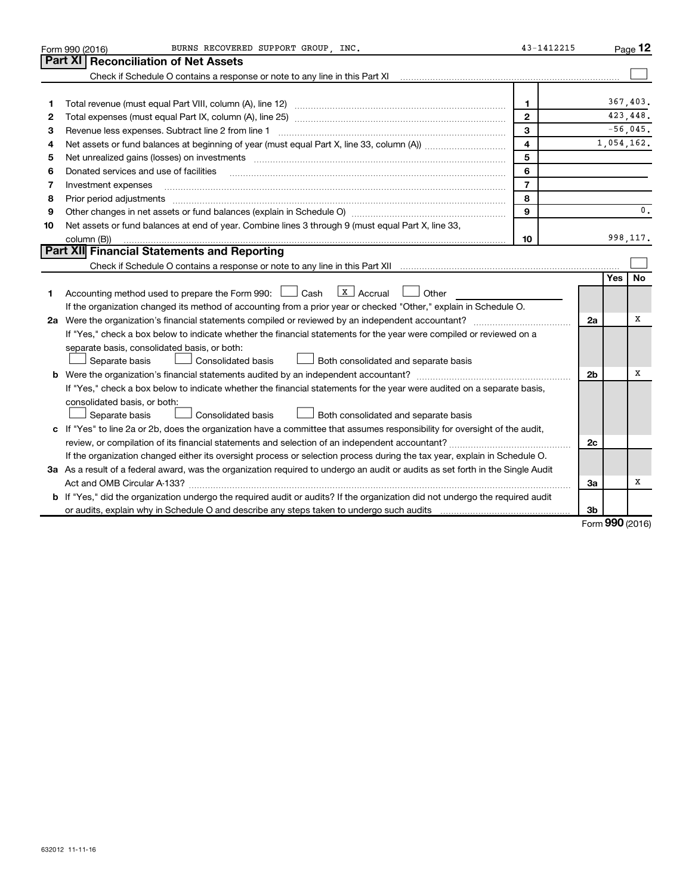Form 990 (2016) BURNS RECOVERED SUPPORT GROUP, INC. 43-1412215

## Part XI Reconciliation of Net Assets

Check if Schedule O contains a response or note to any line in this Part XI

| | | | |
|---|---|---|---|
| 1 | Total revenue (must equal Part VIII, column (A), line 12) | 1 | 367,403. |
| 2 | Total expenses (must equal Part IX, column (A), line 25) | 2 | 423,448. |
| 3 | Revenue less expenses. Subtract line 2 from line 1 | 3 | -56,045. |
| 4 | Net assets or fund balances at beginning of year (must equal Part X, line 33, column (A)) | 4 | 1,054,162. |
| 5 | Net unrealized gains (losses) on investments | 5 | |
| 6 | Donated services and use of facilities | 6 | |
| 7 | Investment expenses | 7 | |
| 8 | Prior period adjustments | 8 | |
| 9 | Other changes in net assets or fund balances (explain in Schedule O) | 9 | 0. |
| 10 | Net assets or fund balances at end of year. Combine lines 3 through 9 (must equal Part X, line 33, column (B)) | 10 | 998,117. |

## Part XII Financial Statements and Reporting

Check if Schedule O contains a response or note to any line in this Part XII

| | | | Yes | No |
|---|---|---|---|---|
| 1 | Accounting method used to prepare the Form 990: ☐ Cash ☒ Accrual ☐ Other<br>If the organization changed its method of accounting from a prior year or checked "Other," explain in Schedule O. | | | |
| 2a | Were the organization's financial statements compiled or reviewed by an independent accountant?<br>If "Yes," check a box below to indicate whether the financial statements for the year were compiled or reviewed on a separate basis, consolidated basis, or both:<br>☐ Separate basis ☐ Consolidated basis ☐ Both consolidated and separate basis | 2a | | X |
| b | Were the organization's financial statements audited by an independent accountant?<br>If "Yes," check a box below to indicate whether the financial statements for the year were audited on a separate basis, consolidated basis, or both:<br>☐ Separate basis ☐ Consolidated basis ☐ Both consolidated and separate basis | 2b | | X |
| c | If "Yes" to line 2a or 2b, does the organization have a committee that assumes responsibility for oversight of the audit, review, or compilation of its financial statements and selection of an independent accountant?<br>If the organization changed either its oversight process or selection process during the tax year, explain in Schedule O. | 2c | | |
| 3a | As a result of a federal award, was the organization required to undergo an audit or audits as set forth in the Single Audit Act and OMB Circular A-133? | 3a | | X |
| b | If "Yes," did the organization undergo the required audit or audits? If the organization did not undergo the required audit or audits, explain why in Schedule O and describe any steps taken to undergo such audits | 3b | | |

Form **990** (2016)

632012 11-11-16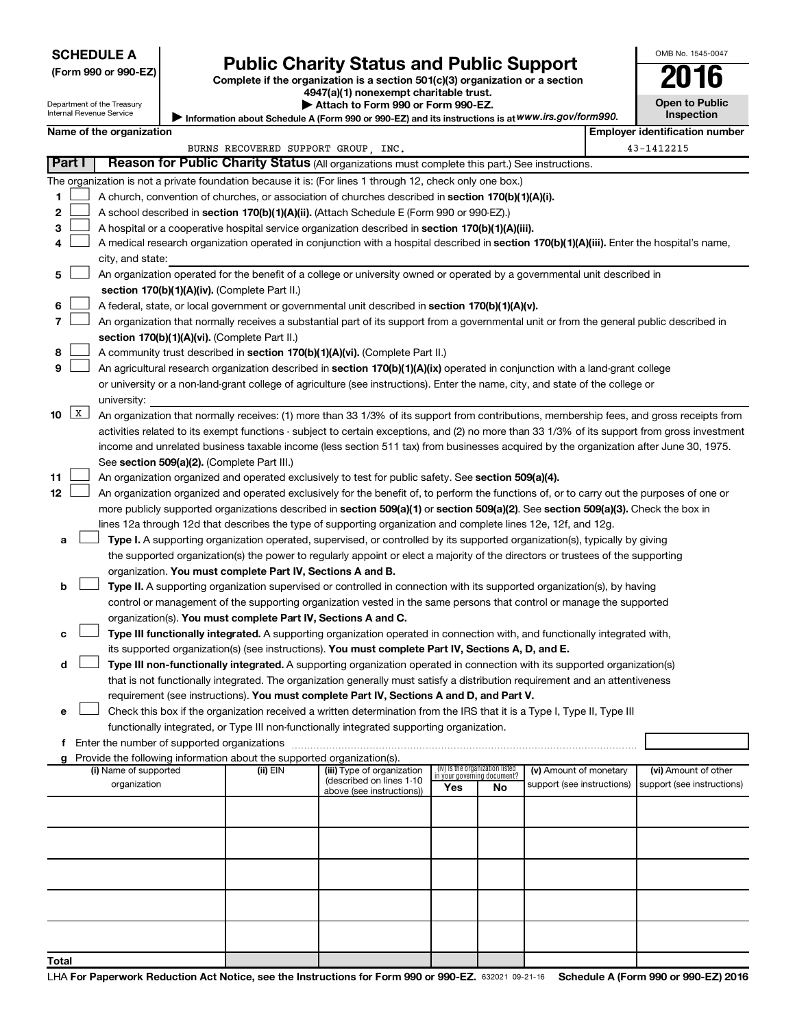**SCHEDULE A**
**(Form 990 or 990-EZ)**

Department of the Treasury
Internal Revenue Service

# Public Charity Status and Public Support

**Complete if the organization is a section 501(c)(3) organization or a section 4947(a)(1) nonexempt charitable trust.**
**▶ Attach to Form 990 or Form 990-EZ.**
**▶ Information about Schedule A (Form 990 or 990-EZ) and its instructions is at *www.irs.gov/form990.***

OMB No. 1545-0047
**2016**
**Open to Public Inspection**

| Name of the organization | Employer identification number |
|---|---|
| BURNS RECOVERED SUPPORT GROUP, INC. | 43-1412215 |

**Part I** **Reason for Public Charity Status** (All organizations must complete this part.) See instructions.

The organization is not a private foundation because it is: (For lines 1 through 12, check only one box.)

1 ☐ A church, convention of churches, or association of churches described in **section 170(b)(1)(A)(i).**

2 ☐ A school described in **section 170(b)(1)(A)(ii).** (Attach Schedule E (Form 990 or 990-EZ).)

3 ☐ A hospital or a cooperative hospital service organization described in **section 170(b)(1)(A)(iii).**

4 ☐ A medical research organization operated in conjunction with a hospital described in **section 170(b)(1)(A)(iii).** Enter the hospital's name, city, and state:

5 ☐ An organization operated for the benefit of a college or university owned or operated by a governmental unit described in **section 170(b)(1)(A)(iv).** (Complete Part II.)

6 ☐ A federal, state, or local government or governmental unit described in **section 170(b)(1)(A)(v).**

7 ☐ An organization that normally receives a substantial part of its support from a governmental unit or from the general public described in **section 170(b)(1)(A)(vi).** (Complete Part II.)

8 ☐ A community trust described in **section 170(b)(1)(A)(vi).** (Complete Part II.)

9 ☐ An agricultural research organization described in **section 170(b)(1)(A)(ix)** operated in conjunction with a land-grant college or university or a non-land-grant college of agriculture (see instructions). Enter the name, city, and state of the college or university:

10 ☒ An organization that normally receives: (1) more than 33 1/3% of its support from contributions, membership fees, and gross receipts from activities related to its exempt functions - subject to certain exceptions, and (2) no more than 33 1/3% of its support from gross investment income and unrelated business taxable income (less section 511 tax) from businesses acquired by the organization after June 30, 1975. See **section 509(a)(2).** (Complete Part III.)

11 ☐ An organization organized and operated exclusively to test for public safety. See **section 509(a)(4).**

12 ☐ An organization organized and operated exclusively for the benefit of, to perform the functions of, or to carry out the purposes of one or more publicly supported organizations described in **section 509(a)(1)** or **section 509(a)(2)**. See **section 509(a)(3).** Check the box in lines 12a through 12d that describes the type of supporting organization and complete lines 12e, 12f, and 12g.

a ☐ **Type I.** A supporting organization operated, supervised, or controlled by its supported organization(s), typically by giving the supported organization(s) the power to regularly appoint or elect a majority of the directors or trustees of the supporting organization. **You must complete Part IV, Sections A and B.**

b ☐ **Type II.** A supporting organization supervised or controlled in connection with its supported organization(s), by having control or management of the supporting organization vested in the same persons that control or manage the supported organization(s). **You must complete Part IV, Sections A and C.**

c ☐ **Type III functionally integrated.** A supporting organization operated in connection with, and functionally integrated with, its supported organization(s) (see instructions). **You must complete Part IV, Sections A, D, and E.**

d ☐ **Type III non-functionally integrated.** A supporting organization operated in connection with its supported organization(s) that is not functionally integrated. The organization generally must satisfy a distribution requirement and an attentiveness requirement (see instructions). **You must complete Part IV, Sections A and D, and Part V.**

e ☐ Check this box if the organization received a written determination from the IRS that it is a Type I, Type II, Type III functionally integrated, or Type III non-functionally integrated supporting organization.

f Enter the number of supported organizations

g Provide the following information about the supported organization(s).

| (i) Name of supported organization | (ii) EIN | (iii) Type of organization (described on lines 1-10 above (see instructions)) | (iv) Is the organization listed in your governing document? Yes | No | (v) Amount of monetary support (see instructions) | (vi) Amount of other support (see instructions) |
|---|---|---|---|---|---|---|
| | | | | | | |
| | | | | | | |
| | | | | | | |
| | | | | | | |
| | | | | | | |
| **Total** | | | | | | |

LHA **For Paperwork Reduction Act Notice, see the Instructions for Form 990 or 990-EZ.** 632021 09-21-16 **Schedule A (Form 990 or 990-EZ) 2016**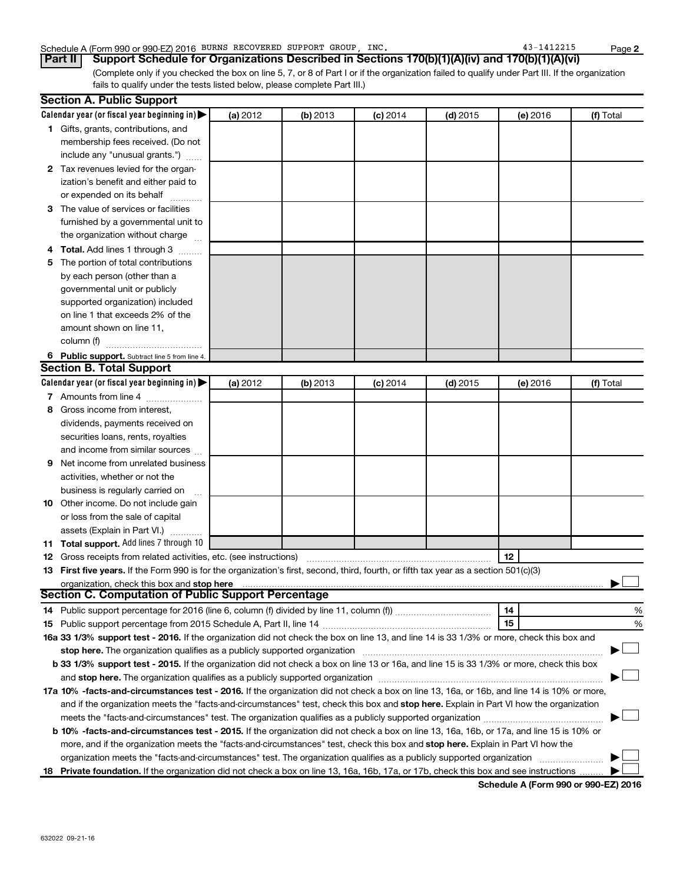Schedule A (Form 990 or 990-EZ) 2016 BURNS RECOVERED SUPPORT GROUP, INC. 43-1412215

## Part II Support Schedule for Organizations Described in Sections 170(b)(1)(A)(iv) and 170(b)(1)(A)(vi)

(Complete only if you checked the box on line 5, 7, or 8 of Part I or if the organization failed to qualify under Part III. If the organization fails to qualify under the tests listed below, please complete Part III.)

### Section A. Public Support

| Calendar year (or fiscal year beginning in) ▶ | (a) 2012 | (b) 2013 | (c) 2014 | (d) 2015 | (e) 2016 | (f) Total |
|---|---|---|---|---|---|---|
| 1 Gifts, grants, contributions, and membership fees received. (Do not include any "unusual grants.") | | | | | | |
| 2 Tax revenues levied for the organization's benefit and either paid to or expended on its behalf | | | | | | |
| 3 The value of services or facilities furnished by a governmental unit to the organization without charge | | | | | | |
| 4 **Total.** Add lines 1 through 3 | | | | | | |
| 5 The portion of total contributions by each person (other than a governmental unit or publicly supported organization) included on line 1 that exceeds 2% of the amount shown on line 11, column (f) | | | | | | |
| 6 **Public support.** Subtract line 5 from line 4. | | | | | | |

### Section B. Total Support

| Calendar year (or fiscal year beginning in) ▶ | (a) 2012 | (b) 2013 | (c) 2014 | (d) 2015 | (e) 2016 | (f) Total |
|---|---|---|---|---|---|---|
| 7 Amounts from line 4 | | | | | | |
| 8 Gross income from interest, dividends, payments received on securities loans, rents, royalties and income from similar sources | | | | | | |
| 9 Net income from unrelated business activities, whether or not the business is regularly carried on | | | | | | |
| 10 Other income. Do not include gain or loss from the sale of capital assets (Explain in Part VI.) | | | | | | |
| 11 **Total support.** Add lines 7 through 10 | | | | | | |

12 Gross receipts from related activities, etc. (see instructions) ..... 12

13 **First five years.** If the Form 990 is for the organization's first, second, third, fourth, or fifth tax year as a section 501(c)(3) organization, check this box and **stop here** ..... ▶ ☐

### Section C. Computation of Public Support Percentage

14 Public support percentage for 2016 (line 6, column (f) divided by line 11, column (f)) ..... 14 %

15 Public support percentage from 2015 Schedule A, Part II, line 14 ..... 15 %

**16a 33 1/3% support test - 2016.** If the organization did not check the box on line 13, and line 14 is 33 1/3% or more, check this box and **stop here.** The organization qualifies as a publicly supported organization ..... ▶ ☐

**b 33 1/3% support test - 2015.** If the organization did not check a box on line 13 or 16a, and line 15 is 33 1/3% or more, check this box and **stop here.** The organization qualifies as a publicly supported organization ..... ▶ ☐

**17a 10% -facts-and-circumstances test - 2016.** If the organization did not check a box on line 13, 16a, or 16b, and line 14 is 10% or more, and if the organization meets the "facts-and-circumstances" test, check this box and **stop here.** Explain in Part VI how the organization meets the "facts-and-circumstances" test. The organization qualifies as a publicly supported organization ..... ▶ ☐

**b 10% -facts-and-circumstances test - 2015.** If the organization did not check a box on line 13, 16a, 16b, or 17a, and line 15 is 10% or more, and if the organization meets the "facts-and-circumstances" test, check this box and **stop here.** Explain in Part VI how the organization meets the "facts-and-circumstances" test. The organization qualifies as a publicly supported organization ..... ▶ ☐

**18 Private foundation.** If the organization did not check a box on line 13, 16a, 16b, 17a, or 17b, check this box and see instructions ..... ▶ ☐

**Schedule A (Form 990 or 990-EZ) 2016**

632022 09-21-16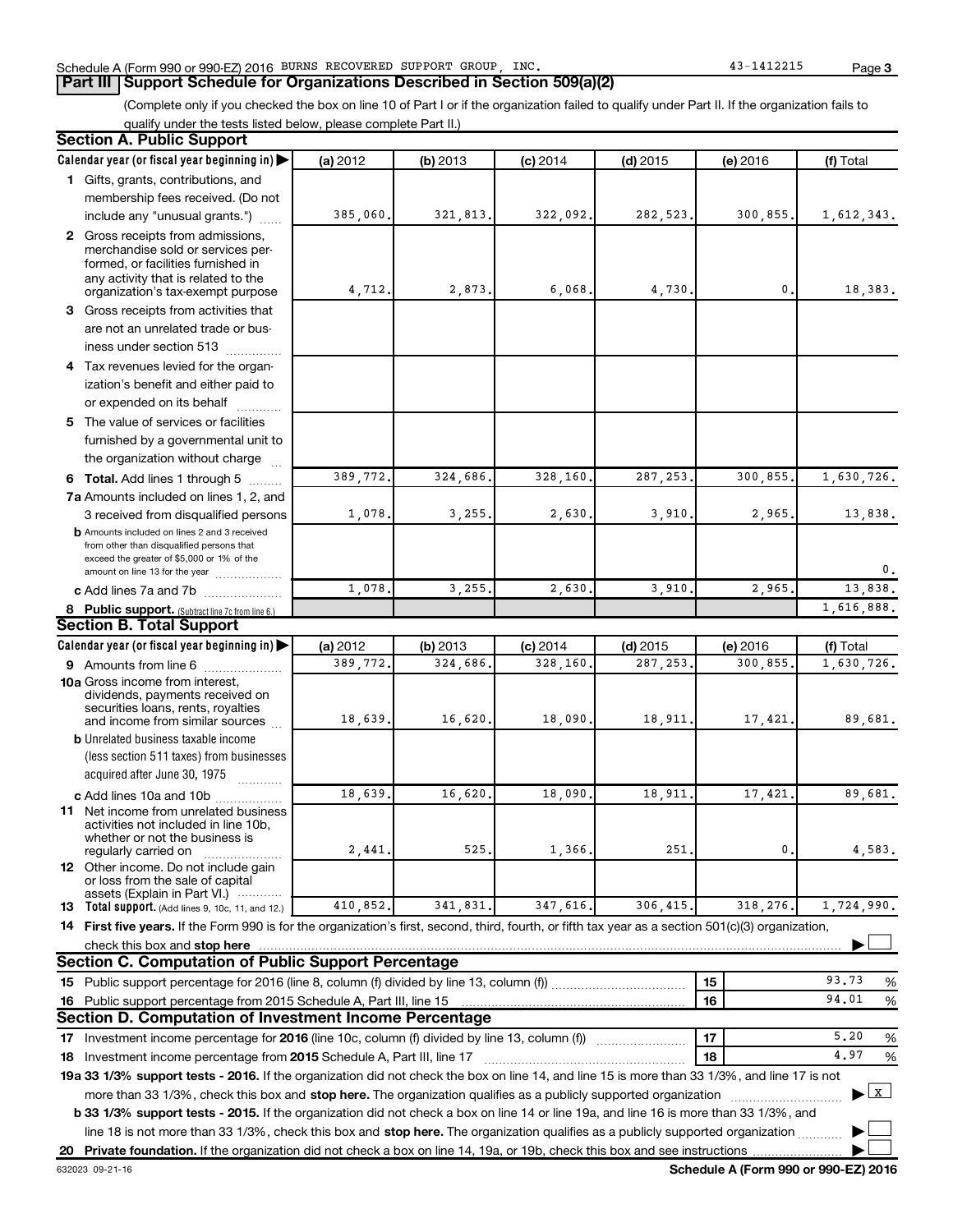Schedule A (Form 990 or 990-EZ) 2016 BURNS RECOVERED SUPPORT GROUP, INC. 43-1412215 Page **3**

## Part III | Support Schedule for Organizations Described in Section 509(a)(2)

(Complete only if you checked the box on line 10 of Part I or if the organization failed to qualify under Part II. If the organization fails to qualify under the tests listed below, please complete Part II.)

### Section A. Public Support

| Calendar year (or fiscal year beginning in) ▶ | (a) 2012 | (b) 2013 | (c) 2014 | (d) 2015 | (e) 2016 | (f) Total |
|---|---|---|---|---|---|---|
| **1** Gifts, grants, contributions, and membership fees received. (Do not include any "unusual grants.") | 385,060. | 321,813. | 322,092. | 282,523. | 300,855. | 1,612,343. |
| **2** Gross receipts from admissions, merchandise sold or services performed, or facilities furnished in any activity that is related to the organization's tax-exempt purpose | 4,712. | 2,873. | 6,068. | 4,730. | 0. | 18,383. |
| **3** Gross receipts from activities that are not an unrelated trade or business under section 513 | | | | | | |
| **4** Tax revenues levied for the organization's benefit and either paid to or expended on its behalf | | | | | | |
| **5** The value of services or facilities furnished by a governmental unit to the organization without charge | | | | | | |
| **6 Total.** Add lines 1 through 5 | 389,772. | 324,686. | 328,160. | 287,253. | 300,855. | 1,630,726. |
| **7a** Amounts included on lines 1, 2, and 3 received from disqualified persons | 1,078. | 3,255. | 2,630. | 3,910. | 2,965. | 13,838. |
| **b** Amounts included on lines 2 and 3 received from other than disqualified persons that exceed the greater of $5,000 or 1% of the amount on line 13 for the year | | | | | | 0. |
| **c** Add lines 7a and 7b | 1,078. | 3,255. | 2,630. | 3,910. | 2,965. | 13,838. |
| **8 Public support.** (Subtract line 7c from line 6.) | | | | | | 1,616,888. |

### Section B. Total Support

| Calendar year (or fiscal year beginning in) ▶ | (a) 2012 | (b) 2013 | (c) 2014 | (d) 2015 | (e) 2016 | (f) Total |
|---|---|---|---|---|---|---|
| **9** Amounts from line 6 | 389,772. | 324,686. | 328,160. | 287,253. | 300,855. | 1,630,726. |
| **10a** Gross income from interest, dividends, payments received on securities loans, rents, royalties and income from similar sources | 18,639. | 16,620. | 18,090. | 18,911. | 17,421. | 89,681. |
| **b** Unrelated business taxable income (less section 511 taxes) from businesses acquired after June 30, 1975 | | | | | | |
| **c** Add lines 10a and 10b | 18,639. | 16,620. | 18,090. | 18,911. | 17,421. | 89,681. |
| **11** Net income from unrelated business activities not included in line 10b, whether or not the business is regularly carried on | 2,441. | 525. | 1,366. | 251. | 0. | 4,583. |
| **12** Other income. Do not include gain or loss from the sale of capital assets (Explain in Part VI.) | | | | | | |
| **13 Total support.** (Add lines 9, 10c, 11, and 12.) | 410,852. | 341,831. | 347,616. | 306,415. | 318,276. | 1,724,990. |

**14 First five years.** If the Form 990 is for the organization's first, second, third, fourth, or fifth tax year as a section 501(c)(3) organization, check this box and **stop here** ▶ ☐

### Section C. Computation of Public Support Percentage

| | | |
|---|---|---|
| **15** Public support percentage for 2016 (line 8, column (f) divided by line 13, column (f)) | 15 | 93.73 % |
| **16** Public support percentage from 2015 Schedule A, Part III, line 15 | 16 | 94.01 % |

### Section D. Computation of Investment Income Percentage

| | | |
|---|---|---|
| **17** Investment income percentage for **2016** (line 10c, column (f) divided by line 13, column (f)) | 17 | 5.20 % |
| **18** Investment income percentage from **2015** Schedule A, Part III, line 17 | 18 | 4.97 % |

**19a 33 1/3% support tests - 2016.** If the organization did not check the box on line 14, and line 15 is more than 33 1/3%, and line 17 is not more than 33 1/3%, check this box and **stop here.** The organization qualifies as a publicly supported organization ▶ ☒

**b 33 1/3% support tests - 2015.** If the organization did not check a box on line 14 or line 19a, and line 16 is more than 33 1/3%, and line 18 is not more than 33 1/3%, check this box and **stop here.** The organization qualifies as a publicly supported organization ▶ ☐

**20 Private foundation.** If the organization did not check a box on line 14, 19a, or 19b, check this box and see instructions ▶ ☐

632023 09-21-16 **Schedule A (Form 990 or 990-EZ) 2016**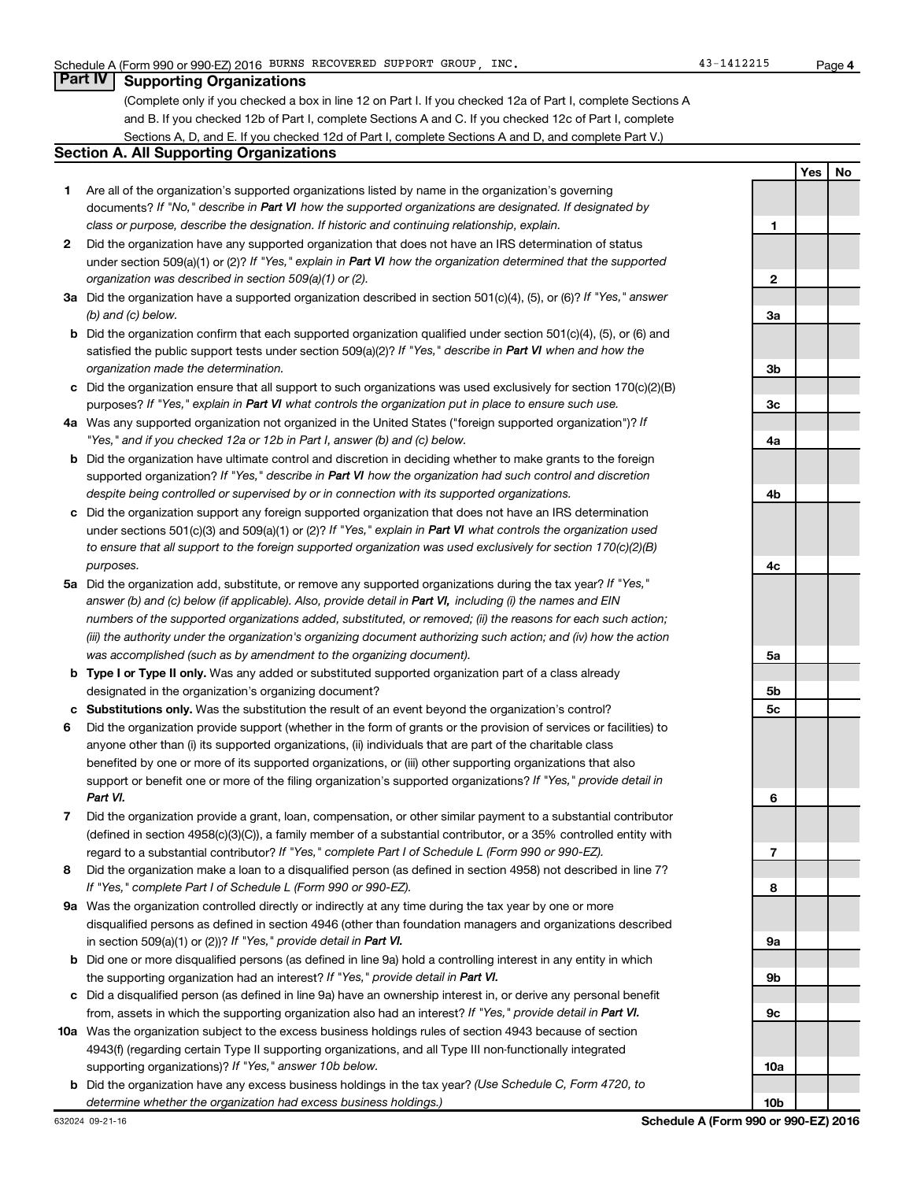## Part IV Supporting Organizations

(Complete only if you checked a box in line 12 on Part I. If you checked 12a of Part I, complete Sections A and B. If you checked 12b of Part I, complete Sections A and C. If you checked 12c of Part I, complete Sections A, D, and E. If you checked 12d of Part I, complete Sections A and D, and complete Part V.)

### Section A. All Supporting Organizations

| | | | Yes | No |
|---|---|---|---|---|
| **1** | Are all of the organization's supported organizations listed by name in the organization's governing documents? *If "No," describe in **Part VI** how the supported organizations are designated. If designated by class or purpose, describe the designation. If historic and continuing relationship, explain.* | **1** | | |
| **2** | Did the organization have any supported organization that does not have an IRS determination of status under section 509(a)(1) or (2)? *If "Yes," explain in **Part VI** how the organization determined that the supported organization was described in section 509(a)(1) or (2).* | **2** | | |
| **3a** | Did the organization have a supported organization described in section 501(c)(4), (5), or (6)? *If "Yes," answer (b) and (c) below.* | **3a** | | |
| **b** | Did the organization confirm that each supported organization qualified under section 501(c)(4), (5), or (6) and satisfied the public support tests under section 509(a)(2)? *If "Yes," describe in **Part VI** when and how the organization made the determination.* | **3b** | | |
| **c** | Did the organization ensure that all support to such organizations was used exclusively for section 170(c)(2)(B) purposes? *If "Yes," explain in **Part VI** what controls the organization put in place to ensure such use.* | **3c** | | |
| **4a** | Was any supported organization not organized in the United States ("foreign supported organization")? *If "Yes," and if you checked 12a or 12b in Part I, answer (b) and (c) below.* | **4a** | | |
| **b** | Did the organization have ultimate control and discretion in deciding whether to make grants to the foreign supported organization? *If "Yes," describe in **Part VI** how the organization had such control and discretion despite being controlled or supervised by or in connection with its supported organizations.* | **4b** | | |
| **c** | Did the organization support any foreign supported organization that does not have an IRS determination under sections 501(c)(3) and 509(a)(1) or (2)? *If "Yes," explain in **Part VI** what controls the organization used to ensure that all support to the foreign supported organization was used exclusively for section 170(c)(2)(B) purposes.* | **4c** | | |
| **5a** | Did the organization add, substitute, or remove any supported organizations during the tax year? *If "Yes," answer (b) and (c) below (if applicable). Also, provide detail in **Part VI,** including (i) the names and EIN numbers of the supported organizations added, substituted, or removed; (ii) the reasons for each such action; (iii) the authority under the organization's organizing document authorizing such action; and (iv) how the action was accomplished (such as by amendment to the organizing document).* | **5a** | | |
| **b** | **Type I or Type II only.** Was any added or substituted supported organization part of a class already designated in the organization's organizing document? | **5b** | | |
| **c** | **Substitutions only.** Was the substitution the result of an event beyond the organization's control? | **5c** | | |
| **6** | Did the organization provide support (whether in the form of grants or the provision of services or facilities) to anyone other than (i) its supported organizations, (ii) individuals that are part of the charitable class benefited by one or more of its supported organizations, or (iii) other supporting organizations that also support or benefit one or more of the filing organization's supported organizations? *If "Yes," provide detail in **Part VI.*** | **6** | | |
| **7** | Did the organization provide a grant, loan, compensation, or other similar payment to a substantial contributor (defined in section 4958(c)(3)(C)), a family member of a substantial contributor, or a 35% controlled entity with regard to a substantial contributor? *If "Yes," complete Part I of Schedule L (Form 990 or 990-EZ).* | **7** | | |
| **8** | Did the organization make a loan to a disqualified person (as defined in section 4958) not described in line 7? *If "Yes," complete Part I of Schedule L (Form 990 or 990-EZ).* | **8** | | |
| **9a** | Was the organization controlled directly or indirectly at any time during the tax year by one or more disqualified persons as defined in section 4946 (other than foundation managers and organizations described in section 509(a)(1) or (2))? *If "Yes," provide detail in **Part VI.*** | **9a** | | |
| **b** | Did one or more disqualified persons (as defined in line 9a) hold a controlling interest in any entity in which the supporting organization had an interest? *If "Yes," provide detail in **Part VI.*** | **9b** | | |
| **c** | Did a disqualified person (as defined in line 9a) have an ownership interest in, or derive any personal benefit from, assets in which the supporting organization also had an interest? *If "Yes," provide detail in **Part VI.*** | **9c** | | |
| **10a** | Was the organization subject to the excess business holdings rules of section 4943 because of section 4943(f) (regarding certain Type II supporting organizations, and all Type III non-functionally integrated supporting organizations)? *If "Yes," answer 10b below.* | **10a** | | |
| **b** | Did the organization have any excess business holdings in the tax year? *(Use Schedule C, Form 4720, to determine whether the organization had excess business holdings.)* | **10b** | | |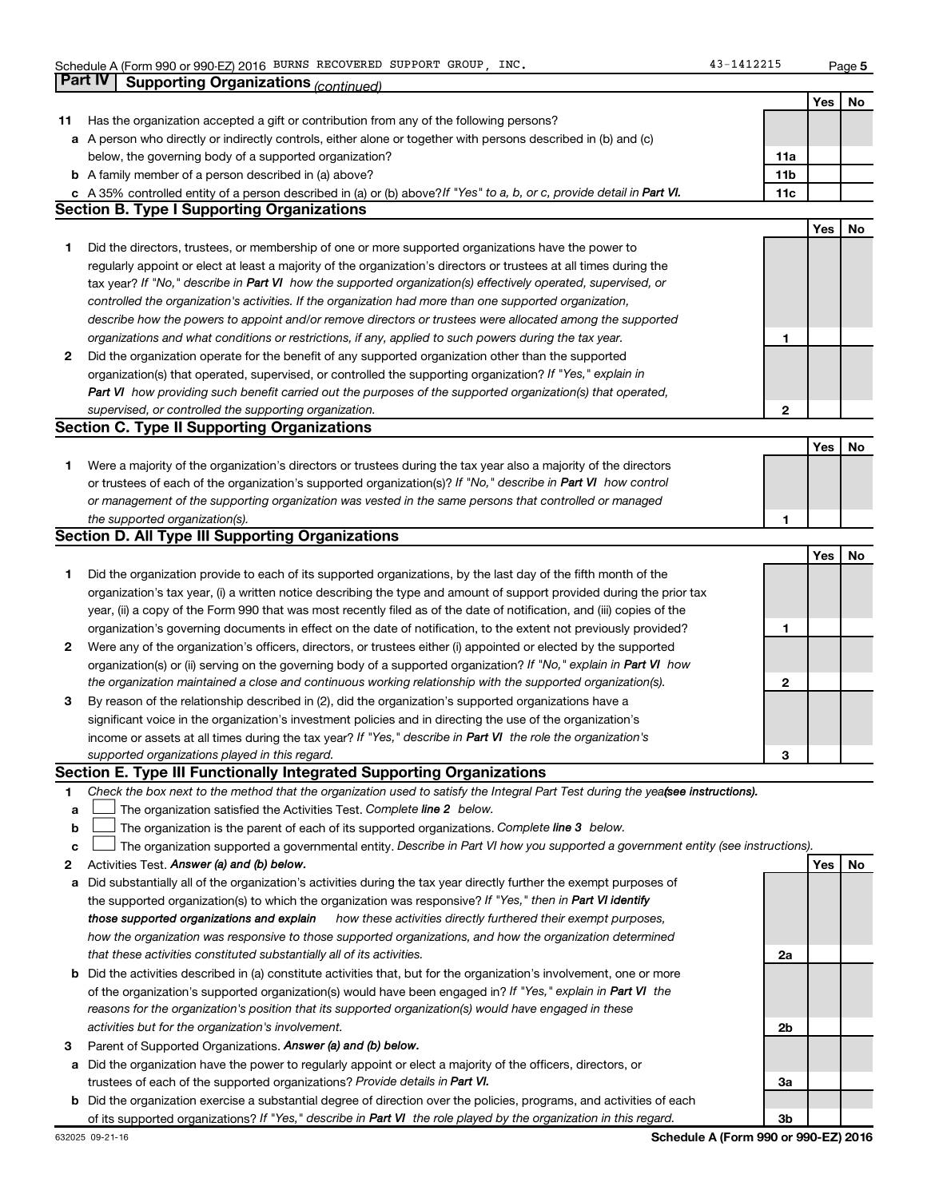## Part IV Supporting Organizations *(continued)*

| | | | Yes | No |
|---|---|---|---|---|
| **11** | Has the organization accepted a gift or contribution from any of the following persons? | | | |
| **a** | A person who directly or indirectly controls, either alone or together with persons described in (b) and (c) below, the governing body of a supported organization? | **11a** | | |
| **b** | A family member of a person described in (a) above? | **11b** | | |
| **c** | A 35% controlled entity of a person described in (a) or (b) above? *If "Yes" to a, b, or c, provide detail in* ***Part VI.*** | **11c** | | |

### Section B. Type I Supporting Organizations

| | | | Yes | No |
|---|---|---|---|---|
| **1** | Did the directors, trustees, or membership of one or more supported organizations have the power to regularly appoint or elect at least a majority of the organization's directors or trustees at all times during the tax year? *If "No," describe in* ***Part VI*** *how the supported organization(s) effectively operated, supervised, or controlled the organization's activities. If the organization had more than one supported organization, describe how the powers to appoint and/or remove directors or trustees were allocated among the supported organizations and what conditions or restrictions, if any, applied to such powers during the tax year.* | **1** | | |
| **2** | Did the organization operate for the benefit of any supported organization other than the supported organization(s) that operated, supervised, or controlled the supporting organization? *If "Yes," explain in* ***Part VI*** *how providing such benefit carried out the purposes of the supported organization(s) that operated, supervised, or controlled the supporting organization.* | **2** | | |

### Section C. Type II Supporting Organizations

| | | | Yes | No |
|---|---|---|---|---|
| **1** | Were a majority of the organization's directors or trustees during the tax year also a majority of the directors or trustees of each of the organization's supported organization(s)? *If "No," describe in* ***Part VI*** *how control or management of the supporting organization was vested in the same persons that controlled or managed the supported organization(s).* | **1** | | |

### Section D. All Type III Supporting Organizations

| | | | Yes | No |
|---|---|---|---|---|
| **1** | Did the organization provide to each of its supported organizations, by the last day of the fifth month of the organization's tax year, (i) a written notice describing the type and amount of support provided during the prior tax year, (ii) a copy of the Form 990 that was most recently filed as of the date of notification, and (iii) copies of the organization's governing documents in effect on the date of notification, to the extent not previously provided? | **1** | | |
| **2** | Were any of the organization's officers, directors, or trustees either (i) appointed or elected by the supported organization(s) or (ii) serving on the governing body of a supported organization? *If "No," explain in* ***Part VI*** *how the organization maintained a close and continuous working relationship with the supported organization(s).* | **2** | | |
| **3** | By reason of the relationship described in (2), did the organization's supported organizations have a significant voice in the organization's investment policies and in directing the use of the organization's income or assets at all times during the tax year? *If "Yes," describe in* ***Part VI*** *the role the organization's supported organizations played in this regard.* | **3** | | |

### Section E. Type III Functionally Integrated Supporting Organizations

**1** *Check the box next to the method that the organization used to satisfy the Integral Part Test during the year* ***(see instructions).***

**a** ☐ The organization satisfied the Activities Test. *Complete* ***line 2*** *below.*

**b** ☐ The organization is the parent of each of its supported organizations. *Complete* ***line 3*** *below.*

**c** ☐ The organization supported a governmental entity. *Describe in Part VI how you supported a government entity (see instructions).*

| | | | Yes | No |
|---|---|---|---|---|
| **2** | Activities Test. ***Answer (a) and (b) below.*** | | | |
| **a** | Did substantially all of the organization's activities during the tax year directly further the exempt purposes of the supported organization(s) to which the organization was responsive? *If "Yes," then in* ***Part VI identify those supported organizations and explain*** *how these activities directly furthered their exempt purposes, how the organization was responsive to those supported organizations, and how the organization determined that these activities constituted substantially all of its activities.* | **2a** | | |
| **b** | Did the activities described in (a) constitute activities that, but for the organization's involvement, one or more of the organization's supported organization(s) would have been engaged in? *If "Yes," explain in* ***Part VI*** *the reasons for the organization's position that its supported organization(s) would have engaged in these activities but for the organization's involvement.* | **2b** | | |
| **3** | Parent of Supported Organizations. ***Answer (a) and (b) below.*** | | | |
| **a** | Did the organization have the power to regularly appoint or elect a majority of the officers, directors, or trustees of each of the supported organizations? *Provide details in* ***Part VI.*** | **3a** | | |
| **b** | Did the organization exercise a substantial degree of direction over the policies, programs, and activities of each of its supported organizations? *If "Yes," describe in* ***Part VI*** *the role played by the organization in this regard.* | **3b** | | |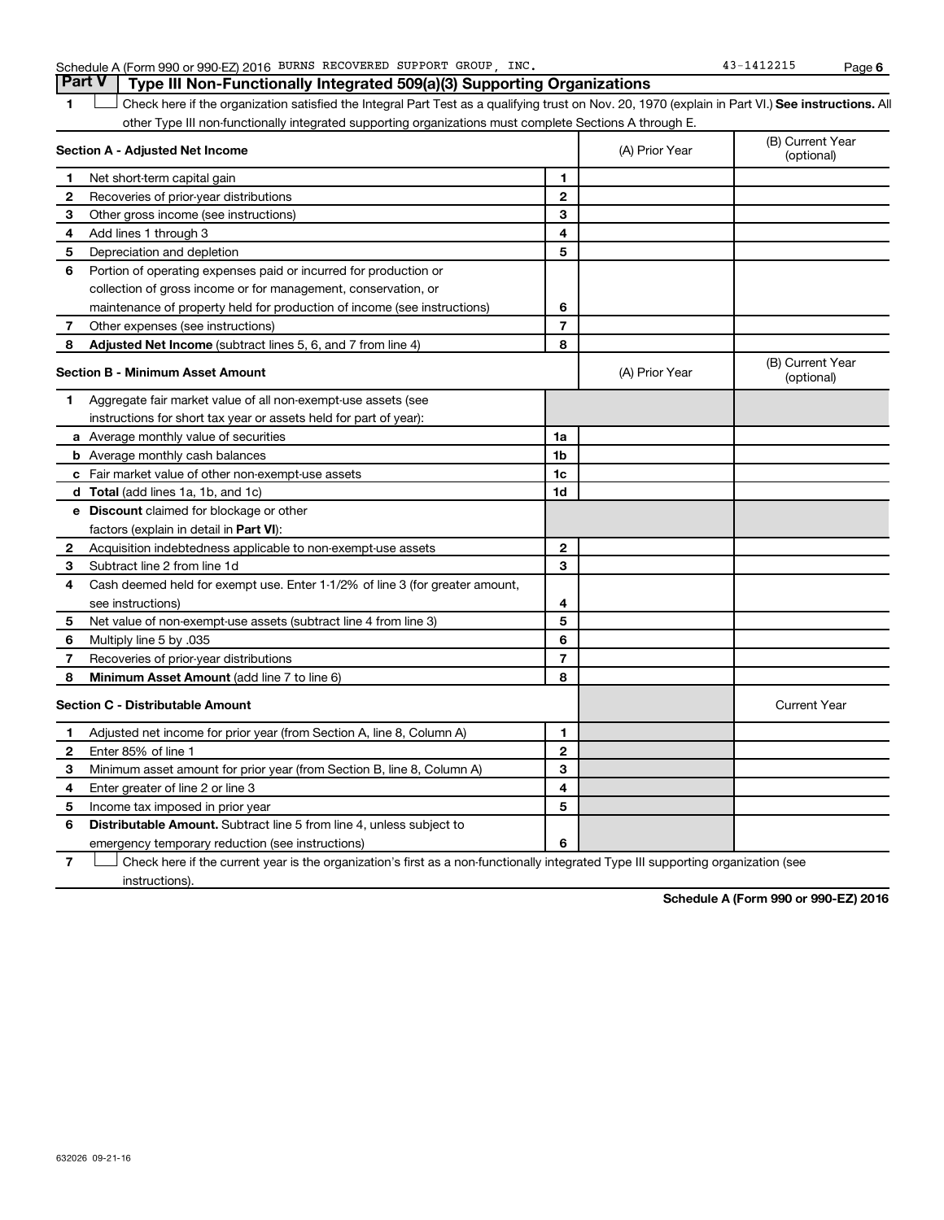## Part V | Type III Non-Functionally Integrated 509(a)(3) Supporting Organizations

1 ☐ Check here if the organization satisfied the Integral Part Test as a qualifying trust on Nov. 20, 1970 (explain in Part VI.) **See instructions.** All other Type III non-functionally integrated supporting organizations must complete Sections A through E.

| **Section A - Adjusted Net Income** | | | (A) Prior Year | (B) Current Year (optional) |
|---|---|---|---|---|
| 1 | Net short-term capital gain | 1 | | |
| 2 | Recoveries of prior-year distributions | 2 | | |
| 3 | Other gross income (see instructions) | 3 | | |
| 4 | Add lines 1 through 3 | 4 | | |
| 5 | Depreciation and depletion | 5 | | |
| 6 | Portion of operating expenses paid or incurred for production or collection of gross income or for management, conservation, or maintenance of property held for production of income (see instructions) | 6 | | |
| 7 | Other expenses (see instructions) | 7 | | |
| 8 | **Adjusted Net Income** (subtract lines 5, 6, and 7 from line 4) | 8 | | |

| **Section B - Minimum Asset Amount** | | | (A) Prior Year | (B) Current Year (optional) |
|---|---|---|---|---|
| 1 | Aggregate fair market value of all non-exempt-use assets (see instructions for short tax year or assets held for part of year): | | | |
| a | Average monthly value of securities | 1a | | |
| b | Average monthly cash balances | 1b | | |
| c | Fair market value of other non-exempt-use assets | 1c | | |
| d | **Total** (add lines 1a, 1b, and 1c) | 1d | | |
| e | **Discount** claimed for blockage or other factors (explain in detail in **Part VI**): | | | |
| 2 | Acquisition indebtedness applicable to non-exempt-use assets | 2 | | |
| 3 | Subtract line 2 from line 1d | 3 | | |
| 4 | Cash deemed held for exempt use. Enter 1-1/2% of line 3 (for greater amount, see instructions) | 4 | | |
| 5 | Net value of non-exempt-use assets (subtract line 4 from line 3) | 5 | | |
| 6 | Multiply line 5 by .035 | 6 | | |
| 7 | Recoveries of prior-year distributions | 7 | | |
| 8 | **Minimum Asset Amount** (add line 7 to line 6) | 8 | | |

| **Section C - Distributable Amount** | | | | Current Year |
|---|---|---|---|---|
| 1 | Adjusted net income for prior year (from Section A, line 8, Column A) | 1 | | |
| 2 | Enter 85% of line 1 | 2 | | |
| 3 | Minimum asset amount for prior year (from Section B, line 8, Column A) | 3 | | |
| 4 | Enter greater of line 2 or line 3 | 4 | | |
| 5 | Income tax imposed in prior year | 5 | | |
| 6 | **Distributable Amount.** Subtract line 5 from line 4, unless subject to emergency temporary reduction (see instructions) | 6 | | |

7 ☐ Check here if the current year is the organization's first as a non-functionally integrated Type III supporting organization (see instructions).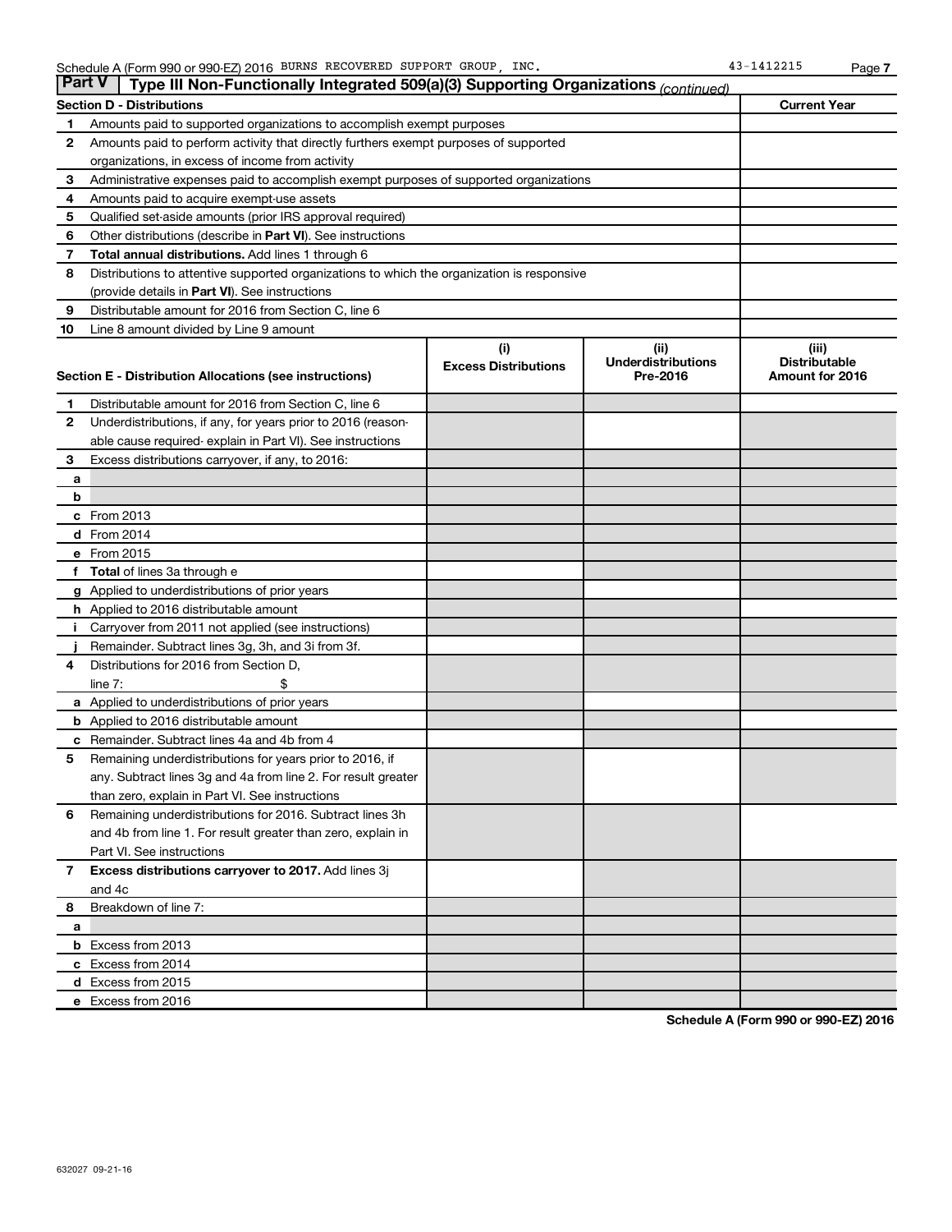Schedule A (Form 990 or 990-EZ) 2016 BURNS RECOVERED SUPPORT GROUP, INC. 43-1412215

## Part V Type III Non-Functionally Integrated 509(a)(3) Supporting Organizations *(continued)*

| Section D - Distributions | | Current Year |
|---|---|---|
| 1 | Amounts paid to supported organizations to accomplish exempt purposes | |
| 2 | Amounts paid to perform activity that directly furthers exempt purposes of supported organizations, in excess of income from activity | |
| 3 | Administrative expenses paid to accomplish exempt purposes of supported organizations | |
| 4 | Amounts paid to acquire exempt-use assets | |
| 5 | Qualified set-aside amounts (prior IRS approval required) | |
| 6 | Other distributions (describe in **Part VI**). See instructions | |
| 7 | **Total annual distributions.** Add lines 1 through 6 | |
| 8 | Distributions to attentive supported organizations to which the organization is responsive (provide details in **Part VI**). See instructions | |
| 9 | Distributable amount for 2016 from Section C, line 6 | |
| 10 | Line 8 amount divided by Line 9 amount | |

| Section E - Distribution Allocations (see instructions) | | (i) Excess Distributions | (ii) Underdistributions Pre-2016 | (iii) Distributable Amount for 2016 |
|---|---|---|---|---|
| 1 | Distributable amount for 2016 from Section C, line 6 | | | |
| 2 | Underdistributions, if any, for years prior to 2016 (reasonable cause required- explain in Part VI). See instructions | | | |
| 3 | Excess distributions carryover, if any, to 2016: | | | |
| a | | | | |
| b | | | | |
| c | From 2013 | | | |
| d | From 2014 | | | |
| e | From 2015 | | | |
| f | **Total** of lines 3a through e | | | |
| g | Applied to underdistributions of prior years | | | |
| h | Applied to 2016 distributable amount | | | |
| i | Carryover from 2011 not applied (see instructions) | | | |
| j | Remainder. Subtract lines 3g, 3h, and 3i from 3f. | | | |
| 4 | Distributions for 2016 from Section D, line 7: $ | | | |
| a | Applied to underdistributions of prior years | | | |
| b | Applied to 2016 distributable amount | | | |
| c | Remainder. Subtract lines 4a and 4b from 4 | | | |
| 5 | Remaining underdistributions for years prior to 2016, if any. Subtract lines 3g and 4a from line 2. For result greater than zero, explain in Part VI. See instructions | | | |
| 6 | Remaining underdistributions for 2016. Subtract lines 3h and 4b from line 1. For result greater than zero, explain in Part VI. See instructions | | | |
| 7 | **Excess distributions carryover to 2017.** Add lines 3j and 4c | | | |
| 8 | Breakdown of line 7: | | | |
| a | | | | |
| b | Excess from 2013 | | | |
| c | Excess from 2014 | | | |
| d | Excess from 2015 | | | |
| e | Excess from 2016 | | | |

**Schedule A (Form 990 or 990-EZ) 2016**

632027 09-21-16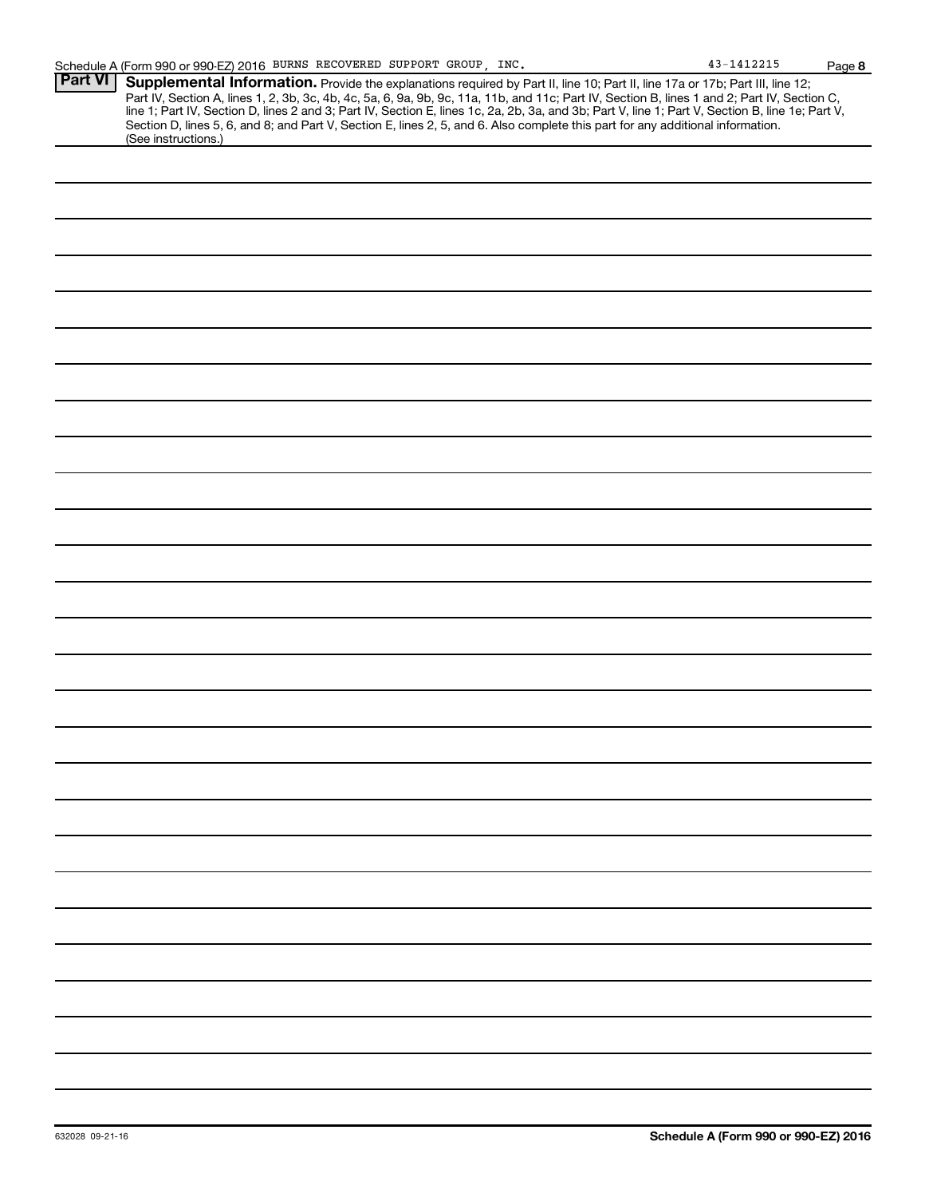Schedule A (Form 990 or 990-EZ) 2016 BURNS RECOVERED SUPPORT GROUP, INC. 43-1412215 Page **8**

## Part VI Supplemental Information.

Provide the explanations required by Part II, line 10; Part II, line 17a or 17b; Part III, line 12; Part IV, Section A, lines 1, 2, 3b, 3c, 4b, 4c, 5a, 6, 9a, 9b, 9c, 11a, 11b, and 11c; Part IV, Section B, lines 1 and 2; Part IV, Section C, line 1; Part IV, Section D, lines 2 and 3; Part IV, Section E, lines 1c, 2a, 2b, 3a, and 3b; Part V, line 1; Part V, Section B, line 1e; Part V, Section D, lines 5, 6, and 8; and Part V, Section E, lines 2, 5, and 6. Also complete this part for any additional information. (See instructions.)

632028 09-21-16

**Schedule A (Form 990 or 990-EZ) 2016**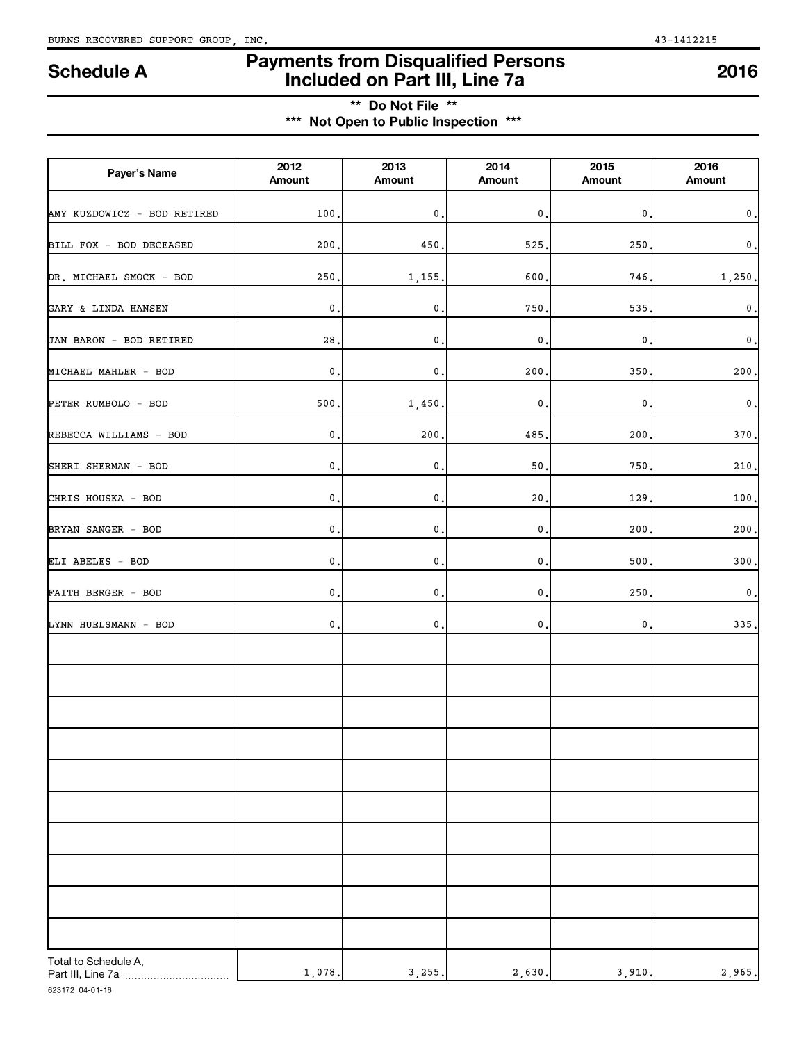BURNS RECOVERED SUPPORT GROUP, INC. 43-1412215

# Schedule A — Payments from Disqualified Persons Included on Part III, Line 7a — 2016

**\*\* Do Not File \*\***

**\*\*\* Not Open to Public Inspection \*\*\***

| Payer's Name | 2012 Amount | 2013 Amount | 2014 Amount | 2015 Amount | 2016 Amount |
|---|---|---|---|---|---|
| AMY KUZDOWICZ - BOD RETIRED | 100. | 0. | 0. | 0. | 0. |
| BILL FOX - BOD DECEASED | 200. | 450. | 525. | 250. | 0. |
| DR. MICHAEL SMOCK - BOD | 250. | 1,155. | 600. | 746. | 1,250. |
| GARY & LINDA HANSEN | 0. | 0. | 750. | 535. | 0. |
| JAN BARON - BOD RETIRED | 28. | 0. | 0. | 0. | 0. |
| MICHAEL MAHLER - BOD | 0. | 0. | 200. | 350. | 200. |
| PETER RUMBOLO - BOD | 500. | 1,450. | 0. | 0. | 0. |
| REBECCA WILLIAMS - BOD | 0. | 200. | 485. | 200. | 370. |
| SHERI SHERMAN - BOD | 0. | 0. | 50. | 750. | 210. |
| CHRIS HOUSKA - BOD | 0. | 0. | 20. | 129. | 100. |
| BRYAN SANGER - BOD | 0. | 0. | 0. | 200. | 200. |
| ELI ABELES - BOD | 0. | 0. | 0. | 500. | 300. |
| FAITH BERGER - BOD | 0. | 0. | 0. | 250. | 0. |
| LYNN HUELSMANN - BOD | 0. | 0. | 0. | 0. | 335. |
| | | | | | |
| | | | | | |
| | | | | | |
| | | | | | |
| | | | | | |
| | | | | | |
| | | | | | |
| | | | | | |
| | | | | | |
| | | | | | |
| Total to Schedule A, Part III, Line 7a | 1,078. | 3,255. | 2,630. | 3,910. | 2,965. |

623172 04-01-16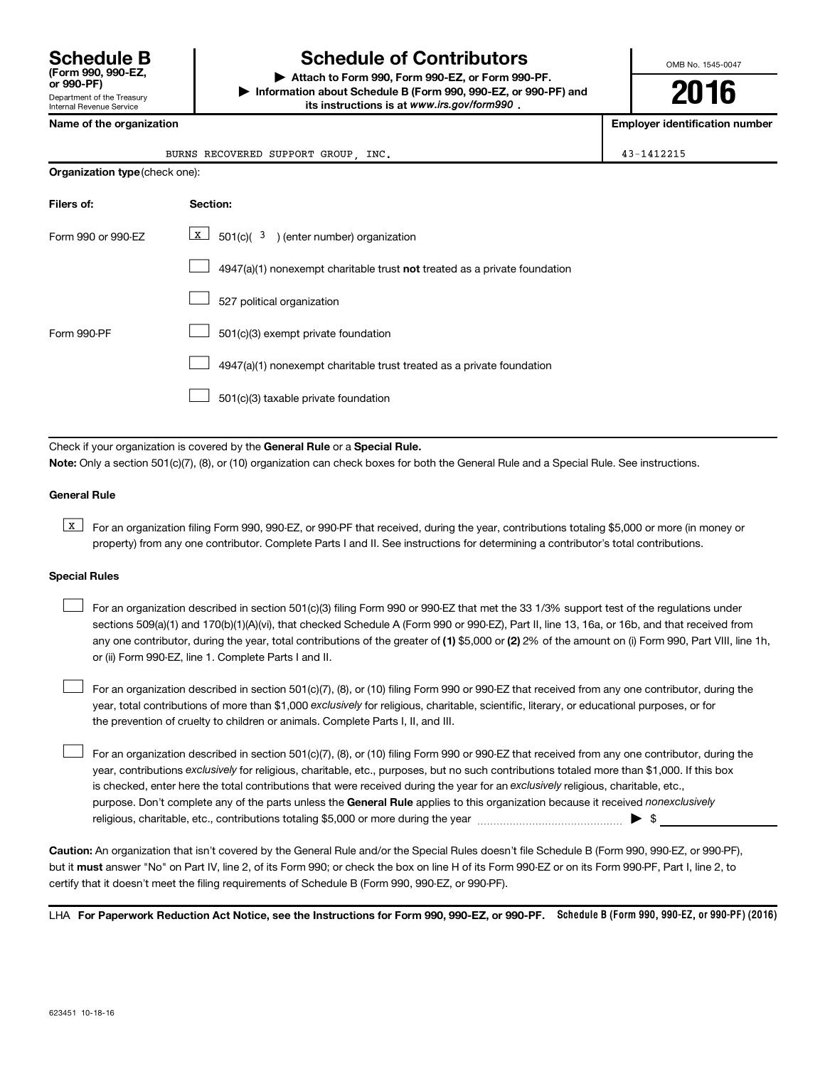# Schedule B (Form 990, 990-EZ, or 990-PF)

Department of the Treasury
Internal Revenue Service

## Schedule of Contributors

▶ **Attach to Form 990, Form 990-EZ, or Form 990-PF.**

▶ **Information about Schedule B (Form 990, 990-EZ, or 990-PF) and its instructions is at *www.irs.gov/form990*.**

OMB No. 1545-0047

**2016**

| **Name of the organization** | **Employer identification number** |
|---|---|
| BURNS RECOVERED SUPPORT GROUP, INC. | 43-1412215 |

**Organization type** (check one):

| **Filers of:** | **Section:** |
|---|---|
| Form 990 or 990-EZ | [X] 501(c)( 3 ) (enter number) organization |
| | [ ] 4947(a)(1) nonexempt charitable trust **not** treated as a private foundation |
| | [ ] 527 political organization |
| Form 990-PF | [ ] 501(c)(3) exempt private foundation |
| | [ ] 4947(a)(1) nonexempt charitable trust treated as a private foundation |
| | [ ] 501(c)(3) taxable private foundation |

Check if your organization is covered by the **General Rule** or a **Special Rule.**

**Note:** Only a section 501(c)(7), (8), or (10) organization can check boxes for both the General Rule and a Special Rule. See instructions.

### General Rule

[X] For an organization filing Form 990, 990-EZ, or 990-PF that received, during the year, contributions totaling $5,000 or more (in money or property) from any one contributor. Complete Parts I and II. See instructions for determining a contributor's total contributions.

### Special Rules

[ ] For an organization described in section 501(c)(3) filing Form 990 or 990-EZ that met the 33 1/3% support test of the regulations under sections 509(a)(1) and 170(b)(1)(A)(vi), that checked Schedule A (Form 990 or 990-EZ), Part II, line 13, 16a, or 16b, and that received from any one contributor, during the year, total contributions of the greater of **(1)** $5,000 or **(2)** 2% of the amount on (i) Form 990, Part VIII, line 1h, or (ii) Form 990-EZ, line 1. Complete Parts I and II.

[ ] For an organization described in section 501(c)(7), (8), or (10) filing Form 990 or 990-EZ that received from any one contributor, during the year, total contributions of more than $1,000 *exclusively* for religious, charitable, scientific, literary, or educational purposes, or for the prevention of cruelty to children or animals. Complete Parts I, II, and III.

[ ] For an organization described in section 501(c)(7), (8), or (10) filing Form 990 or 990-EZ that received from any one contributor, during the year, contributions *exclusively* for religious, charitable, etc., purposes, but no such contributions totaled more than $1,000. If this box is checked, enter here the total contributions that were received during the year for an *exclusively* religious, charitable, etc., purpose. Don't complete any of the parts unless the **General Rule** applies to this organization because it received *nonexclusively* religious, charitable, etc., contributions totaling $5,000 or more during the year ..................... ▶ $ ____________

**Caution:** An organization that isn't covered by the General Rule and/or the Special Rules doesn't file Schedule B (Form 990, 990-EZ, or 990-PF), but it **must** answer "No" on Part IV, line 2, of its Form 990; or check the box on line H of its Form 990-EZ or on its Form 990-PF, Part I, line 2, to certify that it doesn't meet the filing requirements of Schedule B (Form 990, 990-EZ, or 990-PF).

LHA **For Paperwork Reduction Act Notice, see the Instructions for Form 990, 990-EZ, or 990-PF.** **Schedule B (Form 990, 990-EZ, or 990-PF) (2016)**

623451 10-18-16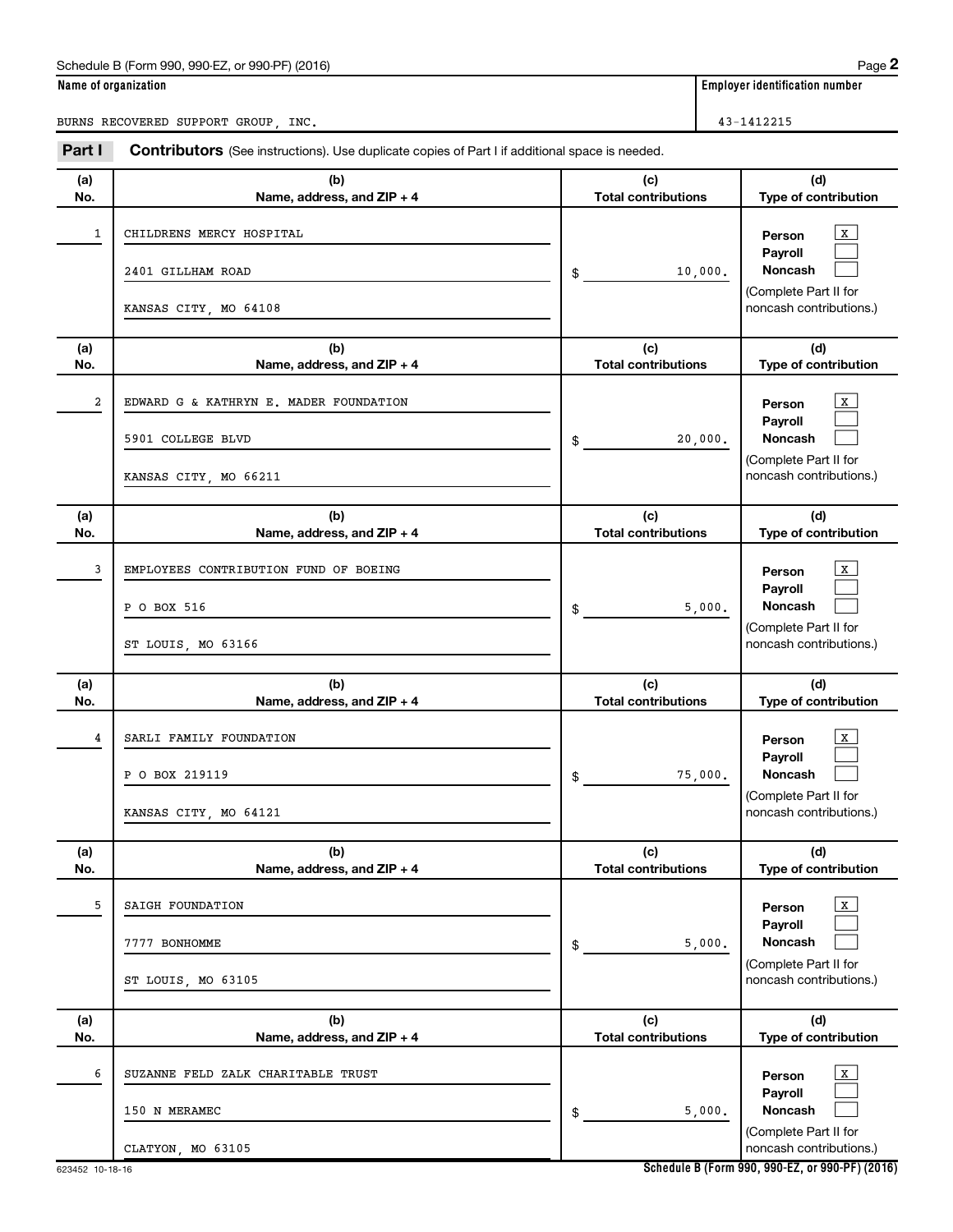Schedule B (Form 990, 990-EZ, or 990-PF) (2016)

**Name of organization**

BURNS RECOVERED SUPPORT GROUP, INC.

**Employer identification number**

43-1412215

**Part I** **Contributors** (See instructions). Use duplicate copies of Part I if additional space is needed.

| (a) No. | (b) Name, address, and ZIP + 4 | (c) Total contributions | (d) Type of contribution |
|---|---|---|---|
| 1 | CHILDRENS MERCY HOSPITAL<br>2401 GILLHAM ROAD<br>KANSAS CITY, MO 64108 | $ 10,000. | Person [X]<br>Payroll [ ]<br>Noncash [ ]<br>(Complete Part II for noncash contributions.) |
| 2 | EDWARD G & KATHRYN E. MADER FOUNDATION<br>5901 COLLEGE BLVD<br>KANSAS CITY, MO 66211 | $ 20,000. | Person [X]<br>Payroll [ ]<br>Noncash [ ]<br>(Complete Part II for noncash contributions.) |
| 3 | EMPLOYEES CONTRIBUTION FUND OF BOEING<br>P O BOX 516<br>ST LOUIS, MO 63166 | $ 5,000. | Person [X]<br>Payroll [ ]<br>Noncash [ ]<br>(Complete Part II for noncash contributions.) |
| 4 | SARLI FAMILY FOUNDATION<br>P O BOX 219119<br>KANSAS CITY, MO 64121 | $ 75,000. | Person [X]<br>Payroll [ ]<br>Noncash [ ]<br>(Complete Part II for noncash contributions.) |
| 5 | SAIGH FOUNDATION<br>7777 BONHOMME<br>ST LOUIS, MO 63105 | $ 5,000. | Person [X]<br>Payroll [ ]<br>Noncash [ ]<br>(Complete Part II for noncash contributions.) |
| 6 | SUZANNE FELD ZALK CHARITABLE TRUST<br>150 N MERAMEC<br>CLATYON, MO 63105 | $ 5,000. | Person [X]<br>Payroll [ ]<br>Noncash [ ]<br>(Complete Part II for noncash contributions.) |

623452 10-18-16

**Schedule B (Form 990, 990-EZ, or 990-PF) (2016)**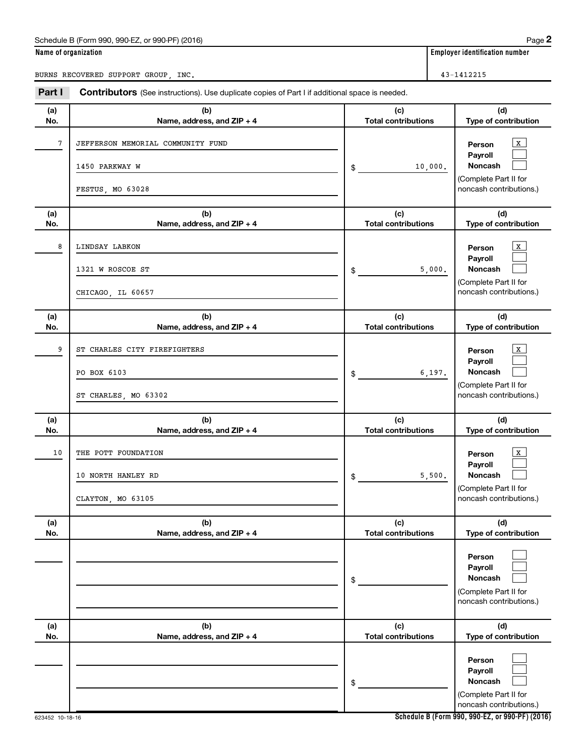Schedule B (Form 990, 990-EZ, or 990-PF) (2016)

**Name of organization**

BURNS RECOVERED SUPPORT GROUP, INC.

**Employer identification number**

43-1412215

**Part I** **Contributors** (See instructions). Use duplicate copies of Part I if additional space is needed.

| (a) No. | (b) Name, address, and ZIP + 4 | (c) Total contributions | (d) Type of contribution |
|---|---|---|---|
| 7 | JEFFERSON MEMORIAL COMMUNITY FUND<br>1450 PARKWAY W<br>FESTUS, MO 63028 | $ 10,000. | Person [X]<br>Payroll [ ]<br>Noncash [ ]<br>(Complete Part II for noncash contributions.) |
| 8 | LINDSAY LABKON<br>1321 W ROSCOE ST<br>CHICAGO, IL 60657 | $ 5,000. | Person [X]<br>Payroll [ ]<br>Noncash [ ]<br>(Complete Part II for noncash contributions.) |
| 9 | ST CHARLES CITY FIREFIGHTERS<br>PO BOX 6103<br>ST CHARLES, MO 63302 | $ 6,197. | Person [X]<br>Payroll [ ]<br>Noncash [ ]<br>(Complete Part II for noncash contributions.) |
| 10 | THE POTT FOUNDATION<br>10 NORTH HANLEY RD<br>CLAYTON, MO 63105 | $ 5,500. | Person [X]<br>Payroll [ ]<br>Noncash [ ]<br>(Complete Part II for noncash contributions.) |
| | | $ | Person [ ]<br>Payroll [ ]<br>Noncash [ ]<br>(Complete Part II for noncash contributions.) |
| | | $ | Person [ ]<br>Payroll [ ]<br>Noncash [ ]<br>(Complete Part II for noncash contributions.) |

623452 10-18-16

**Schedule B (Form 990, 990-EZ, or 990-PF) (2016)**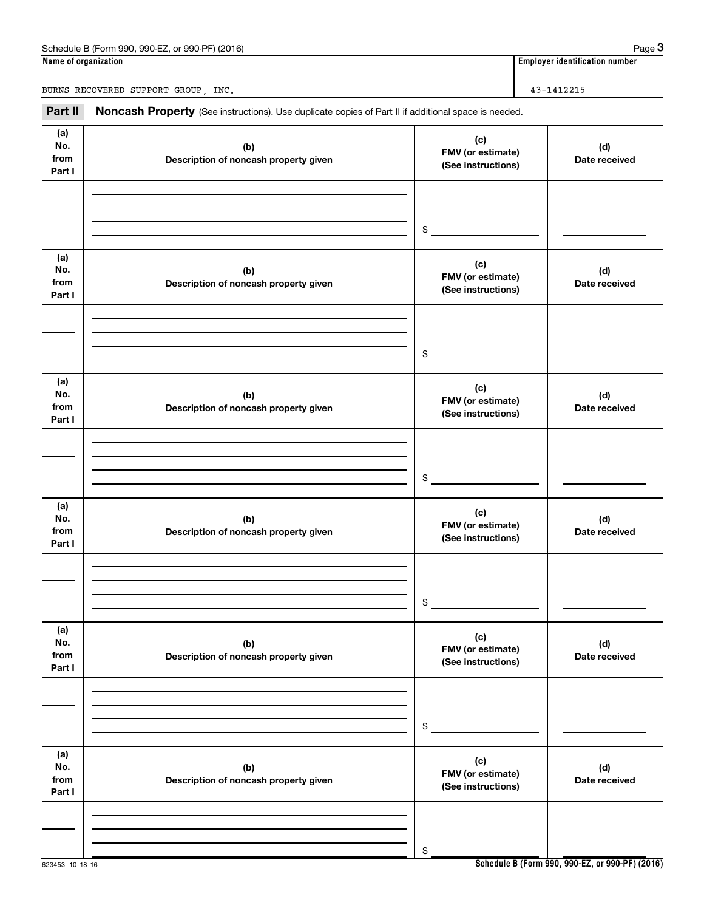**Name of organization**

BURNS RECOVERED SUPPORT GROUP, INC.

**Employer identification number**

43-1412215

**Part II** **Noncash Property** (See instructions). Use duplicate copies of Part II if additional space is needed.

| (a) No. from Part I | (b) Description of noncash property given | (c) FMV (or estimate) (See instructions) | (d) Date received |
|---|---|---|---|
| | | $ | |

| (a) No. from Part I | (b) Description of noncash property given | (c) FMV (or estimate) (See instructions) | (d) Date received |
|---|---|---|---|
| | | $ | |

| (a) No. from Part I | (b) Description of noncash property given | (c) FMV (or estimate) (See instructions) | (d) Date received |
|---|---|---|---|
| | | $ | |

| (a) No. from Part I | (b) Description of noncash property given | (c) FMV (or estimate) (See instructions) | (d) Date received |
|---|---|---|---|
| | | $ | |

| (a) No. from Part I | (b) Description of noncash property given | (c) FMV (or estimate) (See instructions) | (d) Date received |
|---|---|---|---|
| | | $ | |

| (a) No. from Part I | (b) Description of noncash property given | (c) FMV (or estimate) (See instructions) | (d) Date received |
|---|---|---|---|
| | | $ | |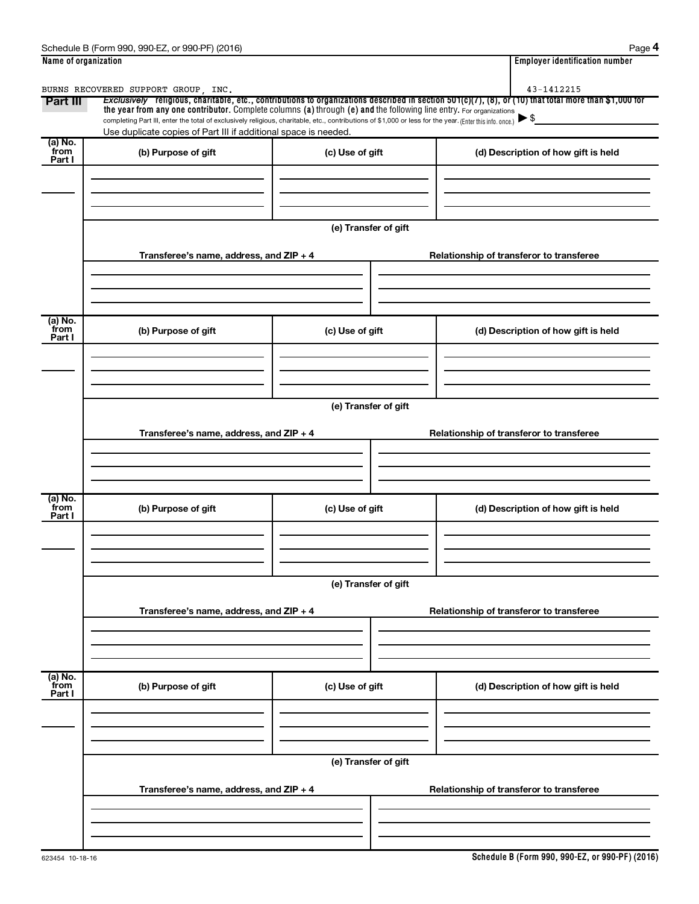Schedule B (Form 990, 990-EZ, or 990-PF) (2016) Page **4**

| Name of organization | Employer identification number |
|---|---|
| BURNS RECOVERED SUPPORT GROUP, INC. | 43-1412215 |

**Part III** *Exclusively* **religious, charitable, etc., contributions to organizations described in section 501(c)(7), (8), or (10) that total more than $1,000 for the year from any one contributor.** Complete columns **(a)** through **(e) and** the following line entry. For organizations completing Part III, enter the total of exclusively religious, charitable, etc., contributions of $1,000 or less for the year. (Enter this info. once.) ▶ $

Use duplicate copies of Part III if additional space is needed.

| (a) No. from Part I | (b) Purpose of gift | (c) Use of gift | (d) Description of how gift is held |
|---|---|---|---|
| | | | |

(e) Transfer of gift

| Transferee's name, address, and ZIP + 4 | Relationship of transferor to transferee |
|---|---|
| | |

| (a) No. from Part I | (b) Purpose of gift | (c) Use of gift | (d) Description of how gift is held |
|---|---|---|---|
| | | | |

(e) Transfer of gift

| Transferee's name, address, and ZIP + 4 | Relationship of transferor to transferee |
|---|---|
| | |

| (a) No. from Part I | (b) Purpose of gift | (c) Use of gift | (d) Description of how gift is held |
|---|---|---|---|
| | | | |

(e) Transfer of gift

| Transferee's name, address, and ZIP + 4 | Relationship of transferor to transferee |
|---|---|
| | |

| (a) No. from Part I | (b) Purpose of gift | (c) Use of gift | (d) Description of how gift is held |
|---|---|---|---|
| | | | |

(e) Transfer of gift

| Transferee's name, address, and ZIP + 4 | Relationship of transferor to transferee |
|---|---|
| | |

623454 10-18-16 **Schedule B (Form 990, 990-EZ, or 990-PF) (2016)**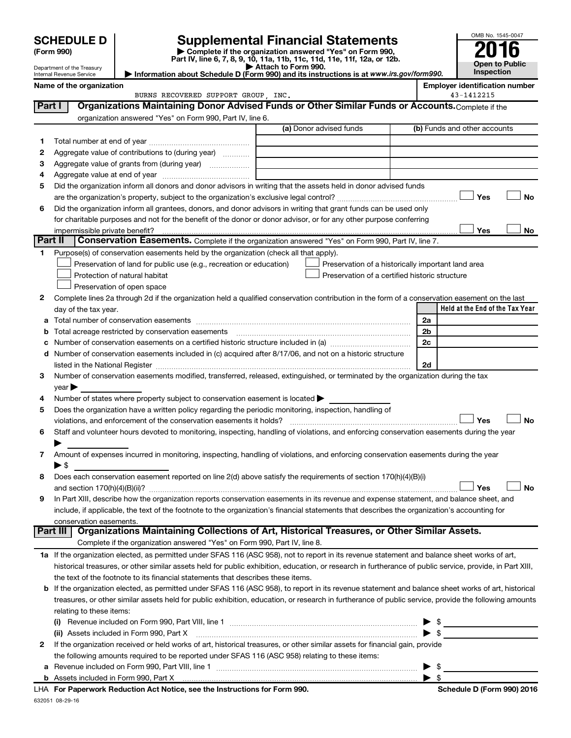**SCHEDULE D**
**(Form 990)**

Department of the Treasury
Internal Revenue Service

# Supplemental Financial Statements

▶ Complete if the organization answered "Yes" on Form 990, Part IV, line 6, 7, 8, 9, 10, 11a, 11b, 11c, 11d, 11e, 11f, 12a, or 12b.
▶ Attach to Form 990.
▶ Information about Schedule D (Form 990) and its instructions is at *www.irs.gov/form990.*

OMB No. 1545-0047
**2016**
**Open to Public Inspection**

**Name of the organization**: BURNS RECOVERED SUPPORT GROUP, INC.
**Employer identification number**: 43-1412215

## Part I Organizations Maintaining Donor Advised Funds or Other Similar Funds or Accounts.

Complete if the organization answered "Yes" on Form 990, Part IV, line 6.

| | | (a) Donor advised funds | (b) Funds and other accounts |
|---|---|---|---|
| 1 | Total number at end of year | | |
| 2 | Aggregate value of contributions to (during year) | | |
| 3 | Aggregate value of grants from (during year) | | |
| 4 | Aggregate value at end of year | | |

5 Did the organization inform all donors and donor advisors in writing that the assets held in donor advised funds are the organization's property, subject to the organization's exclusive legal control? ☐ Yes ☐ No

6 Did the organization inform all grantees, donors, and donor advisors in writing that grant funds can be used only for charitable purposes and not for the benefit of the donor or donor advisor, or for any other purpose conferring impermissible private benefit? ☐ Yes ☐ No

## Part II Conservation Easements.

Complete if the organization answered "Yes" on Form 990, Part IV, line 7.

1 Purpose(s) of conservation easements held by the organization (check all that apply).

- ☐ Preservation of land for public use (e.g., recreation or education)
- ☐ Protection of natural habitat
- ☐ Preservation of open space
- ☐ Preservation of a historically important land area
- ☐ Preservation of a certified historic structure

2 Complete lines 2a through 2d if the organization held a qualified conservation contribution in the form of a conservation easement on the last day of the tax year.

| | | | Held at the End of the Tax Year |
|---|---|---|---|
| a | Total number of conservation easements | 2a | |
| b | Total acreage restricted by conservation easements | 2b | |
| c | Number of conservation easements on a certified historic structure included in (a) | 2c | |
| d | Number of conservation easements included in (c) acquired after 8/17/06, and not on a historic structure listed in the National Register | 2d | |

3 Number of conservation easements modified, transferred, released, extinguished, or terminated by the organization during the tax year ▶

4 Number of states where property subject to conservation easement is located ▶

5 Does the organization have a written policy regarding the periodic monitoring, inspection, handling of violations, and enforcement of the conservation easements it holds? ☐ Yes ☐ No

6 Staff and volunteer hours devoted to monitoring, inspecting, handling of violations, and enforcing conservation easements during the year ▶

7 Amount of expenses incurred in monitoring, inspecting, handling of violations, and enforcing conservation easements during the year ▶ $

8 Does each conservation easement reported on line 2(d) above satisfy the requirements of section 170(h)(4)(B)(i) and section 170(h)(4)(B)(ii)? ☐ Yes ☐ No

9 In Part XIII, describe how the organization reports conservation easements in its revenue and expense statement, and balance sheet, and include, if applicable, the text of the footnote to the organization's financial statements that describes the organization's accounting for conservation easements.

## Part III Organizations Maintaining Collections of Art, Historical Treasures, or Other Similar Assets.

Complete if the organization answered "Yes" on Form 990, Part IV, line 8.

1a If the organization elected, as permitted under SFAS 116 (ASC 958), not to report in its revenue statement and balance sheet works of art, historical treasures, or other similar assets held for public exhibition, education, or research in furtherance of public service, provide, in Part XIII, the text of the footnote to its financial statements that describes these items.

b If the organization elected, as permitted under SFAS 116 (ASC 958), to report in its revenue statement and balance sheet works of art, historical treasures, or other similar assets held for public exhibition, education, or research in furtherance of public service, provide the following amounts relating to these items:

(i) Revenue included on Form 990, Part VIII, line 1 ▶ $

(ii) Assets included in Form 990, Part X ▶ $

2 If the organization received or held works of art, historical treasures, or other similar assets for financial gain, provide the following amounts required to be reported under SFAS 116 (ASC 958) relating to these items:

a Revenue included on Form 990, Part VIII, line 1 ▶ $

b Assets included in Form 990, Part X ▶ $

LHA **For Paperwork Reduction Act Notice, see the Instructions for Form 990.** **Schedule D (Form 990) 2016**

632051 08-29-16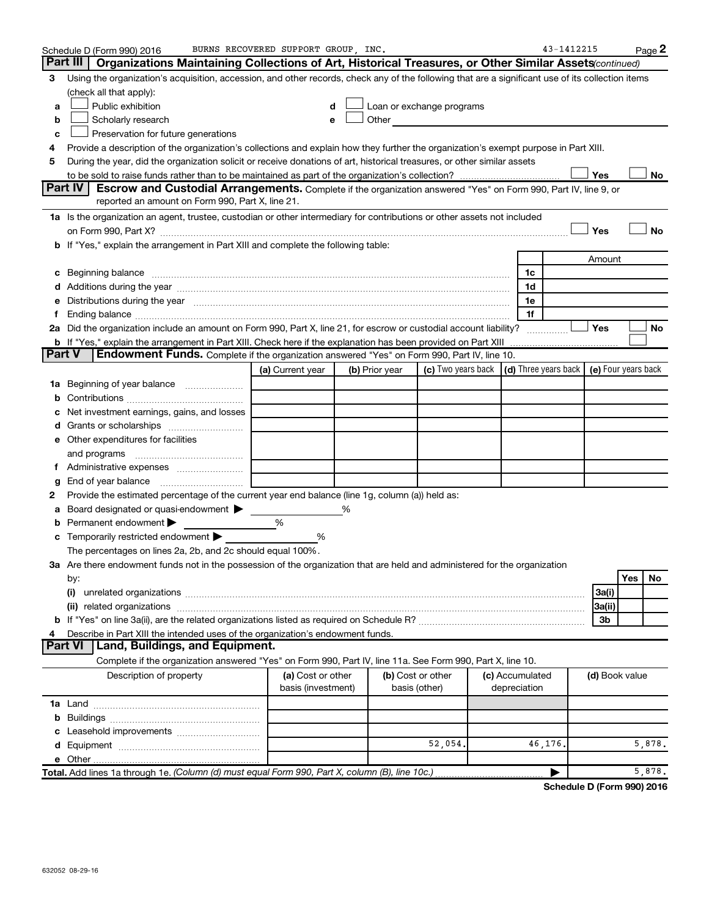Schedule D (Form 990) 2016 BURNS RECOVERED SUPPORT GROUP, INC. 43-1412215 Page 2

## Part III Organizations Maintaining Collections of Art, Historical Treasures, or Other Similar Assets *(continued)*

3 Using the organization's acquisition, accession, and other records, check any of the following that are a significant use of its collection items (check all that apply):

a ☐ Public exhibition  
b ☐ Scholarly research  
c ☐ Preservation for future generations  
d ☐ Loan or exchange programs  
e ☐ Other

4 Provide a description of the organization's collections and explain how they further the organization's exempt purpose in Part XIII.

5 During the year, did the organization solicit or receive donations of art, historical treasures, or other similar assets to be sold to raise funds rather than to be maintained as part of the organization's collection? ☐ Yes ☐ No

## Part IV Escrow and Custodial Arrangements.

Complete if the organization answered "Yes" on Form 990, Part IV, line 9, or reported an amount on Form 990, Part X, line 21.

1a Is the organization an agent, trustee, custodian or other intermediary for contributions or other assets not included on Form 990, Part X? ☐ Yes ☐ No

b If "Yes," explain the arrangement in Part XIII and complete the following table:

| | | Amount |
|---|---|---|
| c Beginning balance | 1c | |
| d Additions during the year | 1d | |
| e Distributions during the year | 1e | |
| f Ending balance | 1f | |

2a Did the organization include an amount on Form 990, Part X, line 21, for escrow or custodial account liability? ☐ Yes ☐ No

b If "Yes," explain the arrangement in Part XIII. Check here if the explanation has been provided on Part XIII ☐

## Part V Endowment Funds.

Complete if the organization answered "Yes" on Form 990, Part IV, line 10.

| | (a) Current year | (b) Prior year | (c) Two years back | (d) Three years back | (e) Four years back |
|---|---|---|---|---|---|
| 1a Beginning of year balance | | | | | |
| b Contributions | | | | | |
| c Net investment earnings, gains, and losses | | | | | |
| d Grants or scholarships | | | | | |
| e Other expenditures for facilities and programs | | | | | |
| f Administrative expenses | | | | | |
| g End of year balance | | | | | |

2 Provide the estimated percentage of the current year end balance (line 1g, column (a)) held as:

a Board designated or quasi-endowment ▶ %  
b Permanent endowment ▶ %  
c Temporarily restricted endowment ▶ %

The percentages on lines 2a, 2b, and 2c should equal 100%.

3a Are there endowment funds not in the possession of the organization that are held and administered for the organization by:

| | | Yes | No |
|---|---|---|---|
| (i) unrelated organizations | 3a(i) | | |
| (ii) related organizations | 3a(ii) | | |
| b If "Yes" on line 3a(ii), are the related organizations listed as required on Schedule R? | 3b | | |

4 Describe in Part XIII the intended uses of the organization's endowment funds.

## Part VI Land, Buildings, and Equipment.

Complete if the organization answered "Yes" on Form 990, Part IV, line 11a. See Form 990, Part X, line 10.

| Description of property | (a) Cost or other basis (investment) | (b) Cost or other basis (other) | (c) Accumulated depreciation | (d) Book value |
|---|---|---|---|---|
| 1a Land | | | | |
| b Buildings | | | | |
| c Leasehold improvements | | | | |
| d Equipment | | 52,054. | 46,176. | 5,878. |
| e Other | | | | |
| **Total.** Add lines 1a through 1e. *(Column (d) must equal Form 990, Part X, column (B), line 10c.)* ▶ | | | | 5,878. |

**Schedule D (Form 990) 2016**

632052 08-29-16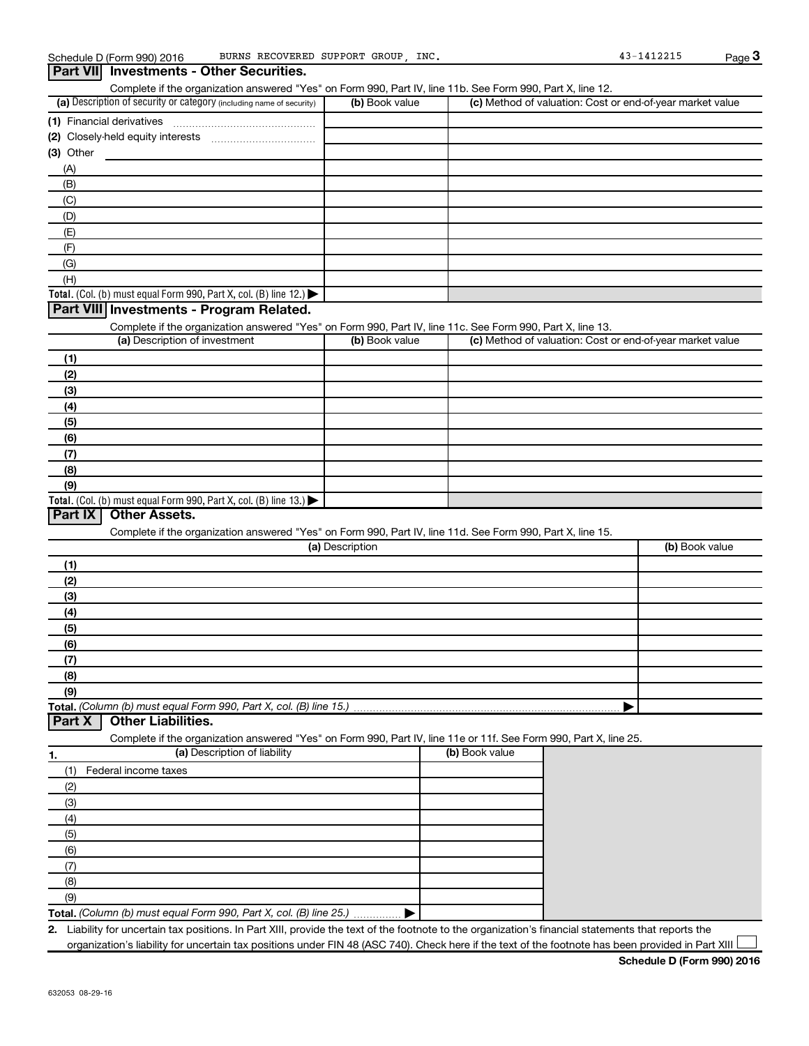## Part VII Investments - Other Securities.

Complete if the organization answered "Yes" on Form 990, Part IV, line 11b. See Form 990, Part X, line 12.

| (a) Description of security or category (including name of security) | (b) Book value | (c) Method of valuation: Cost or end-of-year market value |
|---|---|---|
| (1) Financial derivatives | | |
| (2) Closely-held equity interests | | |
| (3) Other | | |
| (A) | | |
| (B) | | |
| (C) | | |
| (D) | | |
| (E) | | |
| (F) | | |
| (G) | | |
| (H) | | |
| **Total.** (Col. (b) must equal Form 990, Part X, col. (B) line 12.) ▶ | | |

## Part VIII Investments - Program Related.

Complete if the organization answered "Yes" on Form 990, Part IV, line 11c. See Form 990, Part X, line 13.

| (a) Description of investment | (b) Book value | (c) Method of valuation: Cost or end-of-year market value |
|---|---|---|
| (1) | | |
| (2) | | |
| (3) | | |
| (4) | | |
| (5) | | |
| (6) | | |
| (7) | | |
| (8) | | |
| (9) | | |
| **Total.** (Col. (b) must equal Form 990, Part X, col. (B) line 13.) ▶ | | |

## Part IX Other Assets.

Complete if the organization answered "Yes" on Form 990, Part IV, line 11d. See Form 990, Part X, line 15.

| (a) Description | (b) Book value |
|---|---|
| (1) | |
| (2) | |
| (3) | |
| (4) | |
| (5) | |
| (6) | |
| (7) | |
| (8) | |
| (9) | |
| **Total.** *(Column (b) must equal Form 990, Part X, col. (B) line 15.)* ▶ | |

## Part X Other Liabilities.

Complete if the organization answered "Yes" on Form 990, Part IV, line 11e or 11f. See Form 990, Part X, line 25.

| 1. (a) Description of liability | (b) Book value |
|---|---|
| (1) Federal income taxes | |
| (2) | |
| (3) | |
| (4) | |
| (5) | |
| (6) | |
| (7) | |
| (8) | |
| (9) | |
| **Total.** *(Column (b) must equal Form 990, Part X, col. (B) line 25.)* ▶ | |

**2.** Liability for uncertain tax positions. In Part XIII, provide the text of the footnote to the organization's financial statements that reports the organization's liability for uncertain tax positions under FIN 48 (ASC 740). Check here if the text of the footnote has been provided in Part XIII ☐

**Schedule D (Form 990) 2016**

632053 08-29-16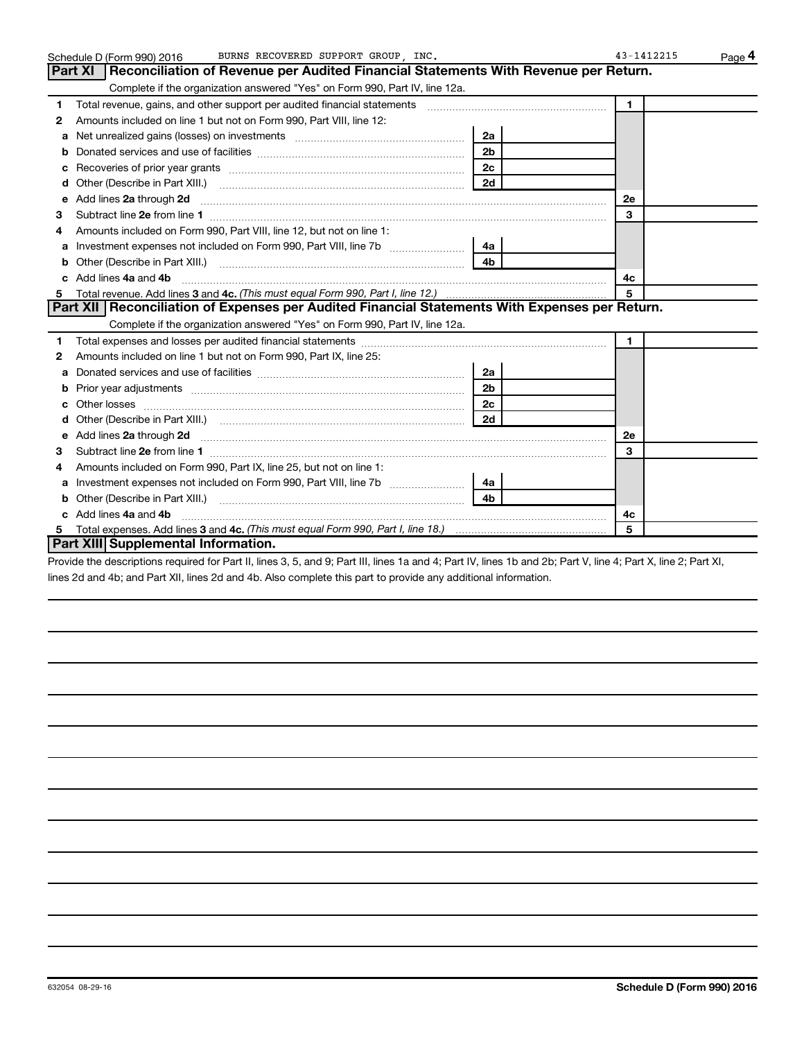Schedule D (Form 990) 2016 BURNS RECOVERED SUPPORT GROUP, INC. 43-1412215 Page 4

## Part XI Reconciliation of Revenue per Audited Financial Statements With Revenue per Return.

Complete if the organization answered "Yes" on Form 990, Part IV, line 12a.

| | | | | | |
|---|---|---|---|---|---|
| 1 | Total revenue, gains, and other support per audited financial statements | | | 1 | |
| 2 | Amounts included on line 1 but not on Form 990, Part VIII, line 12: | | | | |
| a | Net unrealized gains (losses) on investments | 2a | | | |
| b | Donated services and use of facilities | 2b | | | |
| c | Recoveries of prior year grants | 2c | | | |
| d | Other (Describe in Part XIII.) | 2d | | | |
| e | Add lines **2a** through **2d** | | | 2e | |
| 3 | Subtract line **2e** from line **1** | | | 3 | |
| 4 | Amounts included on Form 990, Part VIII, line 12, but not on line 1: | | | | |
| a | Investment expenses not included on Form 990, Part VIII, line 7b | 4a | | | |
| b | Other (Describe in Part XIII.) | 4b | | | |
| c | Add lines **4a** and **4b** | | | 4c | |
| 5 | Total revenue. Add lines **3** and **4c.** *(This must equal Form 990, Part I, line 12.)* | | | 5 | |

## Part XII Reconciliation of Expenses per Audited Financial Statements With Expenses per Return.

Complete if the organization answered "Yes" on Form 990, Part IV, line 12a.

| | | | | | |
|---|---|---|---|---|---|
| 1 | Total expenses and losses per audited financial statements | | | 1 | |
| 2 | Amounts included on line 1 but not on Form 990, Part IX, line 25: | | | | |
| a | Donated services and use of facilities | 2a | | | |
| b | Prior year adjustments | 2b | | | |
| c | Other losses | 2c | | | |
| d | Other (Describe in Part XIII.) | 2d | | | |
| e | Add lines **2a** through **2d** | | | 2e | |
| 3 | Subtract line **2e** from line **1** | | | 3 | |
| 4 | Amounts included on Form 990, Part IX, line 25, but not on line 1: | | | | |
| a | Investment expenses not included on Form 990, Part VIII, line 7b | 4a | | | |
| b | Other (Describe in Part XIII.) | 4b | | | |
| c | Add lines **4a** and **4b** | | | 4c | |
| 5 | Total expenses. Add lines **3** and **4c.** *(This must equal Form 990, Part I, line 18.)* | | | 5 | |

## Part XIII Supplemental Information.

Provide the descriptions required for Part II, lines 3, 5, and 9; Part III, lines 1a and 4; Part IV, lines 1b and 2b; Part V, line 4; Part X, line 2; Part XI, lines 2d and 4b; and Part XII, lines 2d and 4b. Also complete this part to provide any additional information.

632054 08-29-16 **Schedule D (Form 990) 2016**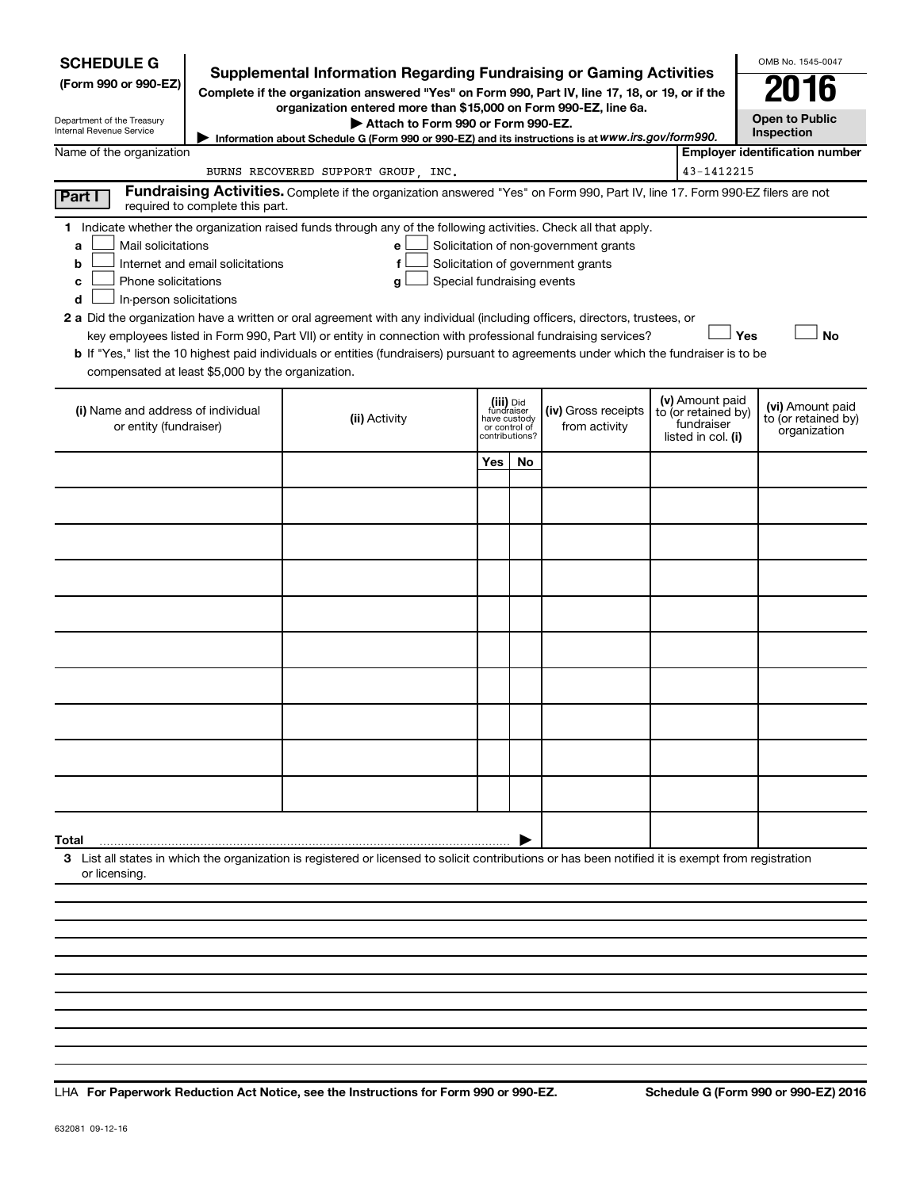**SCHEDULE G**
**(Form 990 or 990-EZ)**

Department of the Treasury
Internal Revenue Service

# Supplemental Information Regarding Fundraising or Gaming Activities

**Complete if the organization answered "Yes" on Form 990, Part IV, line 17, 18, or 19, or if the organization entered more than $15,000 on Form 990-EZ, line 6a.**

**▶ Attach to Form 990 or Form 990-EZ.**

**▶ Information about Schedule G (Form 990 or 990-EZ) and its instructions is at *www.irs.gov/form990*.**

OMB No. 1545-0047

**2016**

**Open to Public Inspection**

Name of the organization: BURNS RECOVERED SUPPORT GROUP, INC.

**Employer identification number:** 43-1412215

**Part I** **Fundraising Activities.** Complete if the organization answered "Yes" on Form 990, Part IV, line 17. Form 990-EZ filers are not required to complete this part.

**1** Indicate whether the organization raised funds through any of the following activities. Check all that apply.

- **a** ☐ Mail solicitations
- **b** ☐ Internet and email solicitations
- **c** ☐ Phone solicitations
- **d** ☐ In-person solicitations
- **e** ☐ Solicitation of non-government grants
- **f** ☐ Solicitation of government grants
- **g** ☐ Special fundraising events

**2 a** Did the organization have a written or oral agreement with any individual (including officers, directors, trustees, or key employees listed in Form 990, Part VII) or entity in connection with professional fundraising services? ☐ **Yes** ☐ **No**

**b** If "Yes," list the 10 highest paid individuals or entities (fundraisers) pursuant to agreements under which the fundraiser is to be compensated at least $5,000 by the organization.

| (i) Name and address of individual or entity (fundraiser) | (ii) Activity | (iii) Did fundraiser have custody or control of contributions? | | (iv) Gross receipts from activity | (v) Amount paid to (or retained by) fundraiser listed in col. (i) | (vi) Amount paid to (or retained by) organization |
|---|---|---|---|---|---|---|
| | | Yes | No | | | |
| | | | | | | |
| | | | | | | |
| | | | | | | |
| | | | | | | |
| | | | | | | |
| | | | | | | |
| | | | | | | |
| | | | | | | |
| | | | | | | |
| | | | | | | |
| **Total** ▶ | | | | | | |

**3** List all states in which the organization is registered or licensed to solicit contributions or has been notified it is exempt from registration or licensing.

LHA **For Paperwork Reduction Act Notice, see the Instructions for Form 990 or 990-EZ.** **Schedule G (Form 990 or 990-EZ) 2016**

632081 09-12-16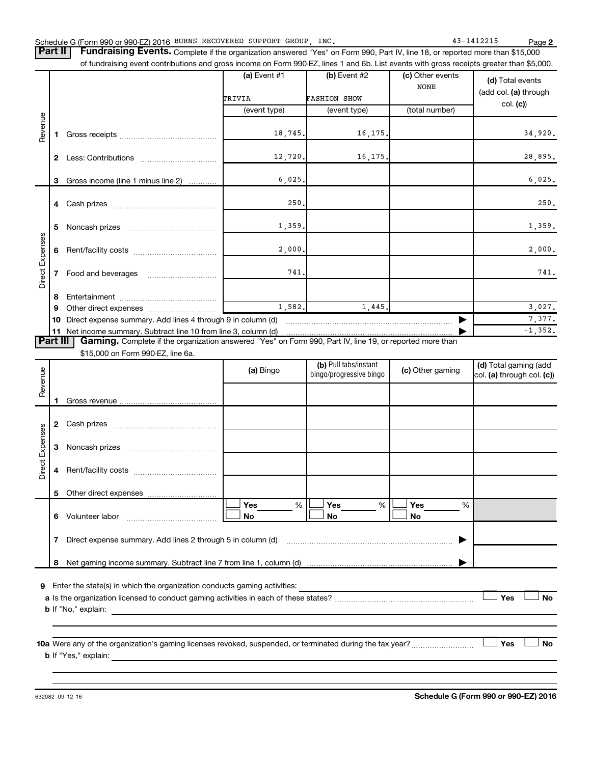Schedule G (Form 990 or 990-EZ) 2016 BURNS RECOVERED SUPPORT GROUP, INC. 43-1412215 Page **2**

**Part II** **Fundraising Events.** Complete if the organization answered "Yes" on Form 990, Part IV, line 18, or reported more than $15,000 of fundraising event contributions and gross income on Form 990-EZ, lines 1 and 6b. List events with gross receipts greater than $5,000.

| | | (a) Event #1 TRIVIA (event type) | (b) Event #2 FASHION SHOW (event type) | (c) Other events NONE (total number) | (d) Total events (add col. (a) through col. (c)) |
|---|---|---|---|---|---|
| Revenue | 1 Gross receipts | 18,745. | 16,175. | | 34,920. |
| | 2 Less: Contributions | 12,720. | 16,175. | | 28,895. |
| | 3 Gross income (line 1 minus line 2) | 6,025. | | | 6,025. |
| Direct Expenses | 4 Cash prizes | 250. | | | 250. |
| | 5 Noncash prizes | 1,359. | | | 1,359. |
| | 6 Rent/facility costs | 2,000. | | | 2,000. |
| | 7 Food and beverages | 741. | | | 741. |
| | 8 Entertainment | | | | |
| | 9 Other direct expenses | 1,582. | 1,445. | | 3,027. |
| | 10 Direct expense summary. Add lines 4 through 9 in column (d) | | | ▶ | 7,377. |
| | 11 Net income summary. Subtract line 10 from line 3, column (d) | | | ▶ | -1,352. |

**Part III** **Gaming.** Complete if the organization answered "Yes" on Form 990, Part IV, line 19, or reported more than $15,000 on Form 990-EZ, line 6a.

| | | (a) Bingo | (b) Pull tabs/instant bingo/progressive bingo | (c) Other gaming | (d) Total gaming (add col. (a) through col. (c)) |
|---|---|---|---|---|---|
| Revenue | 1 Gross revenue | | | | |
| Direct Expenses | 2 Cash prizes | | | | |
| | 3 Noncash prizes | | | | |
| | 4 Rent/facility costs | | | | |
| | 5 Other direct expenses | | | | |
| | 6 Volunteer labor | ☐ Yes ___ % ☐ No | ☐ Yes ___ % ☐ No | ☐ Yes ___ % ☐ No | |
| | 7 Direct expense summary. Add lines 2 through 5 in column (d) | | | ▶ | |
| | 8 Net gaming income summary. Subtract line 7 from line 1, column (d) | | | ▶ | |

**9** Enter the state(s) in which the organization conducts gaming activities:

**a** Is the organization licensed to conduct gaming activities in each of these states? ☐ Yes ☐ No

**b** If "No," explain:

**10a** Were any of the organization's gaming licenses revoked, suspended, or terminated during the tax year? ☐ Yes ☐ No

**b** If "Yes," explain:

632082 09-12-16 **Schedule G (Form 990 or 990-EZ) 2016**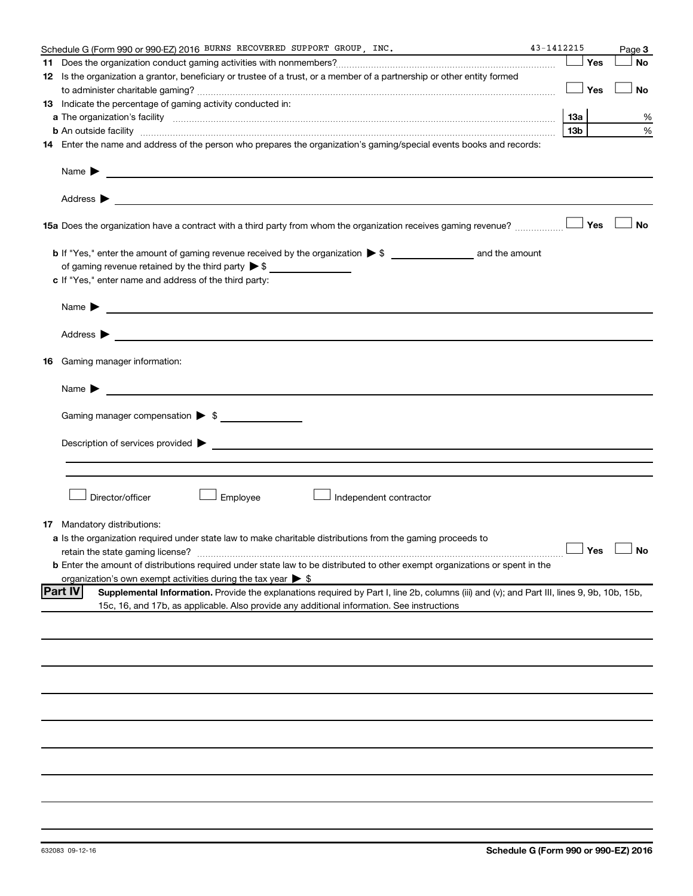Schedule G (Form 990 or 990-EZ) 2016 BURNS RECOVERED SUPPORT GROUP, INC. 43-1412215 Page **3**

**11** Does the organization conduct gaming activities with nonmembers? ☐ Yes ☐ No

**12** Is the organization a grantor, beneficiary or trustee of a trust, or a member of a partnership or other entity formed to administer charitable gaming? ☐ Yes ☐ No

**13** Indicate the percentage of gaming activity conducted in:

**a** The organization's facility **13a** %

**b** An outside facility **13b** %

**14** Enter the name and address of the person who prepares the organization's gaming/special events books and records:

Name ▶

Address ▶

**15a** Does the organization have a contract with a third party from whom the organization receives gaming revenue? ☐ Yes ☐ No

**b** If "Yes," enter the amount of gaming revenue received by the organization ▶ $ ______ and the amount of gaming revenue retained by the third party ▶ $ ______

**c** If "Yes," enter name and address of the third party:

Name ▶

Address ▶

**16** Gaming manager information:

Name ▶

Gaming manager compensation ▶ $

Description of services provided ▶

☐ Director/officer ☐ Employee ☐ Independent contractor

**17** Mandatory distributions:

**a** Is the organization required under state law to make charitable distributions from the gaming proceeds to retain the state gaming license? ☐ Yes ☐ No

**b** Enter the amount of distributions required under state law to be distributed to other exempt organizations or spent in the organization's own exempt activities during the tax year ▶ $

**Part IV** **Supplemental Information.** Provide the explanations required by Part I, line 2b, columns (iii) and (v); and Part III, lines 9, 9b, 10b, 15b, 15c, 16, and 17b, as applicable. Also provide any additional information. See instructions

632083 09-12-16 **Schedule G (Form 990 or 990-EZ) 2016**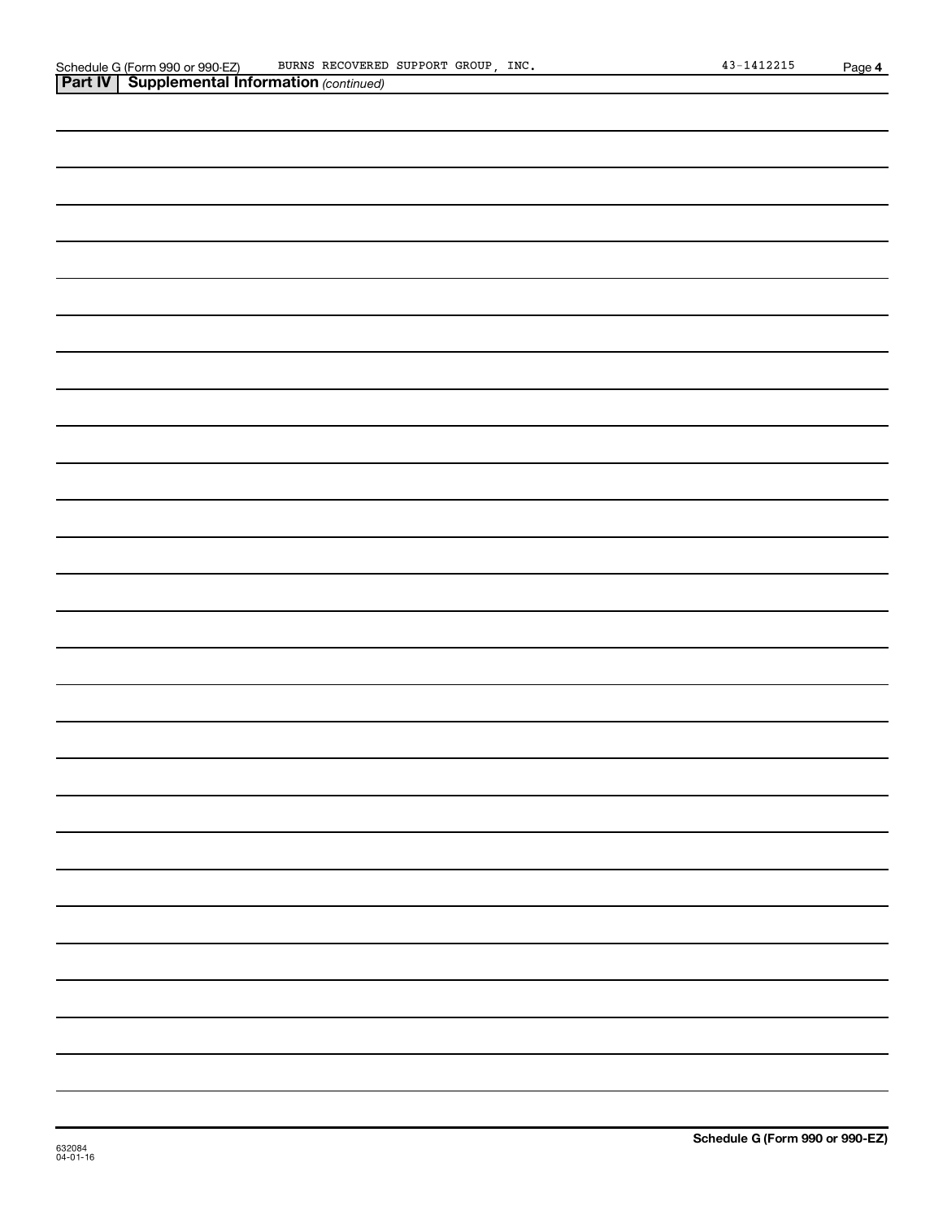**Part IV | Supplemental Information** *(continued)*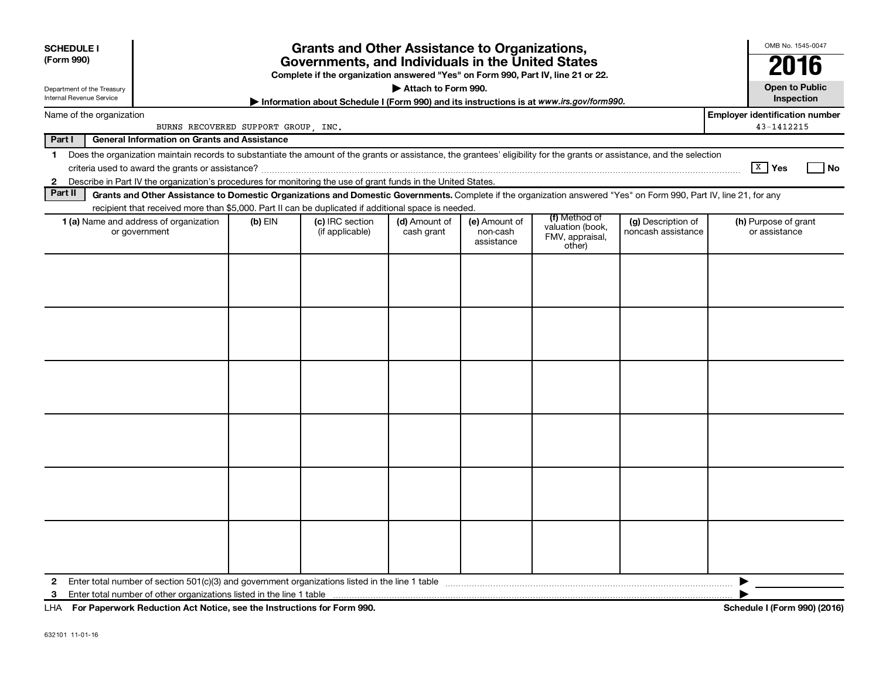**SCHEDULE I**
**(Form 990)**

Department of the Treasury
Internal Revenue Service

# Grants and Other Assistance to Organizations, Governments, and Individuals in the United States

**Complete if the organization answered "Yes" on Form 990, Part IV, line 21 or 22.**

**▶ Attach to Form 990.**

**▶ Information about Schedule I (Form 990) and its instructions is at www.irs.gov/form990.**

OMB No. 1545-0047

**2016**

**Open to Public Inspection**

Name of the organization: BURNS RECOVERED SUPPORT GROUP, INC.

**Employer identification number:** 43-1412215

**Part I — General Information on Grants and Assistance**

1 Does the organization maintain records to substantiate the amount of the grants or assistance, the grantees' eligibility for the grants or assistance, and the selection criteria used to award the grants or assistance? [X] Yes [ ] No

2 Describe in Part IV the organization's procedures for monitoring the use of grant funds in the United States.

**Part II — Grants and Other Assistance to Domestic Organizations and Domestic Governments.** Complete if the organization answered "Yes" on Form 990, Part IV, line 21, for any recipient that received more than $5,000. Part II can be duplicated if additional space is needed.

| 1 (a) Name and address of organization or government | (b) EIN | (c) IRC section (if applicable) | (d) Amount of cash grant | (e) Amount of non-cash assistance | (f) Method of valuation (book, FMV, appraisal, other) | (g) Description of noncash assistance | (h) Purpose of grant or assistance |
|---|---|---|---|---|---|---|---|
| | | | | | | | |
| | | | | | | | |
| | | | | | | | |
| | | | | | | | |
| | | | | | | | |
| | | | | | | | |

2 Enter total number of section 501(c)(3) and government organizations listed in the line 1 table ▶

3 Enter total number of other organizations listed in the line 1 table ▶

LHA **For Paperwork Reduction Act Notice, see the Instructions for Form 990.** **Schedule I (Form 990) (2016)**

632101 11-01-16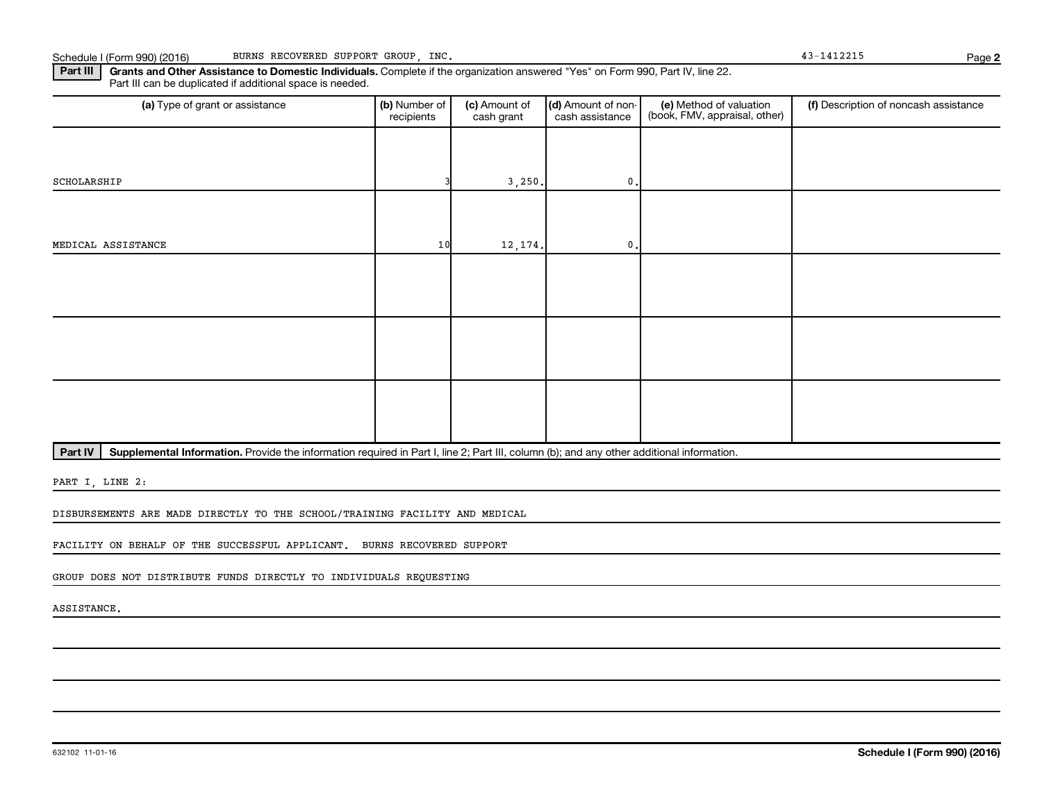Schedule I (Form 990) (2016) BURNS RECOVERED SUPPORT GROUP, INC. 43-1412215

**Part III** **Grants and Other Assistance to Domestic Individuals.** Complete if the organization answered "Yes" on Form 990, Part IV, line 22. Part III can be duplicated if additional space is needed.

| (a) Type of grant or assistance | (b) Number of recipients | (c) Amount of cash grant | (d) Amount of non-cash assistance | (e) Method of valuation (book, FMV, appraisal, other) | (f) Description of noncash assistance |
|---|---|---|---|---|---|
| SCHOLARSHIP | 3 | 3,250. | 0. | | |
| MEDICAL ASSISTANCE | 10 | 12,174. | 0. | | |
| | | | | | |
| | | | | | |
| | | | | | |

**Part IV** **Supplemental Information.** Provide the information required in Part I, line 2; Part III, column (b); and any other additional information.

PART I, LINE 2:

DISBURSEMENTS ARE MADE DIRECTLY TO THE SCHOOL/TRAINING FACILITY AND MEDICAL FACILITY ON BEHALF OF THE SUCCESSFUL APPLICANT. BURNS RECOVERED SUPPORT GROUP DOES NOT DISTRIBUTE FUNDS DIRECTLY TO INDIVIDUALS REQUESTING ASSISTANCE.

632102 11-01-16 **Schedule I (Form 990) (2016)**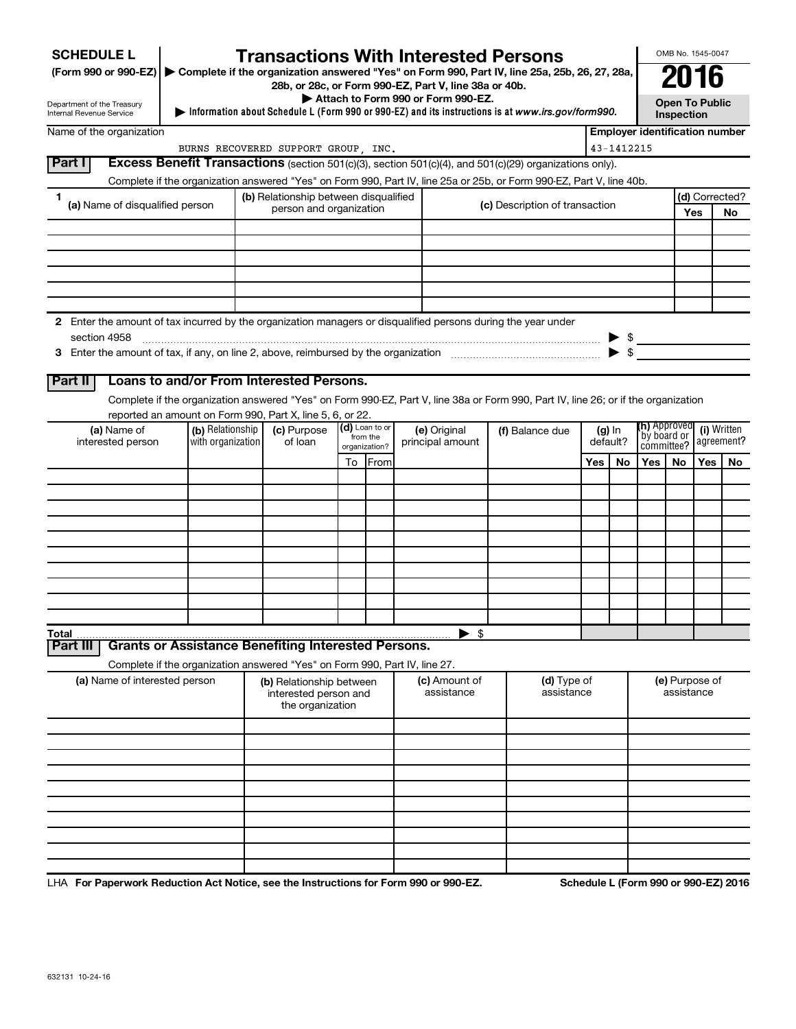**SCHEDULE L** (Form 990 or 990-EZ)

Department of the Treasury
Internal Revenue Service

# Transactions With Interested Persons

▶ Complete if the organization answered "Yes" on Form 990, Part IV, line 25a, 25b, 26, 27, 28a, 28b, or 28c, or Form 990-EZ, Part V, line 38a or 40b.
▶ Attach to Form 990 or Form 990-EZ.
▶ Information about Schedule L (Form 990 or 990-EZ) and its instructions is at *www.irs.gov/form990.*

OMB No. 1545-0047

**2016**

**Open To Public Inspection**

Name of the organization: BURNS RECOVERED SUPPORT GROUP, INC.

Employer identification number: 43-1412215

## Part I Excess Benefit Transactions (section 501(c)(3), section 501(c)(4), and 501(c)(29) organizations only).

Complete if the organization answered "Yes" on Form 990, Part IV, line 25a or 25b, or Form 990-EZ, Part V, line 40b.

| 1 (a) Name of disqualified person | (b) Relationship between disqualified person and organization | (c) Description of transaction | (d) Corrected? Yes | No |
|---|---|---|---|---|
| | | | | |
| | | | | |
| | | | | |
| | | | | |
| | | | | |
| | | | | |

2 Enter the amount of tax incurred by the organization managers or disqualified persons during the year under section 4958 ▶ $

3 Enter the amount of tax, if any, on line 2, above, reimbursed by the organization ▶ $

## Part II Loans to and/or From Interested Persons.

Complete if the organization answered "Yes" on Form 990-EZ, Part V, line 38a or Form 990, Part IV, line 26; or if the organization reported an amount on Form 990, Part X, line 5, 6, or 22.

| (a) Name of interested person | (b) Relationship with organization | (c) Purpose of loan | (d) Loan to or from the organization? To | From | (e) Original principal amount | (f) Balance due | (g) In default? Yes | No | (h) Approved by board or committee? Yes | No | (i) Written agreement? Yes | No |
|---|---|---|---|---|---|---|---|---|---|---|---|---|
| | | | | | | | | | | | | |
| | | | | | | | | | | | | |
| | | | | | | | | | | | | |
| | | | | | | | | | | | | |
| | | | | | | | | | | | | |
| | | | | | | | | | | | | |
| | | | | | | | | | | | | |
| | | | | | | | | | | | | |
| | | | | | | | | | | | | |
| | | | | | | | | | | | | |
| **Total** | | | | | ▶ $ | | | | | | | |

## Part III Grants or Assistance Benefiting Interested Persons.

Complete if the organization answered "Yes" on Form 990, Part IV, line 27.

| (a) Name of interested person | (b) Relationship between interested person and the organization | (c) Amount of assistance | (d) Type of assistance | (e) Purpose of assistance |
|---|---|---|---|---|
| | | | | |
| | | | | |
| | | | | |
| | | | | |
| | | | | |
| | | | | |
| | | | | |
| | | | | |
| | | | | |
| | | | | |

LHA **For Paperwork Reduction Act Notice, see the Instructions for Form 990 or 990-EZ.** **Schedule L (Form 990 or 990-EZ) 2016**

632131 10-24-16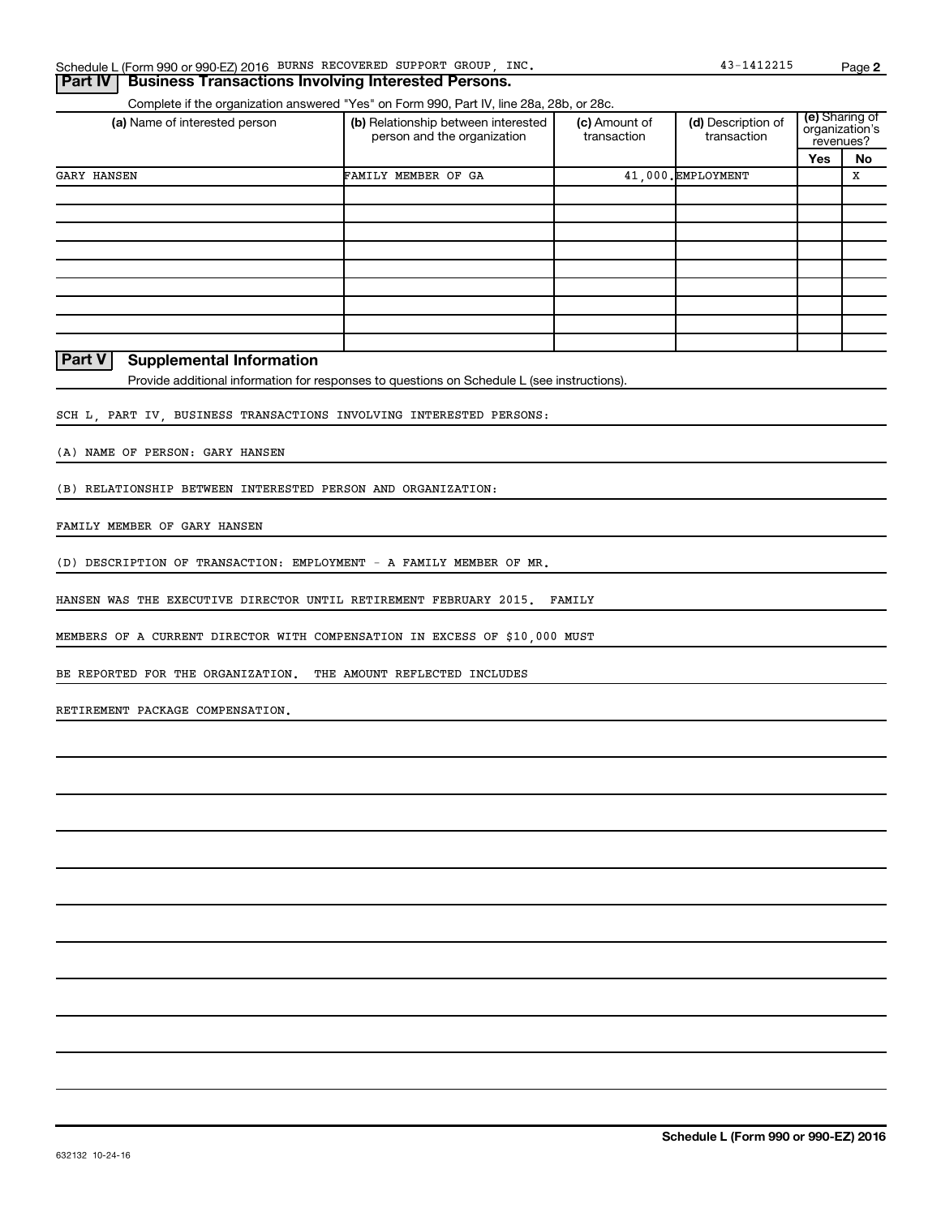Schedule L (Form 990 or 990-EZ) 2016 BURNS RECOVERED SUPPORT GROUP, INC. 43-1412215

## Part IV Business Transactions Involving Interested Persons.

Complete if the organization answered "Yes" on Form 990, Part IV, line 28a, 28b, or 28c.

| (a) Name of interested person | (b) Relationship between interested person and the organization | (c) Amount of transaction | (d) Description of transaction | (e) Sharing of organization's revenues? | |
|---|---|---|---|---|---|
| | | | | Yes | No |
| GARY HANSEN | FAMILY MEMBER OF GA | 41,000. | EMPLOYMENT | | X |
| | | | | | |
| | | | | | |
| | | | | | |
| | | | | | |
| | | | | | |
| | | | | | |
| | | | | | |
| | | | | | |
| | | | | | |

## Part V Supplemental Information

Provide additional information for responses to questions on Schedule L (see instructions).

SCH L, PART IV, BUSINESS TRANSACTIONS INVOLVING INTERESTED PERSONS:

(A) NAME OF PERSON: GARY HANSEN

(B) RELATIONSHIP BETWEEN INTERESTED PERSON AND ORGANIZATION:

FAMILY MEMBER OF GARY HANSEN

(D) DESCRIPTION OF TRANSACTION: EMPLOYMENT - A FAMILY MEMBER OF MR. HANSEN WAS THE EXECUTIVE DIRECTOR UNTIL RETIREMENT FEBRUARY 2015. FAMILY MEMBERS OF A CURRENT DIRECTOR WITH COMPENSATION IN EXCESS OF $10,000 MUST BE REPORTED FOR THE ORGANIZATION. THE AMOUNT REFLECTED INCLUDES RETIREMENT PACKAGE COMPENSATION.

632132 10-24-16

**Schedule L (Form 990 or 990-EZ) 2016**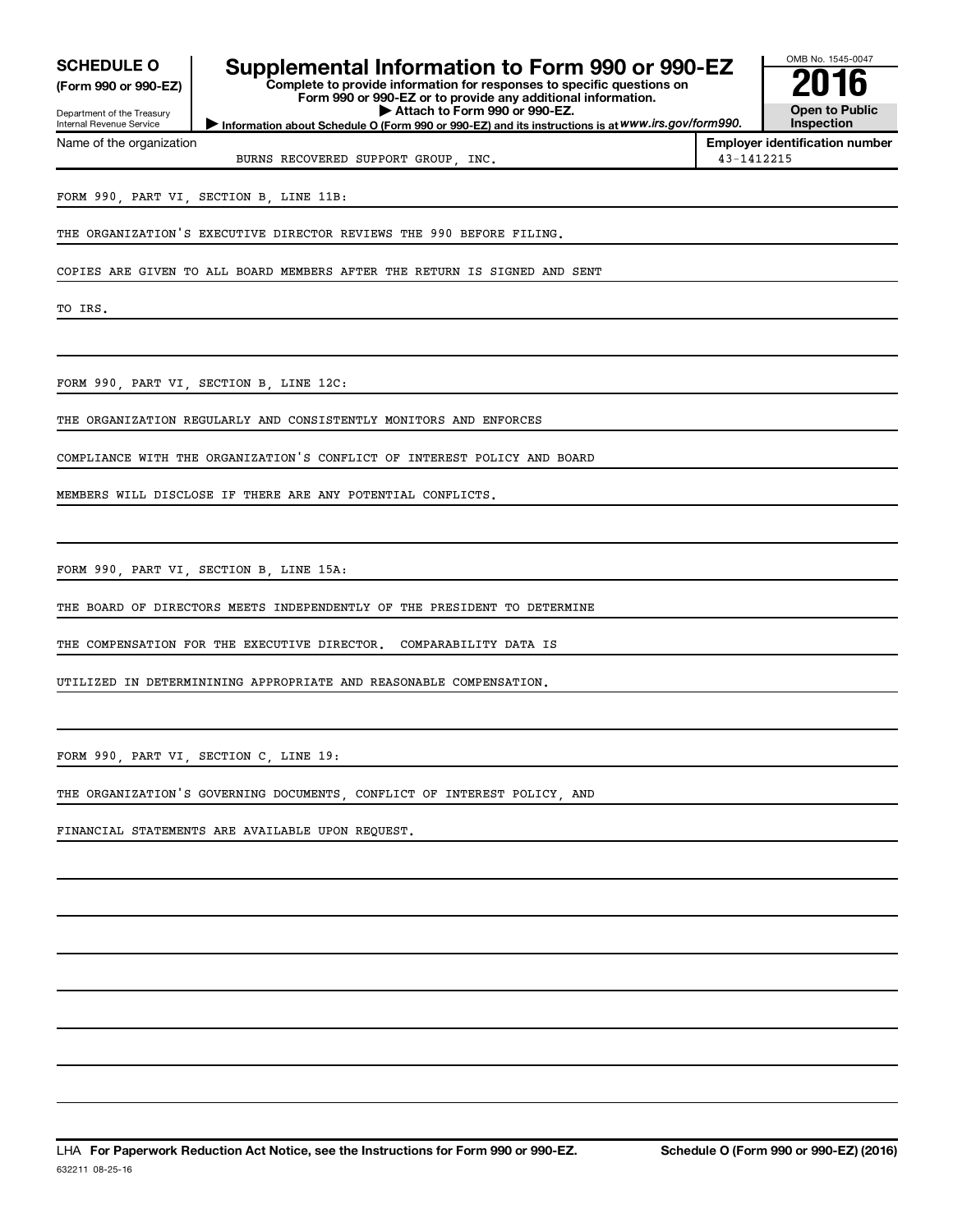**SCHEDULE O**
**(Form 990 or 990-EZ)**

Department of the Treasury
Internal Revenue Service

# Supplemental Information to Form 990 or 990-EZ

**Complete to provide information for responses to specific questions on Form 990 or 990-EZ or to provide any additional information.**
**▶ Attach to Form 990 or 990-EZ.**
**▶ Information about Schedule O (Form 990 or 990-EZ) and its instructions is at** ***www.irs.gov/form990.***

OMB No. 1545-0047
**2016**
**Open to Public Inspection**

| Name of the organization | Employer identification number |
|---|---|
| BURNS RECOVERED SUPPORT GROUP, INC. | 43-1412215 |

FORM 990, PART VI, SECTION B, LINE 11B:

THE ORGANIZATION'S EXECUTIVE DIRECTOR REVIEWS THE 990 BEFORE FILING.

COPIES ARE GIVEN TO ALL BOARD MEMBERS AFTER THE RETURN IS SIGNED AND SENT

TO IRS.

FORM 990, PART VI, SECTION B, LINE 12C:

THE ORGANIZATION REGULARLY AND CONSISTENTLY MONITORS AND ENFORCES

COMPLIANCE WITH THE ORGANIZATION'S CONFLICT OF INTEREST POLICY AND BOARD

MEMBERS WILL DISCLOSE IF THERE ARE ANY POTENTIAL CONFLICTS.

FORM 990, PART VI, SECTION B, LINE 15A:

THE BOARD OF DIRECTORS MEETS INDEPENDENTLY OF THE PRESIDENT TO DETERMINE

THE COMPENSATION FOR THE EXECUTIVE DIRECTOR.  COMPARABILITY DATA IS

UTILIZED IN DETERMININING APPROPRIATE AND REASONABLE COMPENSATION.

FORM 990, PART VI, SECTION C, LINE 19:

THE ORGANIZATION'S GOVERNING DOCUMENTS, CONFLICT OF INTEREST POLICY, AND

FINANCIAL STATEMENTS ARE AVAILABLE UPON REQUEST.

LHA **For Paperwork Reduction Act Notice, see the Instructions for Form 990 or 990-EZ.** **Schedule O (Form 990 or 990-EZ) (2016)**

632211 08-25-16